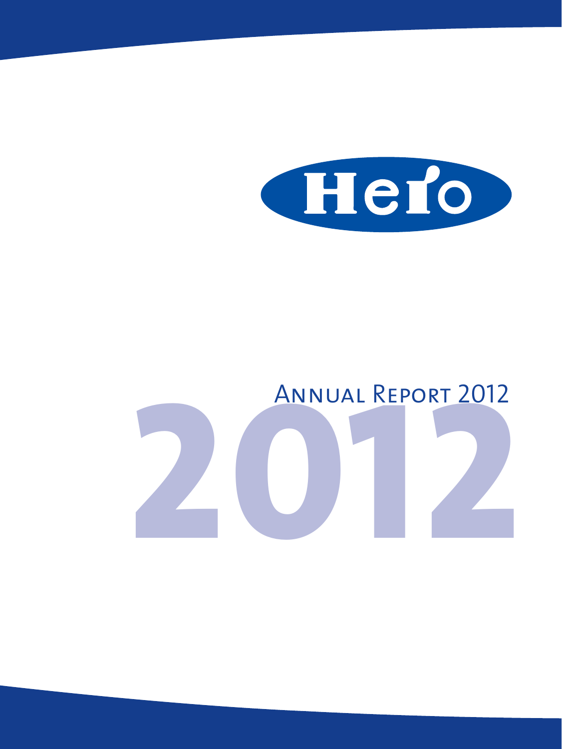Hero

# Annual Report 2012

2012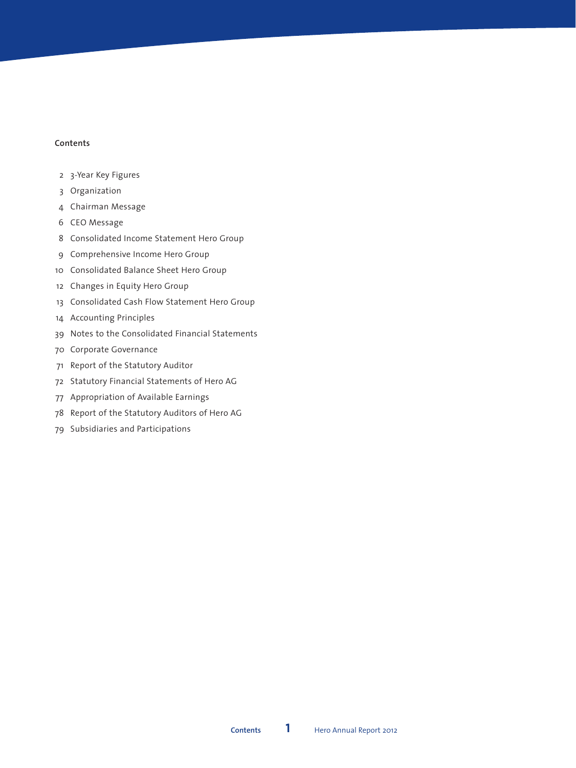## Contents

| | |
|---|---|
| 2 | 3-Year Key Figures |
| 3 | Organization |
| 4 | Chairman Message |
| 6 | CEO Message |
| 8 | Consolidated Income Statement Hero Group |
| 9 | Comprehensive Income Hero Group |
| 10 | Consolidated Balance Sheet Hero Group |
| 12 | Changes in Equity Hero Group |
| 13 | Consolidated Cash Flow Statement Hero Group |
| 14 | Accounting Principles |
| 39 | Notes to the Consolidated Financial Statements |
| 70 | Corporate Governance |
| 71 | Report of the Statutory Auditor |
| 72 | Statutory Financial Statements of Hero AG |
| 77 | Appropriation of Available Earnings |
| 78 | Report of the Statutory Auditors of Hero AG |
| 79 | Subsidiaries and Participations |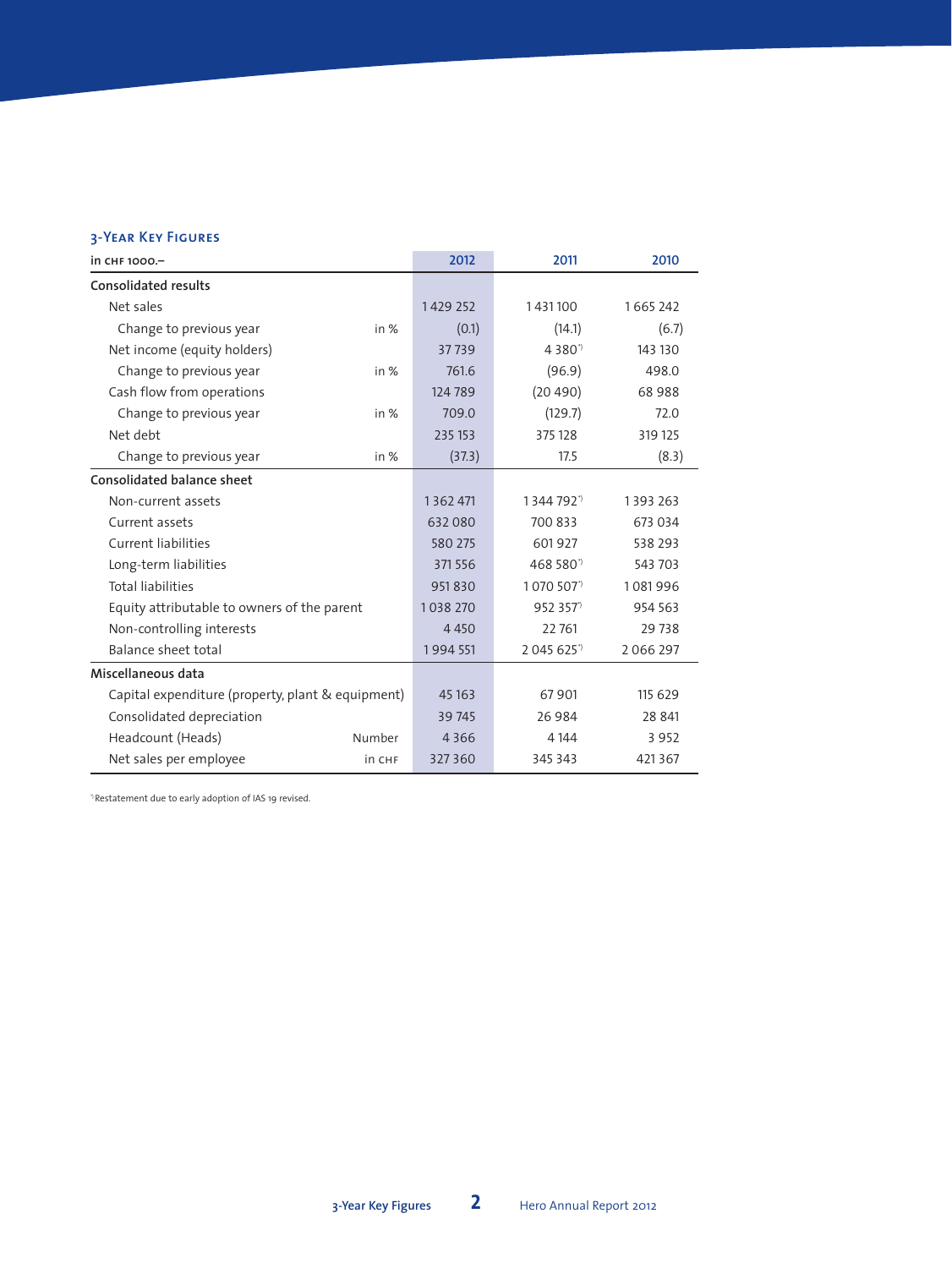## 3-Year Key Figures

| in CHF 1000.– | | 2012 | 2011 | 2010 |
|---|---|---|---|---|
| **Consolidated results** | | | | |
| Net sales | | 1 429 252 | 1 431 100 | 1 665 242 |
| Change to previous year | in % | (0.1) | (14.1) | (6.7) |
| Net income (equity holders) | | 37 739 | 4 380[*] | 143 130 |
| Change to previous year | in % | 761.6 | (96.9) | 498.0 |
| Cash flow from operations | | 124 789 | (20 490) | 68 988 |
| Change to previous year | in % | 709.0 | (129.7) | 72.0 |
| Net debt | | 235 153 | 375 128 | 319 125 |
| Change to previous year | in % | (37.3) | 17.5 | (8.3) |
| **Consolidated balance sheet** | | | | |
| Non-current assets | | 1 362 471 | 1 344 792[*] | 1 393 263 |
| Current assets | | 632 080 | 700 833 | 673 034 |
| Current liabilities | | 580 275 | 601 927 | 538 293 |
| Long-term liabilities | | 371 556 | 468 580[*] | 543 703 |
| Total liabilities | | 951 830 | 1 070 507[*] | 1 081 996 |
| Equity attributable to owners of the parent | | 1 038 270 | 952 357[*] | 954 563 |
| Non-controlling interests | | 4 450 | 22 761 | 29 738 |
| Balance sheet total | | 1 994 551 | 2 045 625[*] | 2 066 297 |
| **Miscellaneous data** | | | | |
| Capital expenditure (property, plant & equipment) | | 45 163 | 67 901 | 115 629 |
| Consolidated depreciation | | 39 745 | 26 984 | 28 841 |
| Headcount (Heads) | Number | 4 366 | 4 144 | 3 952 |
| Net sales per employee | in CHF | 327 360 | 345 343 | 421 367 |

[*] Restatement due to early adoption of IAS 19 revised.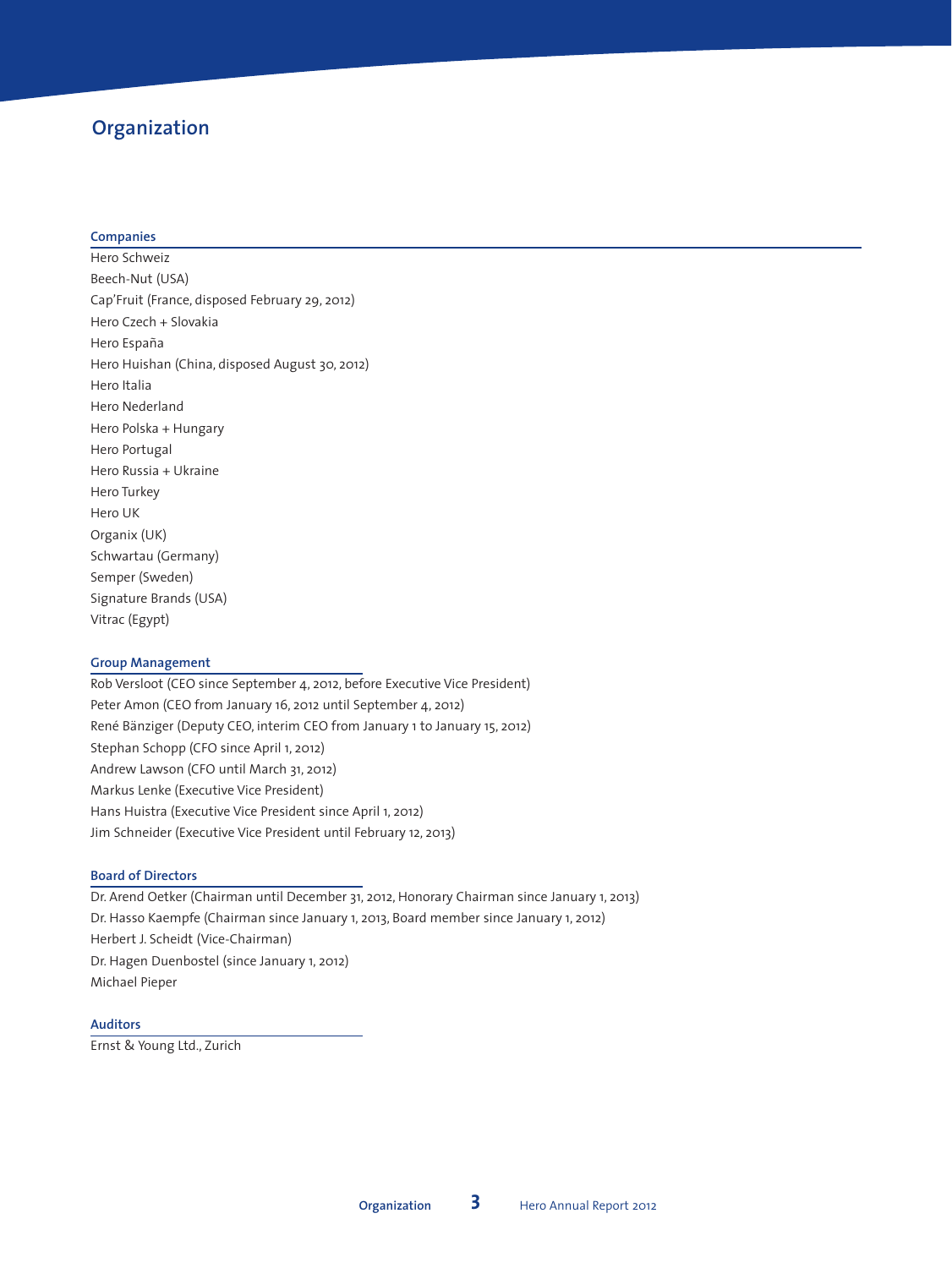# Organization

## Companies

Hero Schweiz
Beech-Nut (USA)
Cap'Fruit (France, disposed February 29, 2012)
Hero Czech + Slovakia
Hero España
Hero Huishan (China, disposed August 30, 2012)
Hero Italia
Hero Nederland
Hero Polska + Hungary
Hero Portugal
Hero Russia + Ukraine
Hero Turkey
Hero UK
Organix (UK)
Schwartau (Germany)
Semper (Sweden)
Signature Brands (USA)
Vitrac (Egypt)

## Group Management

Rob Versloot (CEO since September 4, 2012, before Executive Vice President)
Peter Amon (CEO from January 16, 2012 until September 4, 2012)
René Bänziger (Deputy CEO, interim CEO from January 1 to January 15, 2012)
Stephan Schopp (CFO since April 1, 2012)
Andrew Lawson (CFO until March 31, 2012)
Markus Lenke (Executive Vice President)
Hans Huistra (Executive Vice President since April 1, 2012)
Jim Schneider (Executive Vice President until February 12, 2013)

## Board of Directors

Dr. Arend Oetker (Chairman until December 31, 2012, Honorary Chairman since January 1, 2013)
Dr. Hasso Kaempfe (Chairman since January 1, 2013, Board member since January 1, 2012)
Herbert J. Scheidt (Vice-Chairman)
Dr. Hagen Duenbostel (since January 1, 2012)
Michael Pieper

## Auditors

Ernst & Young Ltd., Zurich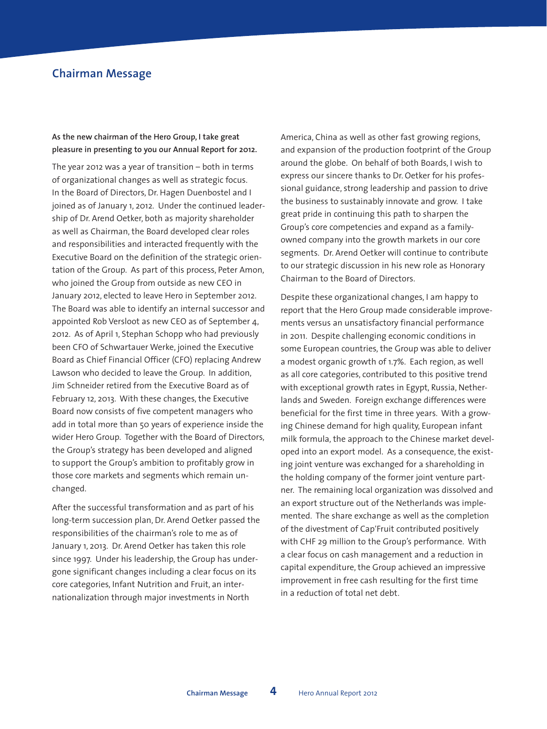## Chairman Message

**As the new chairman of the Hero Group, I take great pleasure in presenting to you our Annual Report for 2012.**

The year 2012 was a year of transition – both in terms of organizational changes as well as strategic focus. In the Board of Directors, Dr. Hagen Duenbostel and I joined as of January 1, 2012. Under the continued leadership of Dr. Arend Oetker, both as majority shareholder as well as Chairman, the Board developed clear roles and responsibilities and interacted frequently with the Executive Board on the definition of the strategic orientation of the Group. As part of this process, Peter Amon, who joined the Group from outside as new CEO in January 2012, elected to leave Hero in September 2012. The Board was able to identify an internal successor and appointed Rob Versloot as new CEO as of September 4, 2012. As of April 1, Stephan Schopp who had previously been CFO of Schwartauer Werke, joined the Executive Board as Chief Financial Officer (CFO) replacing Andrew Lawson who decided to leave the Group. In addition, Jim Schneider retired from the Executive Board as of February 12, 2013. With these changes, the Executive Board now consists of five competent managers who add in total more than 50 years of experience inside the wider Hero Group. Together with the Board of Directors, the Group's strategy has been developed and aligned to support the Group's ambition to profitably grow in those core markets and segments which remain unchanged.

After the successful transformation and as part of his long-term succession plan, Dr. Arend Oetker passed the responsibilities of the chairman's role to me as of January 1, 2013. Dr. Arend Oetker has taken this role since 1997. Under his leadership, the Group has undergone significant changes including a clear focus on its core categories, Infant Nutrition and Fruit, an internationalization through major investments in North America, China as well as other fast growing regions, and expansion of the production footprint of the Group around the globe. On behalf of both Boards, I wish to express our sincere thanks to Dr. Oetker for his professional guidance, strong leadership and passion to drive the business to sustainably innovate and grow. I take great pride in continuing this path to sharpen the Group's core competencies and expand as a family-owned company into the growth markets in our core segments. Dr. Arend Oetker will continue to contribute to our strategic discussion in his new role as Honorary Chairman to the Board of Directors.

Despite these organizational changes, I am happy to report that the Hero Group made considerable improvements versus an unsatisfactory financial performance in 2011. Despite challenging economic conditions in some European countries, the Group was able to deliver a modest organic growth of 1.7%. Each region, as well as all core categories, contributed to this positive trend with exceptional growth rates in Egypt, Russia, Netherlands and Sweden. Foreign exchange differences were beneficial for the first time in three years. With a growing Chinese demand for high quality, European infant milk formula, the approach to the Chinese market developed into an export model. As a consequence, the existing joint venture was exchanged for a shareholding in the holding company of the former joint venture partner. The remaining local organization was dissolved and an export structure out of the Netherlands was implemented. The share exchange as well as the completion of the divestment of Cap'Fruit contributed positively with CHF 29 million to the Group's performance. With a clear focus on cash management and a reduction in capital expenditure, the Group achieved an impressive improvement in free cash resulting for the first time in a reduction of total net debt.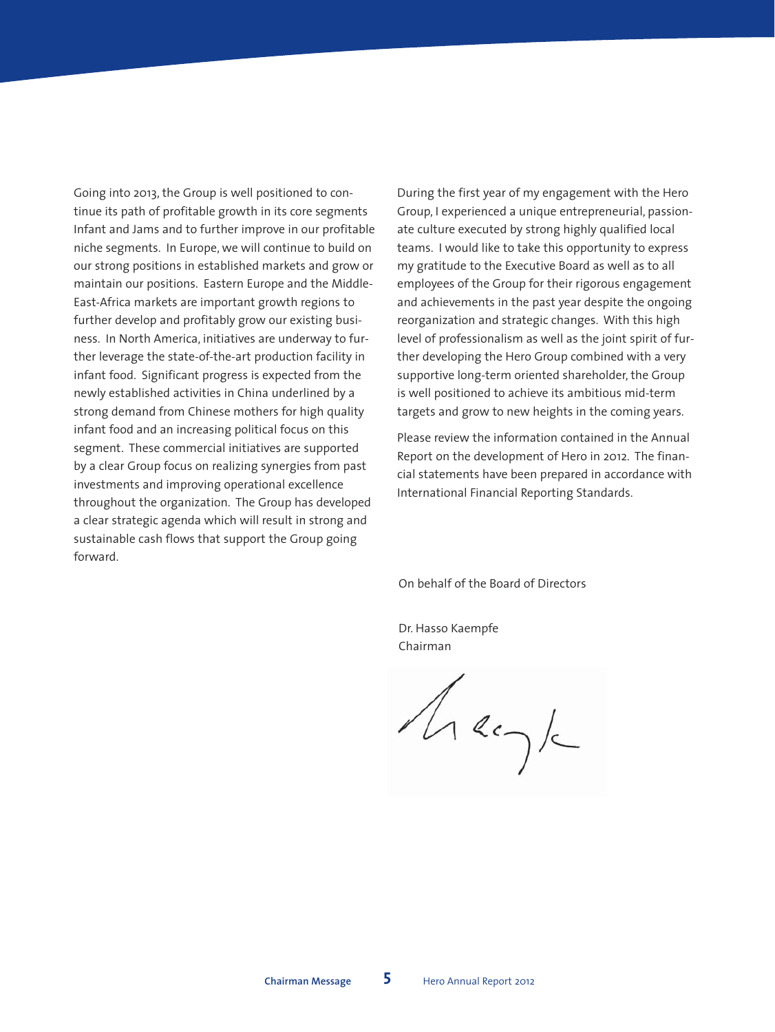Going into 2013, the Group is well positioned to continue its path of profitable growth in its core segments Infant and Jams and to further improve in our profitable niche segments. In Europe, we will continue to build on our strong positions in established markets and grow or maintain our positions. Eastern Europe and the Middle-East-Africa markets are important growth regions to further develop and profitably grow our existing business. In North America, initiatives are underway to further leverage the state-of-the-art production facility in infant food. Significant progress is expected from the newly established activities in China underlined by a strong demand from Chinese mothers for high quality infant food and an increasing political focus on this segment. These commercial initiatives are supported by a clear Group focus on realizing synergies from past investments and improving operational excellence throughout the organization. The Group has developed a clear strategic agenda which will result in strong and sustainable cash flows that support the Group going forward.

During the first year of my engagement with the Hero Group, I experienced a unique entrepreneurial, passionate culture executed by strong highly qualified local teams. I would like to take this opportunity to express my gratitude to the Executive Board as well as to all employees of the Group for their rigorous engagement and achievements in the past year despite the ongoing reorganization and strategic changes. With this high level of professionalism as well as the joint spirit of further developing the Hero Group combined with a very supportive long-term oriented shareholder, the Group is well positioned to achieve its ambitious mid-term targets and grow to new heights in the coming years.

Please review the information contained in the Annual Report on the development of Hero in 2012. The financial statements have been prepared in accordance with International Financial Reporting Standards.

On behalf of the Board of Directors

Dr. Hasso Kaempfe
Chairman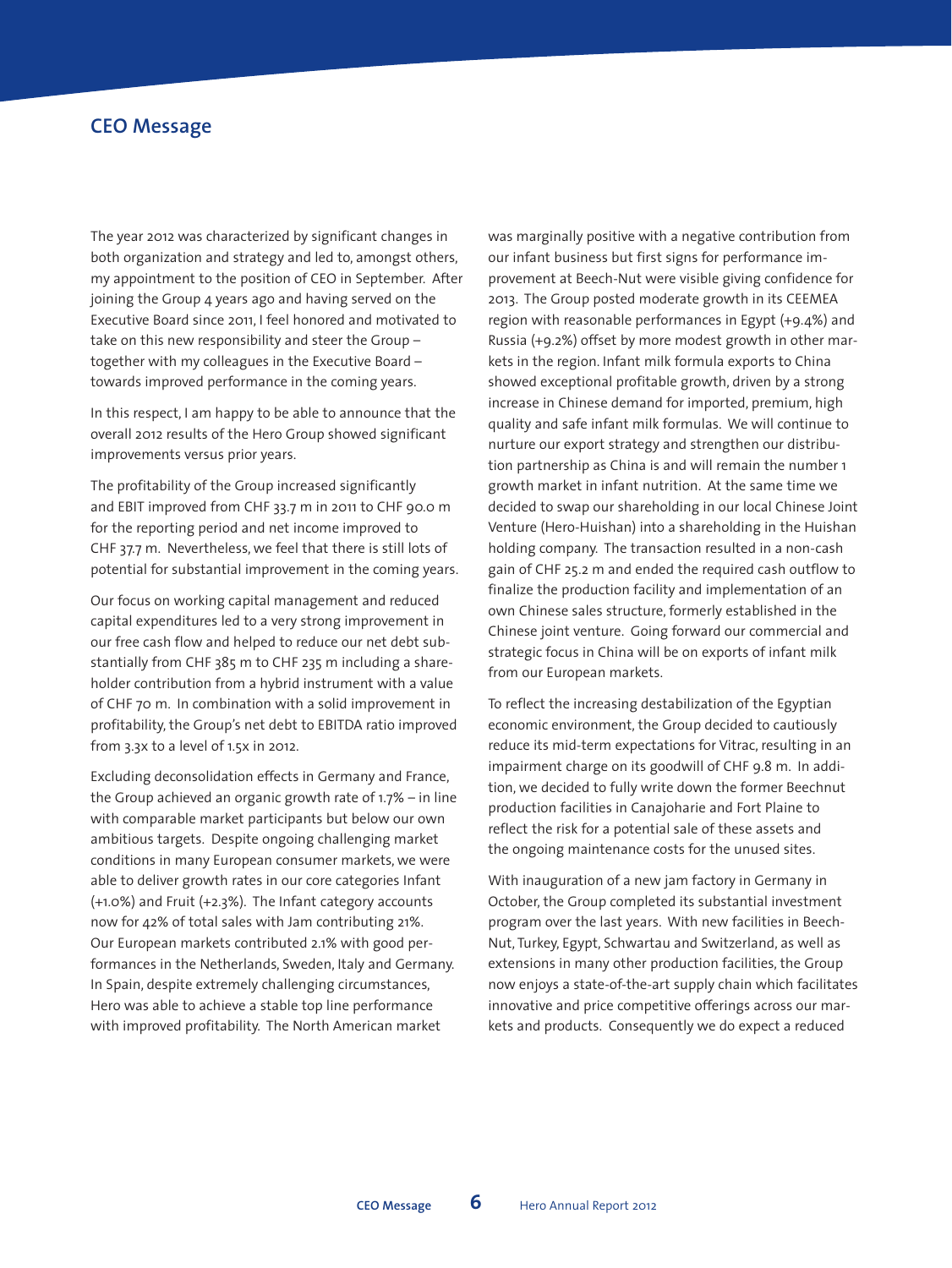## CEO Message

The year 2012 was characterized by significant changes in both organization and strategy and led to, amongst others, my appointment to the position of CEO in September. After joining the Group 4 years ago and having served on the Executive Board since 2011, I feel honored and motivated to take on this new responsibility and steer the Group – together with my colleagues in the Executive Board – towards improved performance in the coming years.

In this respect, I am happy to be able to announce that the overall 2012 results of the Hero Group showed significant improvements versus prior years.

The profitability of the Group increased significantly and EBIT improved from CHF 33.7 m in 2011 to CHF 90.0 m for the reporting period and net income improved to CHF 37.7 m. Nevertheless, we feel that there is still lots of potential for substantial improvement in the coming years.

Our focus on working capital management and reduced capital expenditures led to a very strong improvement in our free cash flow and helped to reduce our net debt substantially from CHF 385 m to CHF 235 m including a shareholder contribution from a hybrid instrument with a value of CHF 70 m. In combination with a solid improvement in profitability, the Group's net debt to EBITDA ratio improved from 3.3x to a level of 1.5x in 2012.

Excluding deconsolidation effects in Germany and France, the Group achieved an organic growth rate of 1.7% – in line with comparable market participants but below our own ambitious targets. Despite ongoing challenging market conditions in many European consumer markets, we were able to deliver growth rates in our core categories Infant (+1.0%) and Fruit (+2.3%). The Infant category accounts now for 42% of total sales with Jam contributing 21%. Our European markets contributed 2.1% with good performances in the Netherlands, Sweden, Italy and Germany. In Spain, despite extremely challenging circumstances, Hero was able to achieve a stable top line performance with improved profitability. The North American market was marginally positive with a negative contribution from our infant business but first signs for performance improvement at Beech-Nut were visible giving confidence for 2013. The Group posted moderate growth in its CEEMEA region with reasonable performances in Egypt (+9.4%) and Russia (+9.2%) offset by more modest growth in other markets in the region. Infant milk formula exports to China showed exceptional profitable growth, driven by a strong increase in Chinese demand for imported, premium, high quality and safe infant milk formulas. We will continue to nurture our export strategy and strengthen our distribution partnership as China is and will remain the number 1 growth market in infant nutrition. At the same time we decided to swap our shareholding in our local Chinese Joint Venture (Hero-Huishan) into a shareholding in the Huishan holding company. The transaction resulted in a non-cash gain of CHF 25.2 m and ended the required cash outflow to finalize the production facility and implementation of an own Chinese sales structure, formerly established in the Chinese joint venture. Going forward our commercial and strategic focus in China will be on exports of infant milk from our European markets.

To reflect the increasing destabilization of the Egyptian economic environment, the Group decided to cautiously reduce its mid-term expectations for Vitrac, resulting in an impairment charge on its goodwill of CHF 9.8 m. In addition, we decided to fully write down the former Beechnut production facilities in Canajoharie and Fort Plaine to reflect the risk for a potential sale of these assets and the ongoing maintenance costs for the unused sites.

With inauguration of a new jam factory in Germany in October, the Group completed its substantial investment program over the last years. With new facilities in Beech-Nut, Turkey, Egypt, Schwartau and Switzerland, as well as extensions in many other production facilities, the Group now enjoys a state-of-the-art supply chain which facilitates innovative and price competitive offerings across our markets and products. Consequently we do expect a reduced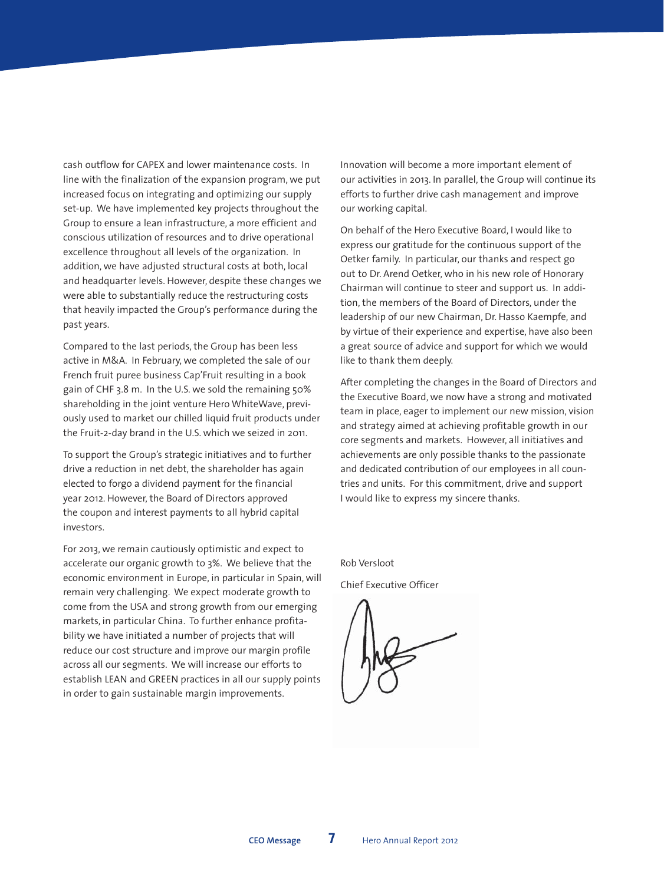cash outflow for CAPEX and lower maintenance costs. In line with the finalization of the expansion program, we put increased focus on integrating and optimizing our supply set-up. We have implemented key projects throughout the Group to ensure a lean infrastructure, a more efficient and conscious utilization of resources and to drive operational excellence throughout all levels of the organization. In addition, we have adjusted structural costs at both, local and headquarter levels. However, despite these changes we were able to substantially reduce the restructuring costs that heavily impacted the Group's performance during the past years.

Compared to the last periods, the Group has been less active in M&A. In February, we completed the sale of our French fruit puree business Cap'Fruit resulting in a book gain of CHF 3.8 m. In the U.S. we sold the remaining 50% shareholding in the joint venture Hero WhiteWave, previously used to market our chilled liquid fruit products under the Fruit-2-day brand in the U.S. which we seized in 2011.

To support the Group's strategic initiatives and to further drive a reduction in net debt, the shareholder has again elected to forgo a dividend payment for the financial year 2012. However, the Board of Directors approved the coupon and interest payments to all hybrid capital investors.

For 2013, we remain cautiously optimistic and expect to accelerate our organic growth to 3%. We believe that the economic environment in Europe, in particular in Spain, will remain very challenging. We expect moderate growth to come from the USA and strong growth from our emerging markets, in particular China. To further enhance profitability we have initiated a number of projects that will reduce our cost structure and improve our margin profile across all our segments. We will increase our efforts to establish LEAN and GREEN practices in all our supply points in order to gain sustainable margin improvements.

Innovation will become a more important element of our activities in 2013. In parallel, the Group will continue its efforts to further drive cash management and improve our working capital.

On behalf of the Hero Executive Board, I would like to express our gratitude for the continuous support of the Oetker family. In particular, our thanks and respect go out to Dr. Arend Oetker, who in his new role of Honorary Chairman will continue to steer and support us. In addition, the members of the Board of Directors, under the leadership of our new Chairman, Dr. Hasso Kaempfe, and by virtue of their experience and expertise, have also been a great source of advice and support for which we would like to thank them deeply.

After completing the changes in the Board of Directors and the Executive Board, we now have a strong and motivated team in place, eager to implement our new mission, vision and strategy aimed at achieving profitable growth in our core segments and markets. However, all initiatives and achievements are only possible thanks to the passionate and dedicated contribution of our employees in all countries and units. For this commitment, drive and support I would like to express my sincere thanks.

Rob Versloot

Chief Executive Officer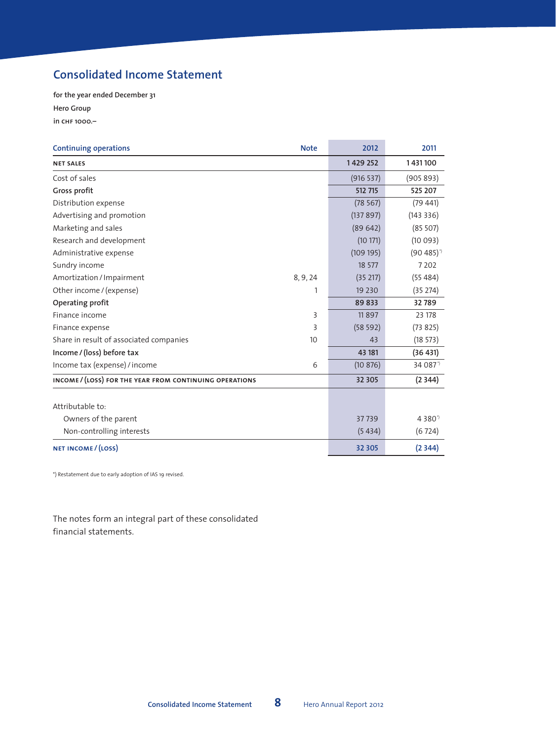## Consolidated Income Statement

**for the year ended December 31**

**Hero Group**

**in CHF 1000.–**

| Continuing operations | Note | 2012 | 2011 |
|---|---|---|---|
| **NET SALES** | | **1 429 252** | **1 431 100** |
| Cost of sales | | (916 537) | (905 893) |
| **Gross profit** | | **512 715** | **525 207** |
| Distribution expense | | (78 567) | (79 441) |
| Advertising and promotion | | (137 897) | (143 336) |
| Marketing and sales | | (89 642) | (85 507) |
| Research and development | | (10 171) | (10 093) |
| Administrative expense | | (109 195) | (90 485)*) |
| Sundry income | | 18 577 | 7 202 |
| Amortization / Impairment | 8, 9, 24 | (35 217) | (55 484) |
| Other income / (expense) | 1 | 19 230 | (35 274) |
| **Operating profit** | | **89 833** | **32 789** |
| Finance income | 3 | 11 897 | 23 178 |
| Finance expense | 3 | (58 592) | (73 825) |
| Share in result of associated companies | 10 | 43 | (18 573) |
| **Income / (loss) before tax** | | **43 181** | **(36 431)** |
| Income tax (expense) / income | 6 | (10 876) | 34 087*) |
| **INCOME / (LOSS) FOR THE YEAR FROM CONTINUING OPERATIONS** | | **32 305** | **(2 344)** |
| | | | |
| Attributable to: | | | |
| Owners of the parent | | 37 739 | 4 380*) |
| Non-controlling interests | | (5 434) | (6 724) |
| **NET INCOME / (LOSS)** | | **32 305** | **(2 344)** |

*) Restatement due to early adoption of IAS 19 revised.

The notes form an integral part of these consolidated financial statements.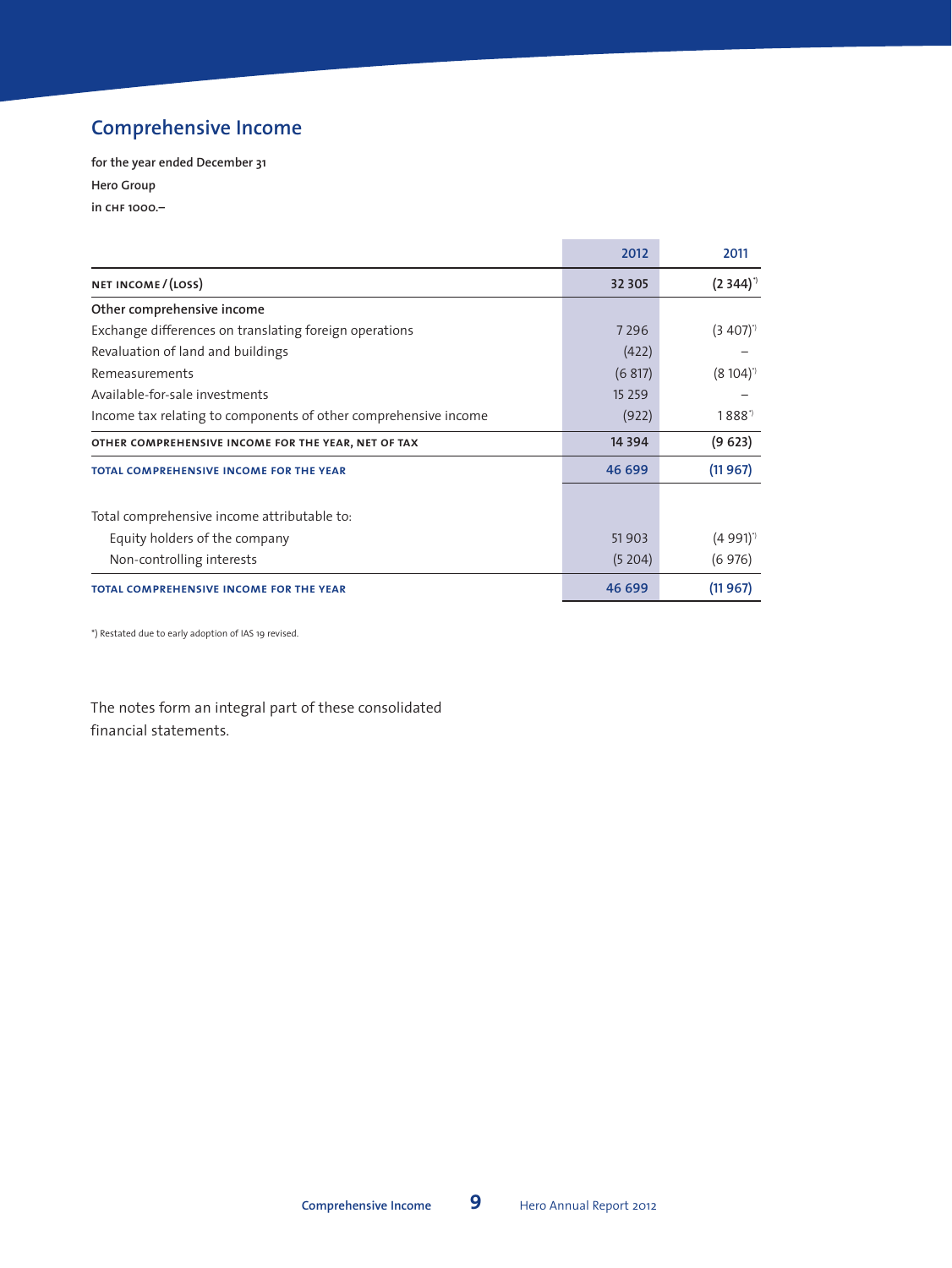# Comprehensive Income

**for the year ended December 31**

**Hero Group**

**in CHF 1000.–**

| | 2012 | 2011 |
|---|---|---|
| **NET INCOME / (LOSS)** | **32 305** | **(2 344)*)** |
| **Other comprehensive income** | | |
| Exchange differences on translating foreign operations | 7 296 | (3 407)*) |
| Revaluation of land and buildings | (422) | – |
| Remeasurements | (6 817) | (8 104)*) |
| Available-for-sale investments | 15 259 | – |
| Income tax relating to components of other comprehensive income | (922) | 1 888*) |
| **OTHER COMPREHENSIVE INCOME FOR THE YEAR, NET OF TAX** | **14 394** | **(9 623)** |
| **TOTAL COMPREHENSIVE INCOME FOR THE YEAR** | **46 699** | **(11 967)** |
| | | |
| Total comprehensive income attributable to: | | |
| Equity holders of the company | 51 903 | (4 991)*) |
| Non-controlling interests | (5 204) | (6 976) |
| **TOTAL COMPREHENSIVE INCOME FOR THE YEAR** | **46 699** | **(11 967)** |

*) Restated due to early adoption of IAS 19 revised.

The notes form an integral part of these consolidated financial statements.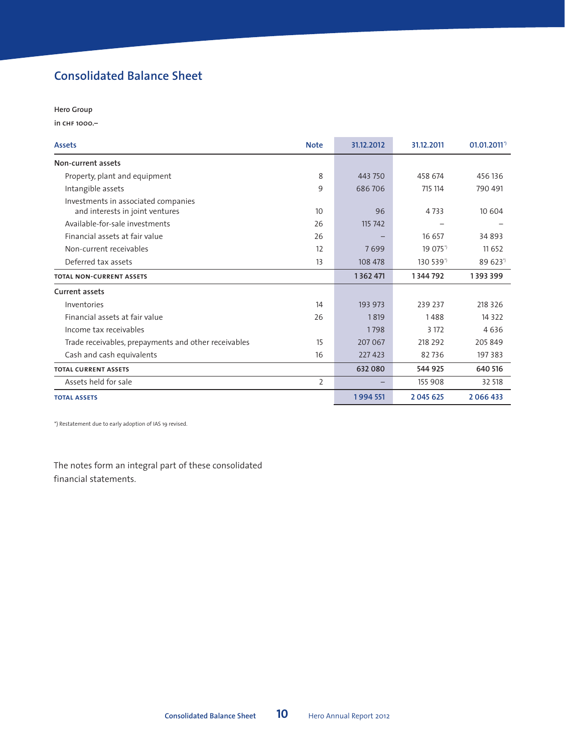# Consolidated Balance Sheet

Hero Group

in CHF 1000.–

| Assets | Note | 31.12.2012 | 31.12.2011 | 01.01.2011*) |
|---|---|---|---|---|
| **Non-current assets** | | | | |
| Property, plant and equipment | 8 | 443 750 | 458 674 | 456 136 |
| Intangible assets | 9 | 686 706 | 715 114 | 790 491 |
| Investments in associated companies and interests in joint ventures | 10 | 96 | 4 733 | 10 604 |
| Available-for-sale investments | 26 | 115 742 | – | – |
| Financial assets at fair value | 26 | – | 16 657 | 34 893 |
| Non-current receivables | 12 | 7 699 | 19 075*) | 11 652 |
| Deferred tax assets | 13 | 108 478 | 130 539*) | 89 623*) |
| **TOTAL NON-CURRENT ASSETS** | | **1 362 471** | **1 344 792** | **1 393 399** |
| **Current assets** | | | | |
| Inventories | 14 | 193 973 | 239 237 | 218 326 |
| Financial assets at fair value | 26 | 1 819 | 1 488 | 14 322 |
| Income tax receivables | | 1 798 | 3 172 | 4 636 |
| Trade receivables, prepayments and other receivables | 15 | 207 067 | 218 292 | 205 849 |
| Cash and cash equivalents | 16 | 227 423 | 82 736 | 197 383 |
| **TOTAL CURRENT ASSETS** | | **632 080** | **544 925** | **640 516** |
| Assets held for sale | 2 | – | 155 908 | 32 518 |
| **TOTAL ASSETS** | | **1 994 551** | **2 045 625** | **2 066 433** |

*) Restatement due to early adoption of IAS 19 revised.

The notes form an integral part of these consolidated financial statements.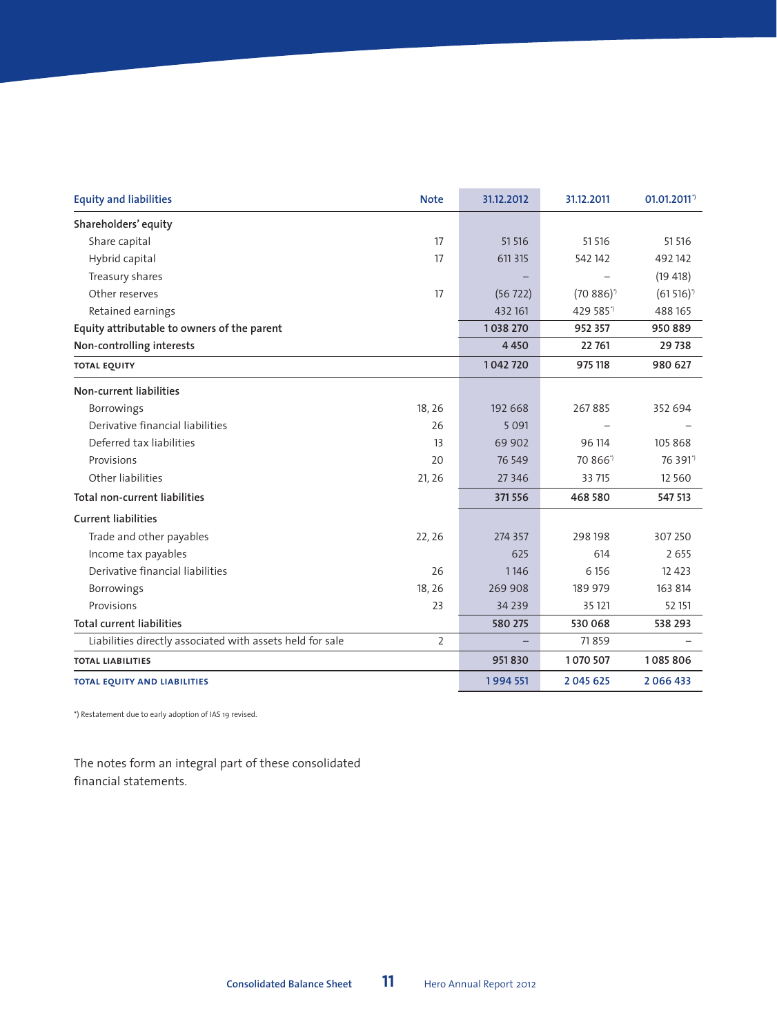| Equity and liabilities | Note | 31.12.2012 | 31.12.2011 | 01.01.2011*) |
|---|---|---|---|---|
| **Shareholders' equity** | | | | |
| Share capital | 17 | 51 516 | 51 516 | 51 516 |
| Hybrid capital | 17 | 611 315 | 542 142 | 492 142 |
| Treasury shares | | – | – | (19 418) |
| Other reserves | 17 | (56 722) | (70 886)*) | (61 516)*) |
| Retained earnings | | 432 161 | 429 585*) | 488 165 |
| **Equity attributable to owners of the parent** | | **1 038 270** | **952 357** | **950 889** |
| **Non-controlling interests** | | **4 450** | **22 761** | **29 738** |
| **TOTAL EQUITY** | | **1 042 720** | **975 118** | **980 627** |
| **Non-current liabilities** | | | | |
| Borrowings | 18, 26 | 192 668 | 267 885 | 352 694 |
| Derivative financial liabilities | 26 | 5 091 | – | – |
| Deferred tax liabilities | 13 | 69 902 | 96 114 | 105 868 |
| Provisions | 20 | 76 549 | 70 866*) | 76 391*) |
| Other liabilities | 21, 26 | 27 346 | 33 715 | 12 560 |
| **Total non-current liabilities** | | **371 556** | **468 580** | **547 513** |
| **Current liabilities** | | | | |
| Trade and other payables | 22, 26 | 274 357 | 298 198 | 307 250 |
| Income tax payables | | 625 | 614 | 2 655 |
| Derivative financial liabilities | 26 | 1 146 | 6 156 | 12 423 |
| Borrowings | 18, 26 | 269 908 | 189 979 | 163 814 |
| Provisions | 23 | 34 239 | 35 121 | 52 151 |
| **Total current liabilities** | | **580 275** | **530 068** | **538 293** |
| Liabilities directly associated with assets held for sale | 2 | – | 71 859 | – |
| **TOTAL LIABILITIES** | | **951 830** | **1 070 507** | **1 085 806** |
| **TOTAL EQUITY AND LIABILITIES** | | **1 994 551** | **2 045 625** | **2 066 433** |

*) Restatement due to early adoption of IAS 19 revised.

The notes form an integral part of these consolidated financial statements.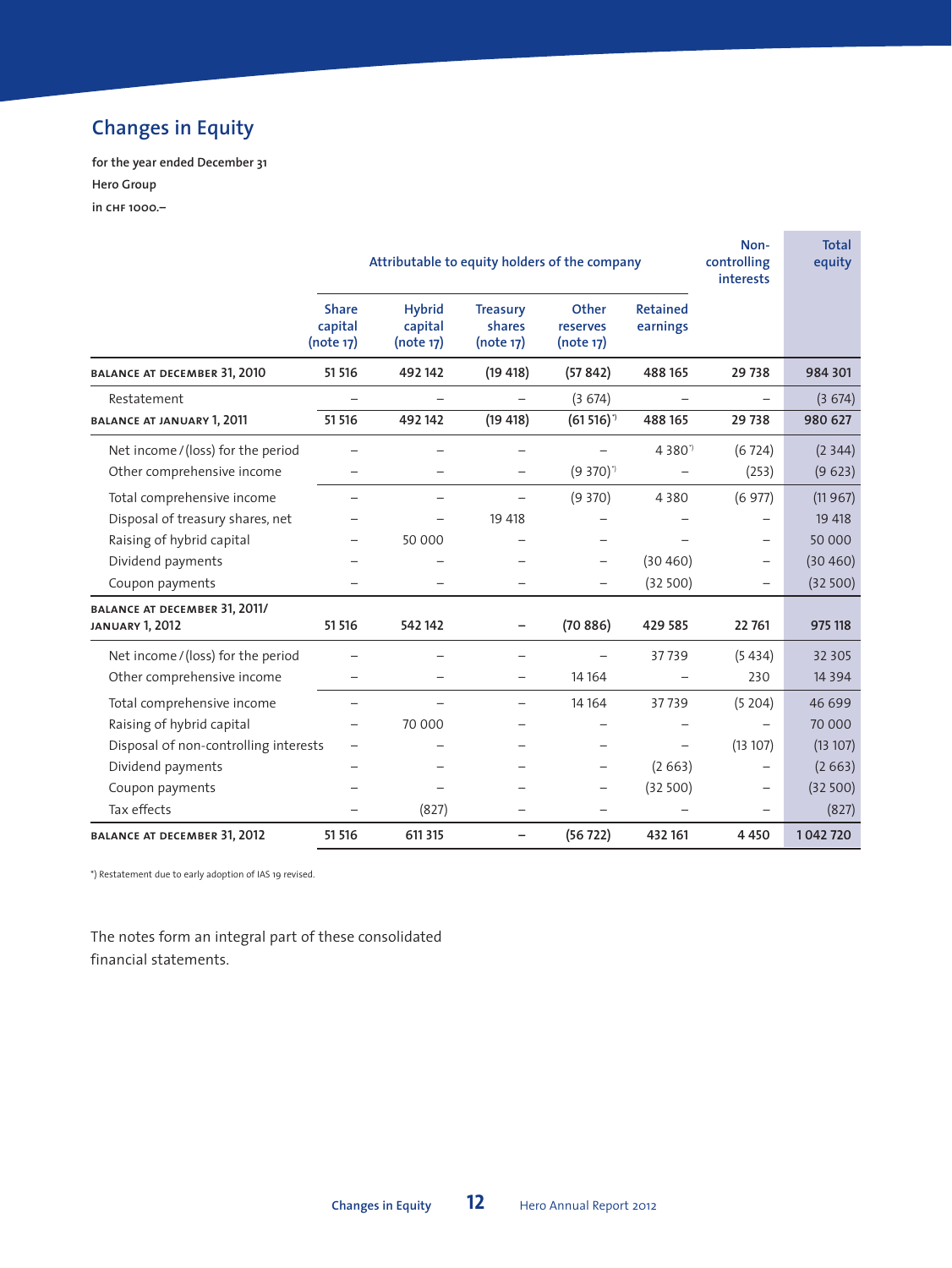## Changes in Equity

**for the year ended December 31**
**Hero Group**
**in CHF 1000.–**

| | Attributable to equity holders of the company | | | | | Non-controlling interests | Total equity |
|---|---|---|---|---|---|---|---|
| | Share capital (note 17) | Hybrid capital (note 17) | Treasury shares (note 17) | Other reserves (note 17) | Retained earnings | | |
| **BALANCE AT DECEMBER 31, 2010** | **51 516** | **492 142** | **(19 418)** | **(57 842)** | **488 165** | **29 738** | **984 301** |
| Restatement | – | – | – | (3 674) | – | – | (3 674) |
| **BALANCE AT JANUARY 1, 2011** | **51 516** | **492 142** | **(19 418)** | **(61 516)*)** | **488 165** | **29 738** | **980 627** |
| Net income / (loss) for the period | – | – | – | – | 4 380*) | (6 724) | (2 344) |
| Other comprehensive income | – | – | – | (9 370)*) | – | (253) | (9 623) |
| Total comprehensive income | – | – | – | (9 370) | 4 380 | (6 977) | (11 967) |
| Disposal of treasury shares, net | – | – | 19 418 | – | – | – | 19 418 |
| Raising of hybrid capital | – | 50 000 | – | – | – | – | 50 000 |
| Dividend payments | – | – | – | – | (30 460) | – | (30 460) |
| Coupon payments | – | – | – | – | (32 500) | – | (32 500) |
| **BALANCE AT DECEMBER 31, 2011/ JANUARY 1, 2012** | **51 516** | **542 142** | **–** | **(70 886)** | **429 585** | **22 761** | **975 118** |
| Net income / (loss) for the period | – | – | – | – | 37 739 | (5 434) | 32 305 |
| Other comprehensive income | – | – | – | 14 164 | – | 230 | 14 394 |
| Total comprehensive income | – | – | – | 14 164 | 37 739 | (5 204) | 46 699 |
| Raising of hybrid capital | – | 70 000 | – | – | – | – | 70 000 |
| Disposal of non-controlling interests | – | – | – | – | – | (13 107) | (13 107) |
| Dividend payments | – | – | – | – | (2 663) | – | (2 663) |
| Coupon payments | – | – | – | – | (32 500) | – | (32 500) |
| Tax effects | – | (827) | – | – | – | – | (827) |
| **BALANCE AT DECEMBER 31, 2012** | **51 516** | **611 315** | **–** | **(56 722)** | **432 161** | **4 450** | **1 042 720** |

*) Restatement due to early adoption of IAS 19 revised.

The notes form an integral part of these consolidated financial statements.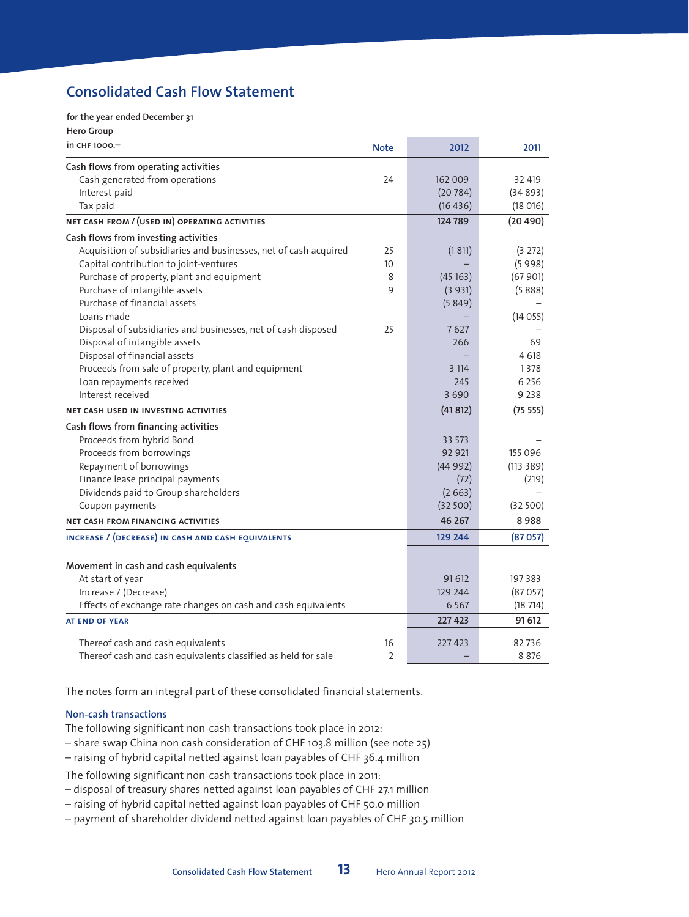# Consolidated Cash Flow Statement

**for the year ended December 31**
**Hero Group**

| in CHF 1000.– | Note | 2012 | 2011 |
|---|---|---|---|
| **Cash flows from operating activities** | | | |
| Cash generated from operations | 24 | 162 009 | 32 419 |
| Interest paid | | (20 784) | (34 893) |
| Tax paid | | (16 436) | (18 016) |
| **NET CASH FROM / (USED IN) OPERATING ACTIVITIES** | | **124 789** | **(20 490)** |
| **Cash flows from investing activities** | | | |
| Acquisition of subsidiaries and businesses, net of cash acquired | 25 | (1 811) | (3 272) |
| Capital contribution to joint-ventures | 10 | – | (5 998) |
| Purchase of property, plant and equipment | 8 | (45 163) | (67 901) |
| Purchase of intangible assets | 9 | (3 931) | (5 888) |
| Purchase of financial assets | | (5 849) | – |
| Loans made | | – | (14 055) |
| Disposal of subsidiaries and businesses, net of cash disposed | 25 | 7 627 | – |
| Disposal of intangible assets | | 266 | 69 |
| Disposal of financial assets | | – | 4 618 |
| Proceeds from sale of property, plant and equipment | | 3 114 | 1 378 |
| Loan repayments received | | 245 | 6 256 |
| Interest received | | 3 690 | 9 238 |
| **NET CASH USED IN INVESTING ACTIVITIES** | | **(41 812)** | **(75 555)** |
| **Cash flows from financing activities** | | | |
| Proceeds from hybrid Bond | | 33 573 | – |
| Proceeds from borrowings | | 92 921 | 155 096 |
| Repayment of borrowings | | (44 992) | (113 389) |
| Finance lease principal payments | | (72) | (219) |
| Dividends paid to Group shareholders | | (2 663) | – |
| Coupon payments | | (32 500) | (32 500) |
| **NET CASH FROM FINANCING ACTIVITIES** | | **46 267** | **8 988** |
| **INCREASE / (DECREASE) IN CASH AND CASH EQUIVALENTS** | | **129 244** | **(87 057)** |
| | | | |
| **Movement in cash and cash equivalents** | | | |
| At start of year | | 91 612 | 197 383 |
| Increase / (Decrease) | | 129 244 | (87 057) |
| Effects of exchange rate changes on cash and cash equivalents | | 6 567 | (18 714) |
| **AT END OF YEAR** | | **227 423** | **91 612** |
| | | | |
| Thereof cash and cash equivalents | 16 | 227 423 | 82 736 |
| Thereof cash and cash equivalents classified as held for sale | 2 | – | 8 876 |

The notes form an integral part of these consolidated financial statements.

### Non-cash transactions

The following significant non-cash transactions took place in 2012:

– share swap China non cash consideration of CHF 103.8 million (see note 25)
– raising of hybrid capital netted against loan payables of CHF 36.4 million

The following significant non-cash transactions took place in 2011:

– disposal of treasury shares netted against loan payables of CHF 27.1 million
– raising of hybrid capital netted against loan payables of CHF 50.0 million
– payment of shareholder dividend netted against loan payables of CHF 30.5 million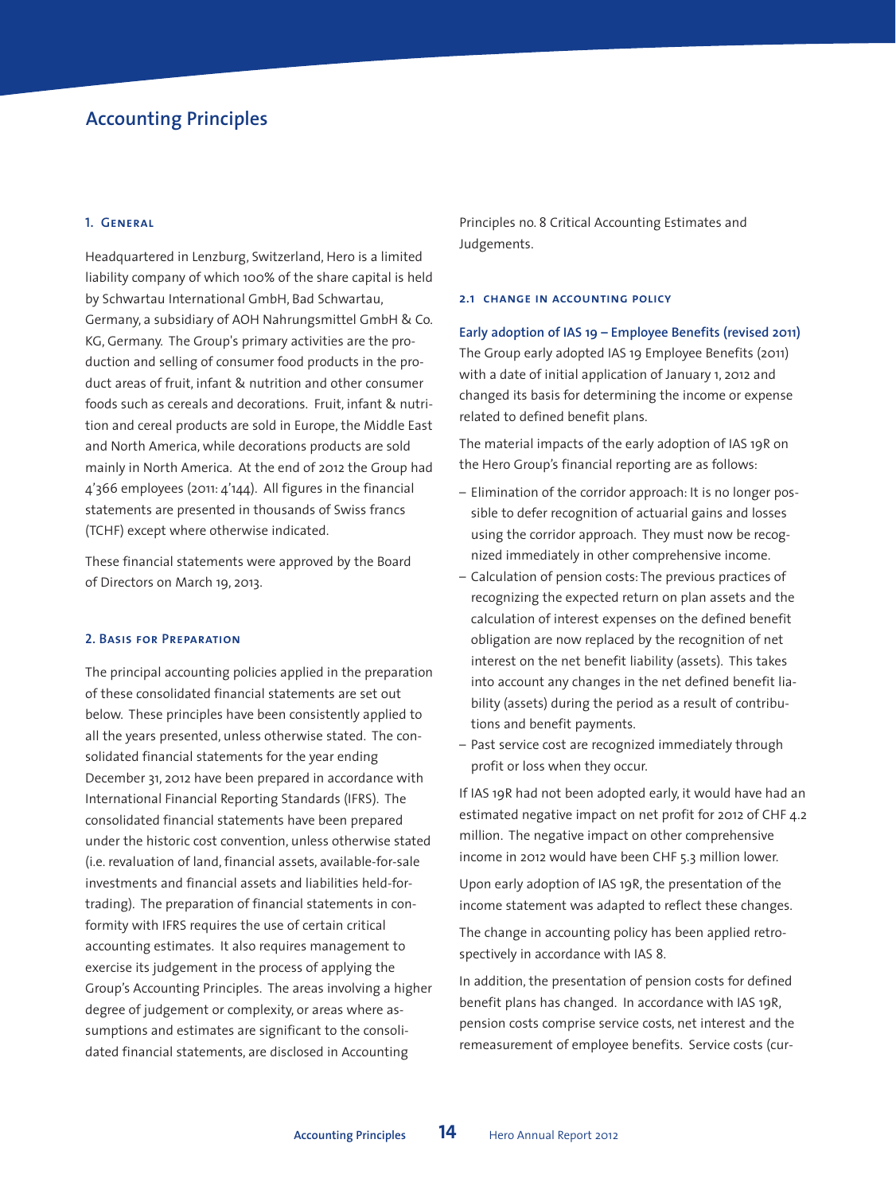# Accounting Principles

## 1. General

Headquartered in Lenzburg, Switzerland, Hero is a limited liability company of which 100% of the share capital is held by Schwartau International GmbH, Bad Schwartau, Germany, a subsidiary of AOH Nahrungsmittel GmbH & Co. KG, Germany. The Group's primary activities are the production and selling of consumer food products in the product areas of fruit, infant & nutrition and other consumer foods such as cereals and decorations. Fruit, infant & nutrition and cereal products are sold in Europe, the Middle East and North America, while decorations products are sold mainly in North America. At the end of 2012 the Group had 4'366 employees (2011: 4'144). All figures in the financial statements are presented in thousands of Swiss francs (TCHF) except where otherwise indicated.

These financial statements were approved by the Board of Directors on March 19, 2013.

## 2. Basis for Preparation

The principal accounting policies applied in the preparation of these consolidated financial statements are set out below. These principles have been consistently applied to all the years presented, unless otherwise stated. The consolidated financial statements for the year ending December 31, 2012 have been prepared in accordance with International Financial Reporting Standards (IFRS). The consolidated financial statements have been prepared under the historic cost convention, unless otherwise stated (i.e. revaluation of land, financial assets, available-for-sale investments and financial assets and liabilities held-for-trading). The preparation of financial statements in conformity with IFRS requires the use of certain critical accounting estimates. It also requires management to exercise its judgement in the process of applying the Group's Accounting Principles. The areas involving a higher degree of judgement or complexity, or areas where assumptions and estimates are significant to the consolidated financial statements, are disclosed in Accounting Principles no. 8 Critical Accounting Estimates and Judgements.

### 2.1 Change in accounting policy

**Early adoption of IAS 19 – Employee Benefits (revised 2011)**

The Group early adopted IAS 19 Employee Benefits (2011) with a date of initial application of January 1, 2012 and changed its basis for determining the income or expense related to defined benefit plans.

The material impacts of the early adoption of IAS 19R on the Hero Group's financial reporting are as follows:

- Elimination of the corridor approach: It is no longer possible to defer recognition of actuarial gains and losses using the corridor approach. They must now be recognized immediately in other comprehensive income.
- Calculation of pension costs: The previous practices of recognizing the expected return on plan assets and the calculation of interest expenses on the defined benefit obligation are now replaced by the recognition of net interest on the net benefit liability (assets). This takes into account any changes in the net defined benefit liability (assets) during the period as a result of contributions and benefit payments.
- Past service cost are recognized immediately through profit or loss when they occur.

If IAS 19R had not been adopted early, it would have had an estimated negative impact on net profit for 2012 of CHF 4.2 million. The negative impact on other comprehensive income in 2012 would have been CHF 5.3 million lower.

Upon early adoption of IAS 19R, the presentation of the income statement was adapted to reflect these changes.

The change in accounting policy has been applied retrospectively in accordance with IAS 8.

In addition, the presentation of pension costs for defined benefit plans has changed. In accordance with IAS 19R, pension costs comprise service costs, net interest and the remeasurement of employee benefits. Service costs (cur-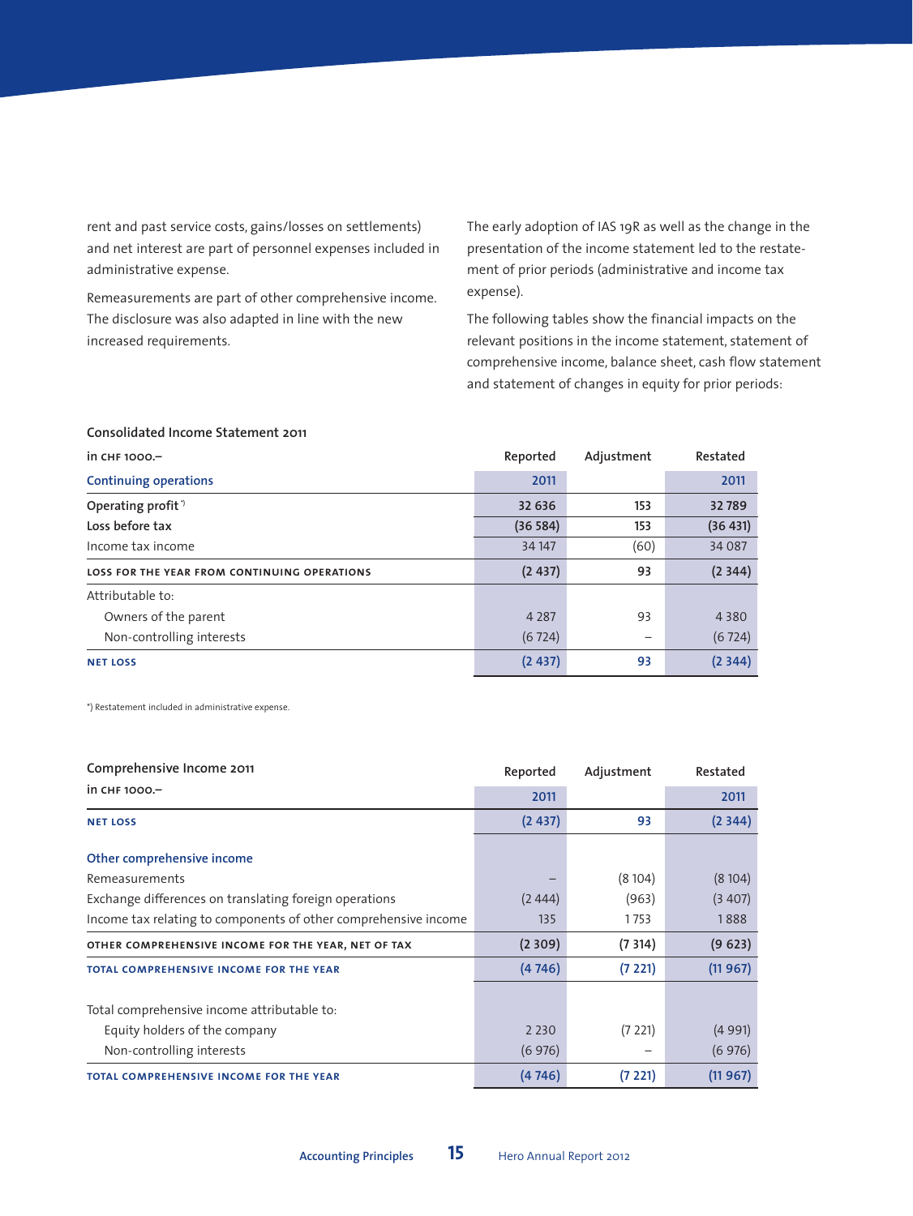rent and past service costs, gains/losses on settlements) and net interest are part of personnel expenses included in administrative expense.

Remeasurements are part of other comprehensive income. The disclosure was also adapted in line with the new increased requirements.

The early adoption of IAS 19R as well as the change in the presentation of the income statement led to the restatement of prior periods (administrative and income tax expense).

The following tables show the financial impacts on the relevant positions in the income statement, statement of comprehensive income, balance sheet, cash flow statement and statement of changes in equity for prior periods:

**Consolidated Income Statement 2011**

| in CHF 1000.– | Reported | Adjustment | Restated |
|---|---|---|---|
| **Continuing operations** | 2011 | | 2011 |
| **Operating profit** *) | **32 636** | **153** | **32 789** |
| **Loss before tax** | **(36 584)** | **153** | **(36 431)** |
| Income tax income | 34 147 | (60) | 34 087 |
| **LOSS FOR THE YEAR FROM CONTINUING OPERATIONS** | **(2 437)** | **93** | **(2 344)** |
| Attributable to: | | | |
| Owners of the parent | 4 287 | 93 | 4 380 |
| Non-controlling interests | (6 724) | – | (6 724) |
| **NET LOSS** | **(2 437)** | **93** | **(2 344)** |

*) Restatement included in administrative expense.

| Comprehensive Income 2011<br>in CHF 1000.– | Reported<br>2011 | Adjustment | Restated<br>2011 |
|---|---|---|---|
| **NET LOSS** | **(2 437)** | **93** | **(2 344)** |
| | | | |
| **Other comprehensive income** | | | |
| Remeasurements | – | (8 104) | (8 104) |
| Exchange differences on translating foreign operations | (2 444) | (963) | (3 407) |
| Income tax relating to components of other comprehensive income | 135 | 1 753 | 1 888 |
| **OTHER COMPREHENSIVE INCOME FOR THE YEAR, NET OF TAX** | **(2 309)** | **(7 314)** | **(9 623)** |
| **TOTAL COMPREHENSIVE INCOME FOR THE YEAR** | **(4 746)** | **(7 221)** | **(11 967)** |
| | | | |
| Total comprehensive income attributable to: | | | |
| Equity holders of the company | 2 230 | (7 221) | (4 991) |
| Non-controlling interests | (6 976) | – | (6 976) |
| **TOTAL COMPREHENSIVE INCOME FOR THE YEAR** | **(4 746)** | **(7 221)** | **(11 967)** |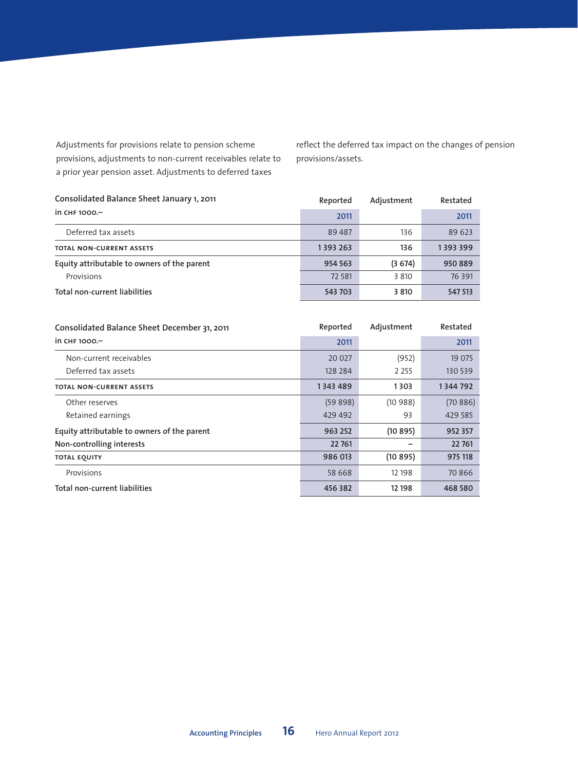Adjustments for provisions relate to pension scheme provisions, adjustments to non-current receivables relate to a prior year pension asset. Adjustments to deferred taxes reflect the deferred tax impact on the changes of pension provisions/assets.

| Consolidated Balance Sheet January 1, 2011 | Reported | Adjustment | Restated |
|---|---|---|---|
| in CHF 1000.– | 2011 | | 2011 |
| Deferred tax assets | 89 487 | 136 | 89 623 |
| **TOTAL NON-CURRENT ASSETS** | **1 393 263** | **136** | **1 393 399** |
| **Equity attributable to owners of the parent** | **954 563** | **(3 674)** | **950 889** |
| Provisions | 72 581 | 3 810 | 76 391 |
| **Total non-current liabilities** | **543 703** | **3 810** | **547 513** |

| Consolidated Balance Sheet December 31, 2011 | Reported | Adjustment | Restated |
|---|---|---|---|
| in CHF 1000.– | 2011 | | 2011 |
| Non-current receivables | 20 027 | (952) | 19 075 |
| Deferred tax assets | 128 284 | 2 255 | 130 539 |
| **TOTAL NON-CURRENT ASSETS** | **1 343 489** | **1 303** | **1 344 792** |
| Other reserves | (59 898) | (10 988) | (70 886) |
| Retained earnings | 429 492 | 93 | 429 585 |
| **Equity attributable to owners of the parent** | **963 252** | **(10 895)** | **952 357** |
| **Non-controlling interests** | **22 761** | **–** | **22 761** |
| **TOTAL EQUITY** | **986 013** | **(10 895)** | **975 118** |
| Provisions | 58 668 | 12 198 | 70 866 |
| **Total non-current liabilities** | **456 382** | **12 198** | **468 580** |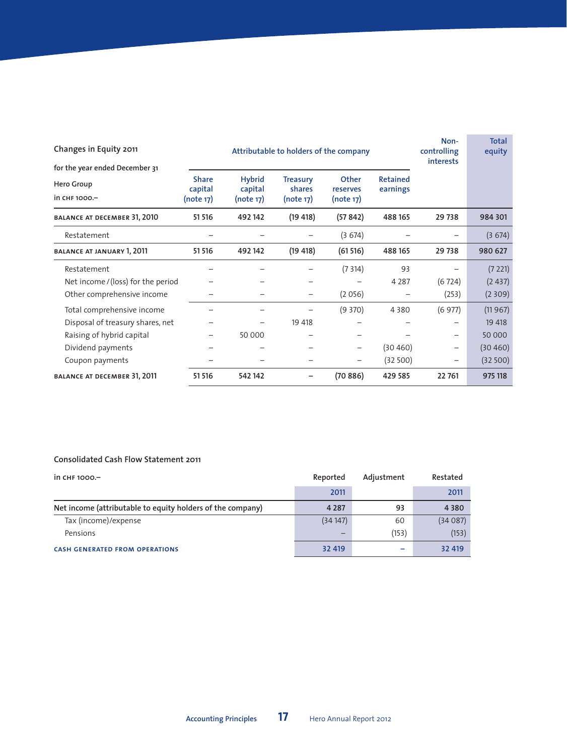## Changes in Equity 2011

| for the year ended December 31<br>Hero Group<br>in CHF 1000.– | Attributable to holders of the company | | | | | Non-controlling interests | Total equity |
|---|---|---|---|---|---|---|---|
| | Share capital (note 17) | Hybrid capital (note 17) | Treasury shares (note 17) | Other reserves (note 17) | Retained earnings | | |
| **BALANCE AT DECEMBER 31, 2010** | 51 516 | 492 142 | (19 418) | (57 842) | 488 165 | 29 738 | 984 301 |
| Restatement | – | – | – | (3 674) | – | – | (3 674) |
| **BALANCE AT JANUARY 1, 2011** | 51 516 | 492 142 | (19 418) | (61 516) | 488 165 | 29 738 | 980 627 |
| Restatement | – | – | – | (7 314) | 93 | – | (7 221) |
| Net income / (loss) for the period | – | – | – | – | 4 287 | (6 724) | (2 437) |
| Other comprehensive income | – | – | – | (2 056) | – | (253) | (2 309) |
| Total comprehensive income | – | – | – | (9 370) | 4 380 | (6 977) | (11 967) |
| Disposal of treasury shares, net | – | – | 19 418 | – | – | – | 19 418 |
| Raising of hybrid capital | – | 50 000 | – | – | – | – | 50 000 |
| Dividend payments | – | – | – | – | (30 460) | – | (30 460) |
| Coupon payments | – | – | – | – | (32 500) | – | (32 500) |
| **BALANCE AT DECEMBER 31, 2011** | 51 516 | 542 142 | – | (70 886) | 429 585 | 22 761 | 975 118 |

## Consolidated Cash Flow Statement 2011

| in CHF 1000.– | Reported<br>2011 | Adjustment | Restated<br>2011 |
|---|---|---|---|
| Net income (attributable to equity holders of the company) | 4 287 | 93 | 4 380 |
| Tax (income)/expense | (34 147) | 60 | (34 087) |
| Pensions | – | (153) | (153) |
| **CASH GENERATED FROM OPERATIONS** | 32 419 | – | 32 419 |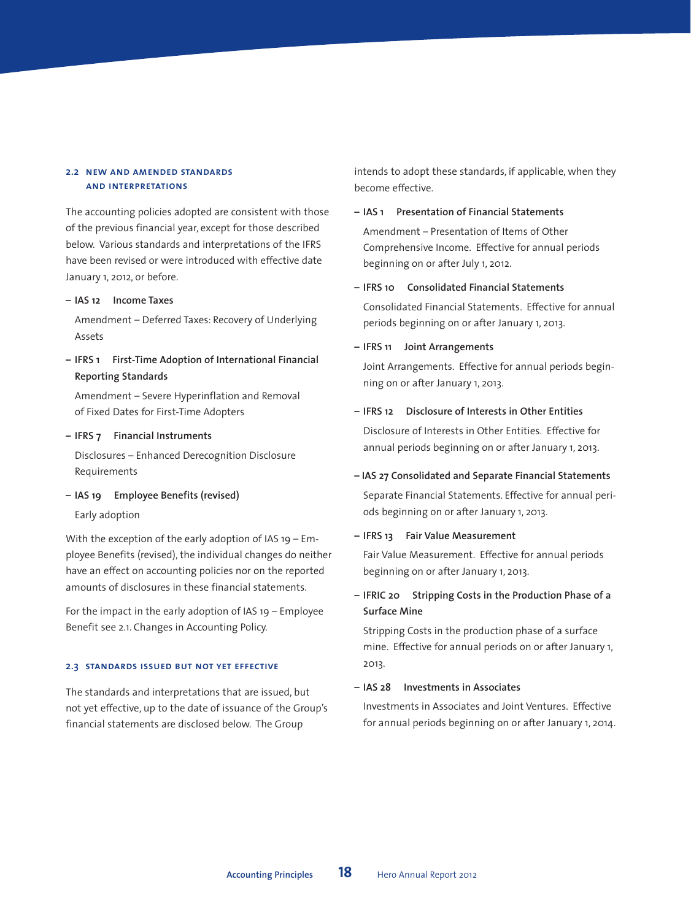### 2.2 NEW AND AMENDED STANDARDS AND INTERPRETATIONS

The accounting policies adopted are consistent with those of the previous financial year, except for those described below. Various standards and interpretations of the IFRS have been revised or were introduced with effective date January 1, 2012, or before.

– **IAS 12 Income Taxes**

  Amendment – Deferred Taxes: Recovery of Underlying Assets

– **IFRS 1 First-Time Adoption of International Financial Reporting Standards**

  Amendment – Severe Hyperinflation and Removal of Fixed Dates for First-Time Adopters

– **IFRS 7 Financial Instruments**

  Disclosures – Enhanced Derecognition Disclosure Requirements

– **IAS 19 Employee Benefits (revised)**

  Early adoption

With the exception of the early adoption of IAS 19 – Employee Benefits (revised), the individual changes do neither have an effect on accounting policies nor on the reported amounts of disclosures in these financial statements.

For the impact in the early adoption of IAS 19 – Employee Benefit see 2.1. Changes in Accounting Policy.

### 2.3 STANDARDS ISSUED BUT NOT YET EFFECTIVE

The standards and interpretations that are issued, but not yet effective, up to the date of issuance of the Group's financial statements are disclosed below. The Group intends to adopt these standards, if applicable, when they become effective.

– **IAS 1 Presentation of Financial Statements**

  Amendment – Presentation of Items of Other Comprehensive Income. Effective for annual periods beginning on or after July 1, 2012.

– **IFRS 10 Consolidated Financial Statements**

  Consolidated Financial Statements. Effective for annual periods beginning on or after January 1, 2013.

– **IFRS 11 Joint Arrangements**

  Joint Arrangements. Effective for annual periods beginning on or after January 1, 2013.

– **IFRS 12 Disclosure of Interests in Other Entities**

  Disclosure of Interests in Other Entities. Effective for annual periods beginning on or after January 1, 2013.

– **IAS 27 Consolidated and Separate Financial Statements**

  Separate Financial Statements. Effective for annual periods beginning on or after January 1, 2013.

– **IFRS 13 Fair Value Measurement**

  Fair Value Measurement. Effective for annual periods beginning on or after January 1, 2013.

– **IFRIC 20 Stripping Costs in the Production Phase of a Surface Mine**

  Stripping Costs in the production phase of a surface mine. Effective for annual periods on or after January 1, 2013.

– **IAS 28 Investments in Associates**

  Investments in Associates and Joint Ventures. Effective for annual periods beginning on or after January 1, 2014.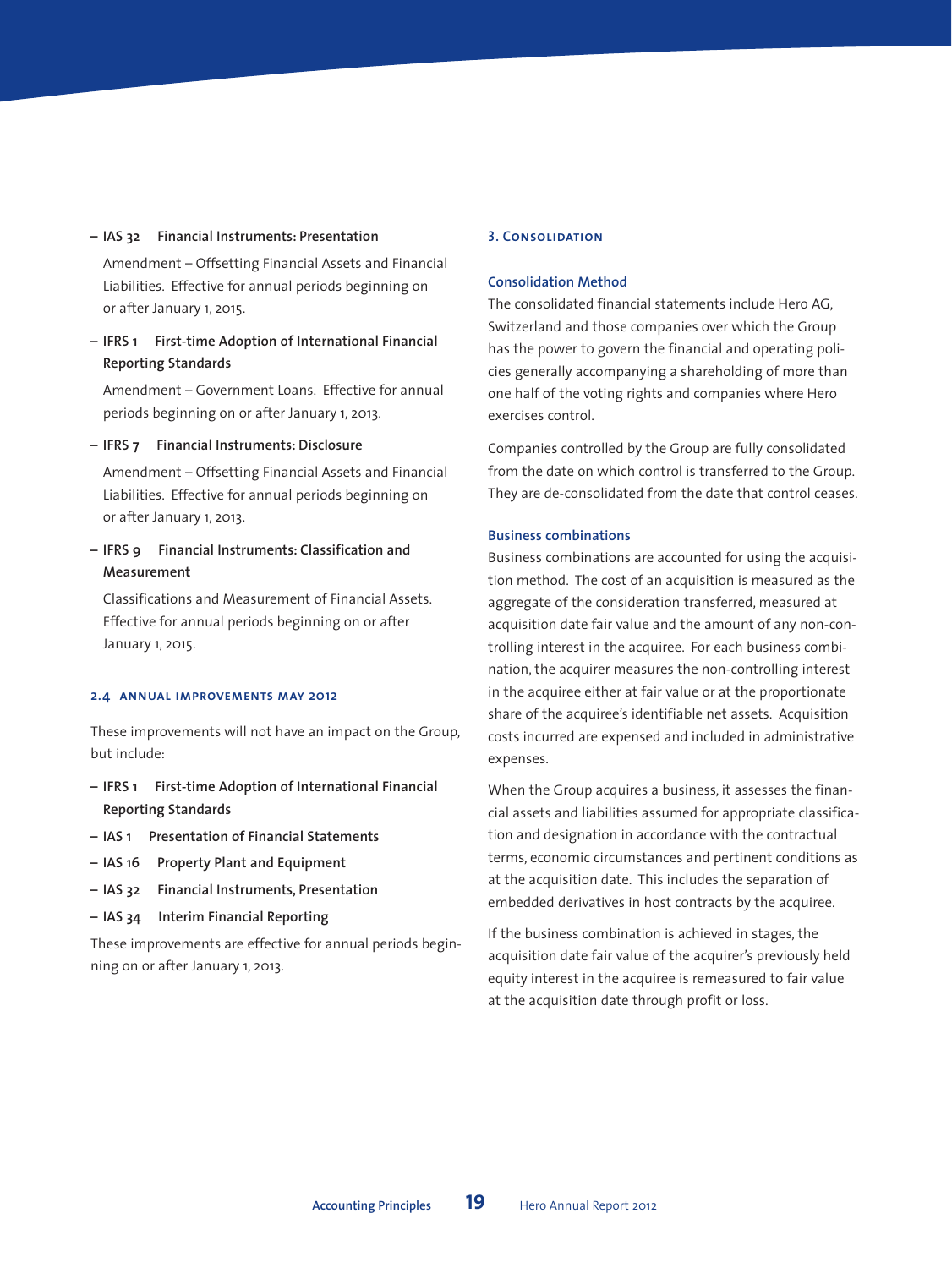- **IAS 32 Financial Instruments: Presentation**

  Amendment – Offsetting Financial Assets and Financial Liabilities. Effective for annual periods beginning on or after January 1, 2015.

- **IFRS 1 First-time Adoption of International Financial Reporting Standards**

  Amendment – Government Loans. Effective for annual periods beginning on or after January 1, 2013.

- **IFRS 7 Financial Instruments: Disclosure**

  Amendment – Offsetting Financial Assets and Financial Liabilities. Effective for annual periods beginning on or after January 1, 2013.

- **IFRS 9 Financial Instruments: Classification and Measurement**

  Classifications and Measurement of Financial Assets. Effective for annual periods beginning on or after January 1, 2015.

### 2.4 Annual Improvements May 2012

These improvements will not have an impact on the Group, but include:

- **IFRS 1 First-time Adoption of International Financial Reporting Standards**
- **IAS 1 Presentation of Financial Statements**
- **IAS 16 Property Plant and Equipment**
- **IAS 32 Financial Instruments, Presentation**
- **IAS 34 Interim Financial Reporting**

These improvements are effective for annual periods beginning on or after January 1, 2013.

## 3. Consolidation

### Consolidation Method

The consolidated financial statements include Hero AG, Switzerland and those companies over which the Group has the power to govern the financial and operating policies generally accompanying a shareholding of more than one half of the voting rights and companies where Hero exercises control.

Companies controlled by the Group are fully consolidated from the date on which control is transferred to the Group. They are de-consolidated from the date that control ceases.

### Business combinations

Business combinations are accounted for using the acquisition method. The cost of an acquisition is measured as the aggregate of the consideration transferred, measured at acquisition date fair value and the amount of any non-controlling interest in the acquiree. For each business combination, the acquirer measures the non-controlling interest in the acquiree either at fair value or at the proportionate share of the acquiree's identifiable net assets. Acquisition costs incurred are expensed and included in administrative expenses.

When the Group acquires a business, it assesses the financial assets and liabilities assumed for appropriate classification and designation in accordance with the contractual terms, economic circumstances and pertinent conditions as at the acquisition date. This includes the separation of embedded derivatives in host contracts by the acquiree.

If the business combination is achieved in stages, the acquisition date fair value of the acquirer's previously held equity interest in the acquiree is remeasured to fair value at the acquisition date through profit or loss.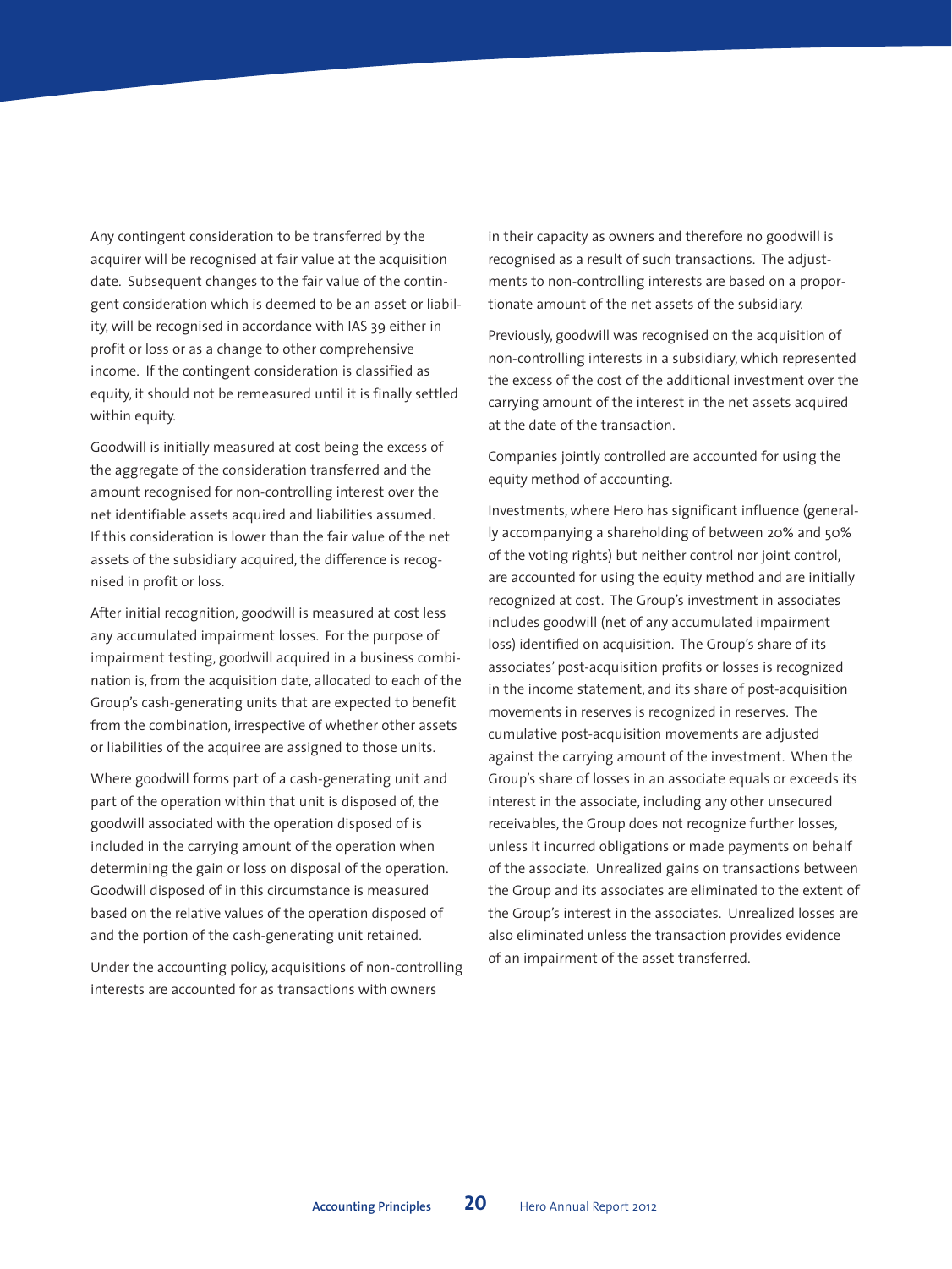Any contingent consideration to be transferred by the acquirer will be recognised at fair value at the acquisition date. Subsequent changes to the fair value of the contingent consideration which is deemed to be an asset or liability, will be recognised in accordance with IAS 39 either in profit or loss or as a change to other comprehensive income. If the contingent consideration is classified as equity, it should not be remeasured until it is finally settled within equity.

Goodwill is initially measured at cost being the excess of the aggregate of the consideration transferred and the amount recognised for non-controlling interest over the net identifiable assets acquired and liabilities assumed. If this consideration is lower than the fair value of the net assets of the subsidiary acquired, the difference is recognised in profit or loss.

After initial recognition, goodwill is measured at cost less any accumulated impairment losses. For the purpose of impairment testing, goodwill acquired in a business combination is, from the acquisition date, allocated to each of the Group's cash-generating units that are expected to benefit from the combination, irrespective of whether other assets or liabilities of the acquiree are assigned to those units.

Where goodwill forms part of a cash-generating unit and part of the operation within that unit is disposed of, the goodwill associated with the operation disposed of is included in the carrying amount of the operation when determining the gain or loss on disposal of the operation. Goodwill disposed of in this circumstance is measured based on the relative values of the operation disposed of and the portion of the cash-generating unit retained.

Under the accounting policy, acquisitions of non-controlling interests are accounted for as transactions with owners in their capacity as owners and therefore no goodwill is recognised as a result of such transactions. The adjustments to non-controlling interests are based on a proportionate amount of the net assets of the subsidiary.

Previously, goodwill was recognised on the acquisition of non-controlling interests in a subsidiary, which represented the excess of the cost of the additional investment over the carrying amount of the interest in the net assets acquired at the date of the transaction.

Companies jointly controlled are accounted for using the equity method of accounting.

Investments, where Hero has significant influence (generally accompanying a shareholding of between 20% and 50% of the voting rights) but neither control nor joint control, are accounted for using the equity method and are initially recognized at cost. The Group's investment in associates includes goodwill (net of any accumulated impairment loss) identified on acquisition. The Group's share of its associates' post-acquisition profits or losses is recognized in the income statement, and its share of post-acquisition movements in reserves is recognized in reserves. The cumulative post-acquisition movements are adjusted against the carrying amount of the investment. When the Group's share of losses in an associate equals or exceeds its interest in the associate, including any other unsecured receivables, the Group does not recognize further losses, unless it incurred obligations or made payments on behalf of the associate. Unrealized gains on transactions between the Group and its associates are eliminated to the extent of the Group's interest in the associates. Unrealized losses are also eliminated unless the transaction provides evidence of an impairment of the asset transferred.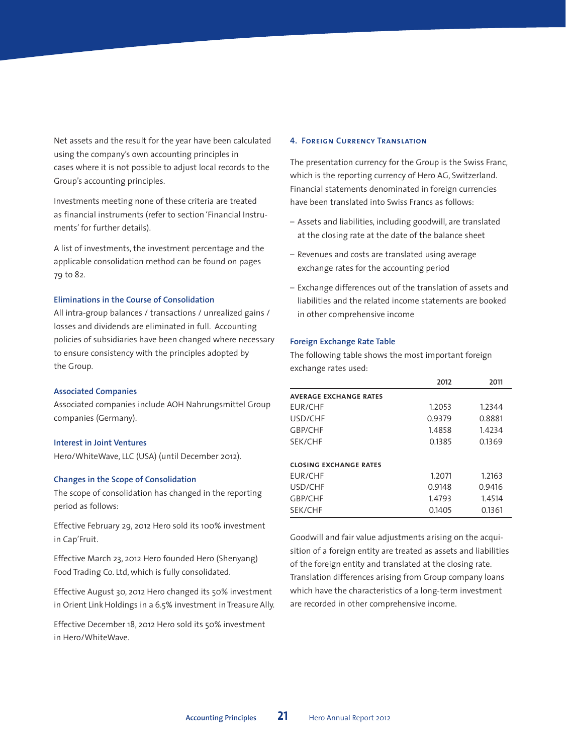Net assets and the result for the year have been calculated using the company's own accounting principles in cases where it is not possible to adjust local records to the Group's accounting principles.

Investments meeting none of these criteria are treated as financial instruments (refer to section 'Financial Instruments' for further details).

A list of investments, the investment percentage and the applicable consolidation method can be found on pages 79 to 82.

### Eliminations in the Course of Consolidation

All intra-group balances / transactions / unrealized gains / losses and dividends are eliminated in full. Accounting policies of subsidiaries have been changed where necessary to ensure consistency with the principles adopted by the Group.

### Associated Companies

Associated companies include AOH Nahrungsmittel Group companies (Germany).

### Interest in Joint Ventures

Hero/WhiteWave, LLC (USA) (until December 2012).

### Changes in the Scope of Consolidation

The scope of consolidation has changed in the reporting period as follows:

Effective February 29, 2012 Hero sold its 100% investment in Cap'Fruit.

Effective March 23, 2012 Hero founded Hero (Shenyang) Food Trading Co. Ltd, which is fully consolidated.

Effective August 30, 2012 Hero changed its 50% investment in Orient Link Holdings in a 6.5% investment in Treasure Ally.

Effective December 18, 2012 Hero sold its 50% investment in Hero/WhiteWave.

## 4. Foreign Currency Translation

The presentation currency for the Group is the Swiss Franc, which is the reporting currency of Hero AG, Switzerland. Financial statements denominated in foreign currencies have been translated into Swiss Francs as follows:

- Assets and liabilities, including goodwill, are translated at the closing rate at the date of the balance sheet
- Revenues and costs are translated using average exchange rates for the accounting period
- Exchange differences out of the translation of assets and liabilities and the related income statements are booked in other comprehensive income

### Foreign Exchange Rate Table

The following table shows the most important foreign exchange rates used:

| | 2012 | 2011 |
|---|---|---|
| **AVERAGE EXCHANGE RATES** | | |
| EUR/CHF | 1.2053 | 1.2344 |
| USD/CHF | 0.9379 | 0.8881 |
| GBP/CHF | 1.4858 | 1.4234 |
| SEK/CHF | 0.1385 | 0.1369 |
| **CLOSING EXCHANGE RATES** | | |
| EUR/CHF | 1.2071 | 1.2163 |
| USD/CHF | 0.9148 | 0.9416 |
| GBP/CHF | 1.4793 | 1.4514 |
| SEK/CHF | 0.1405 | 0.1361 |

Goodwill and fair value adjustments arising on the acquisition of a foreign entity are treated as assets and liabilities of the foreign entity and translated at the closing rate. Translation differences arising from Group company loans which have the characteristics of a long-term investment are recorded in other comprehensive income.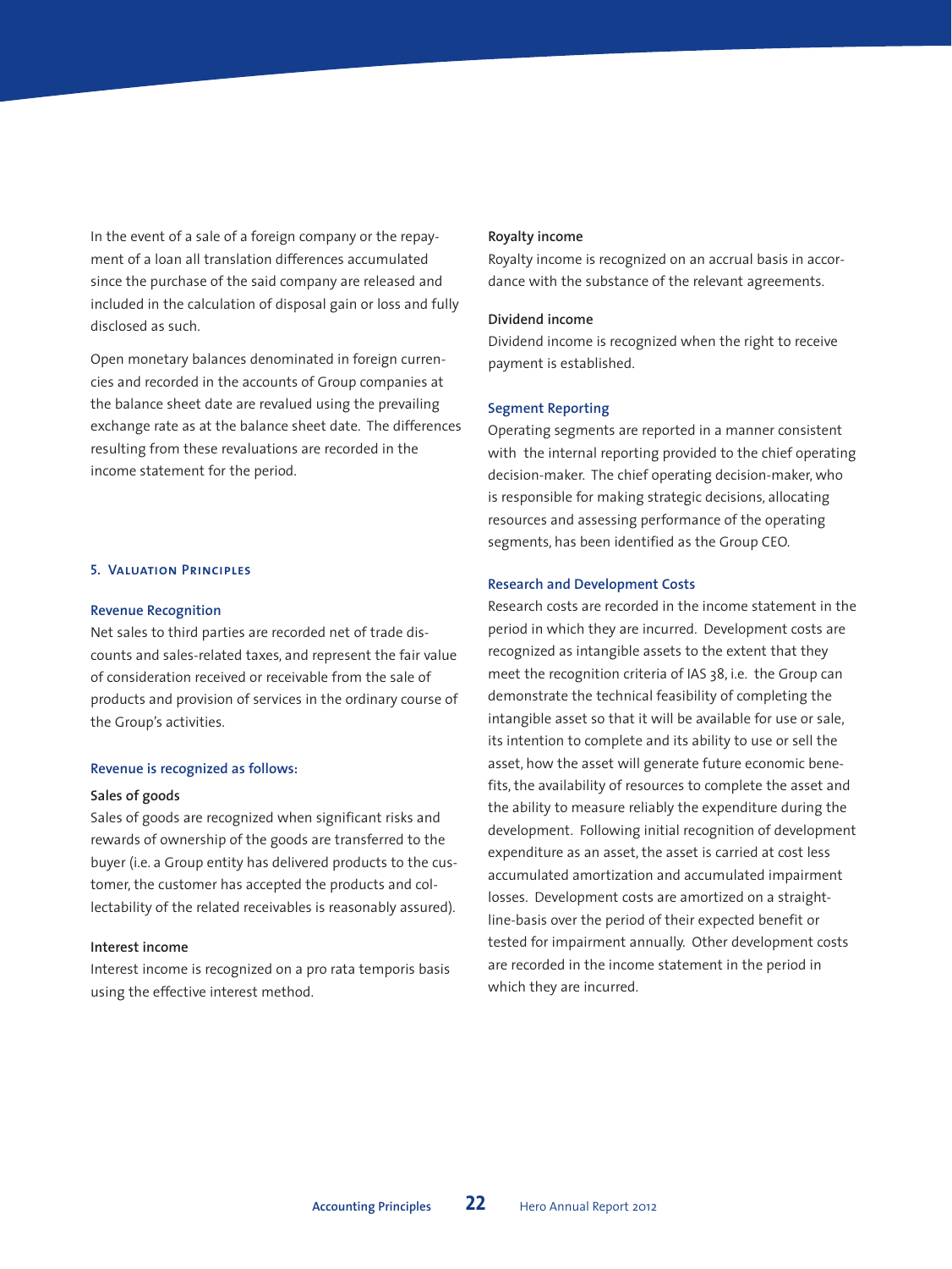In the event of a sale of a foreign company or the repayment of a loan all translation differences accumulated since the purchase of the said company are released and included in the calculation of disposal gain or loss and fully disclosed as such.

Open monetary balances denominated in foreign currencies and recorded in the accounts of Group companies at the balance sheet date are revalued using the prevailing exchange rate as at the balance sheet date. The differences resulting from these revaluations are recorded in the income statement for the period.

## 5. Valuation Principles

### Revenue Recognition

Net sales to third parties are recorded net of trade discounts and sales-related taxes, and represent the fair value of consideration received or receivable from the sale of products and provision of services in the ordinary course of the Group's activities.

### Revenue is recognized as follows:

**Sales of goods**

Sales of goods are recognized when significant risks and rewards of ownership of the goods are transferred to the buyer (i.e. a Group entity has delivered products to the customer, the customer has accepted the products and collectability of the related receivables is reasonably assured).

**Interest income**

Interest income is recognized on a pro rata temporis basis using the effective interest method.

**Royalty income**

Royalty income is recognized on an accrual basis in accordance with the substance of the relevant agreements.

**Dividend income**

Dividend income is recognized when the right to receive payment is established.

### Segment Reporting

Operating segments are reported in a manner consistent with the internal reporting provided to the chief operating decision-maker. The chief operating decision-maker, who is responsible for making strategic decisions, allocating resources and assessing performance of the operating segments, has been identified as the Group CEO.

### Research and Development Costs

Research costs are recorded in the income statement in the period in which they are incurred. Development costs are recognized as intangible assets to the extent that they meet the recognition criteria of IAS 38, i.e. the Group can demonstrate the technical feasibility of completing the intangible asset so that it will be available for use or sale, its intention to complete and its ability to use or sell the asset, how the asset will generate future economic benefits, the availability of resources to complete the asset and the ability to measure reliably the expenditure during the development. Following initial recognition of development expenditure as an asset, the asset is carried at cost less accumulated amortization and accumulated impairment losses. Development costs are amortized on a straight-line-basis over the period of their expected benefit or tested for impairment annually. Other development costs are recorded in the income statement in the period in which they are incurred.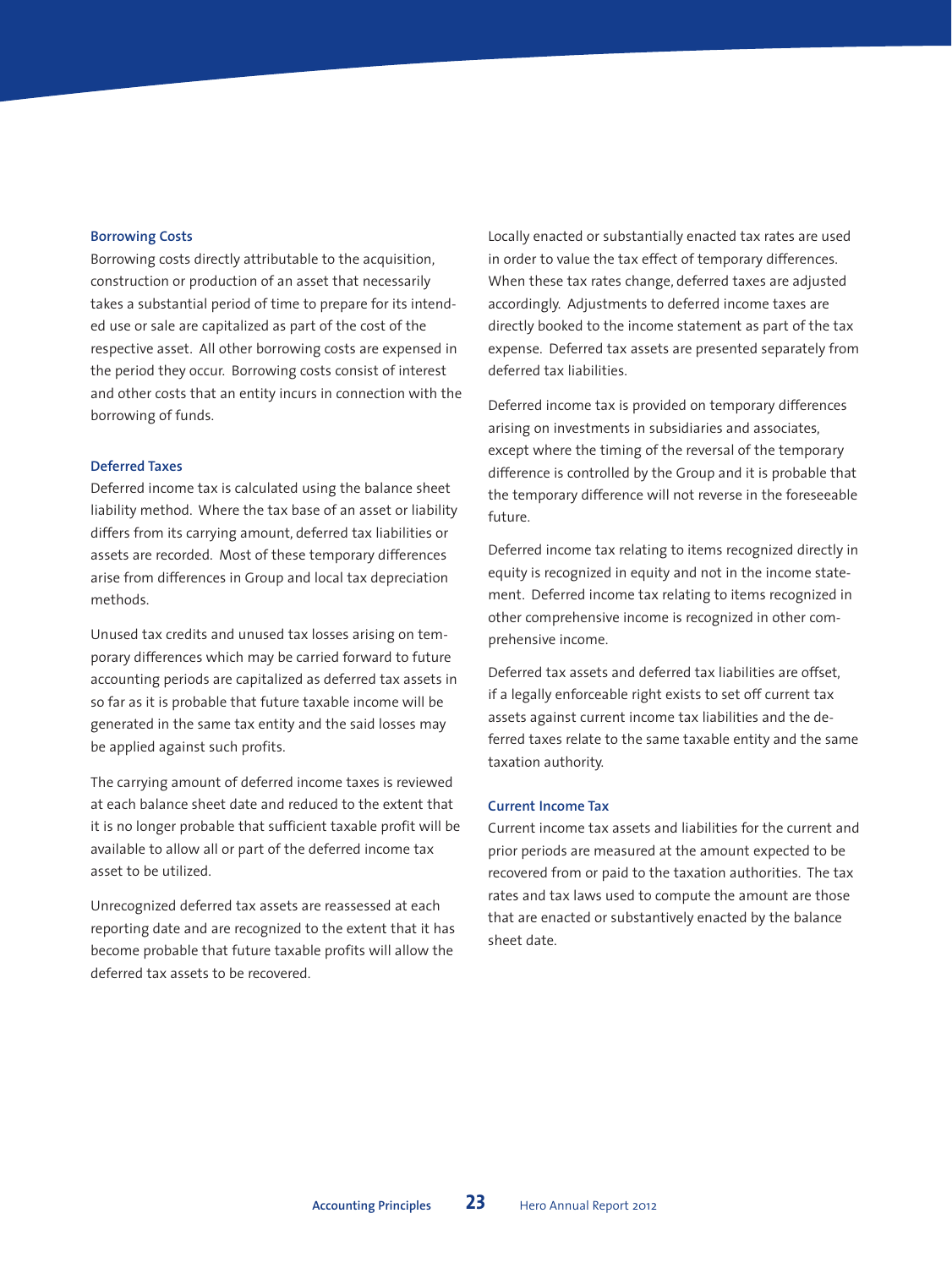### Borrowing Costs

Borrowing costs directly attributable to the acquisition, construction or production of an asset that necessarily takes a substantial period of time to prepare for its intended use or sale are capitalized as part of the cost of the respective asset. All other borrowing costs are expensed in the period they occur. Borrowing costs consist of interest and other costs that an entity incurs in connection with the borrowing of funds.

### Deferred Taxes

Deferred income tax is calculated using the balance sheet liability method. Where the tax base of an asset or liability differs from its carrying amount, deferred tax liabilities or assets are recorded. Most of these temporary differences arise from differences in Group and local tax depreciation methods.

Unused tax credits and unused tax losses arising on temporary differences which may be carried forward to future accounting periods are capitalized as deferred tax assets in so far as it is probable that future taxable income will be generated in the same tax entity and the said losses may be applied against such profits.

The carrying amount of deferred income taxes is reviewed at each balance sheet date and reduced to the extent that it is no longer probable that sufficient taxable profit will be available to allow all or part of the deferred income tax asset to be utilized.

Unrecognized deferred tax assets are reassessed at each reporting date and are recognized to the extent that it has become probable that future taxable profits will allow the deferred tax assets to be recovered.

Locally enacted or substantially enacted tax rates are used in order to value the tax effect of temporary differences. When these tax rates change, deferred taxes are adjusted accordingly. Adjustments to deferred income taxes are directly booked to the income statement as part of the tax expense. Deferred tax assets are presented separately from deferred tax liabilities.

Deferred income tax is provided on temporary differences arising on investments in subsidiaries and associates, except where the timing of the reversal of the temporary difference is controlled by the Group and it is probable that the temporary difference will not reverse in the foreseeable future.

Deferred income tax relating to items recognized directly in equity is recognized in equity and not in the income statement. Deferred income tax relating to items recognized in other comprehensive income is recognized in other comprehensive income.

Deferred tax assets and deferred tax liabilities are offset, if a legally enforceable right exists to set off current tax assets against current income tax liabilities and the deferred taxes relate to the same taxable entity and the same taxation authority.

### Current Income Tax

Current income tax assets and liabilities for the current and prior periods are measured at the amount expected to be recovered from or paid to the taxation authorities. The tax rates and tax laws used to compute the amount are those that are enacted or substantively enacted by the balance sheet date.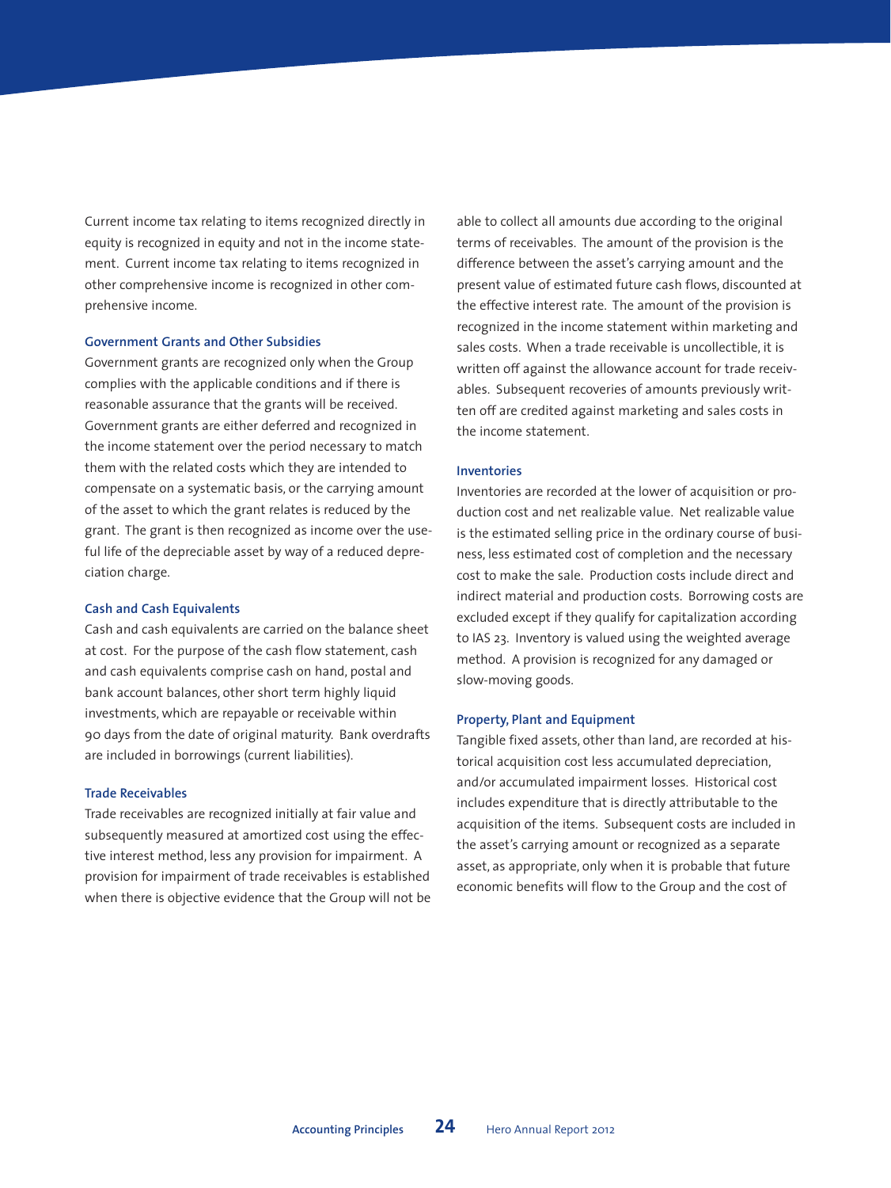Current income tax relating to items recognized directly in equity is recognized in equity and not in the income statement. Current income tax relating to items recognized in other comprehensive income is recognized in other comprehensive income.

### Government Grants and Other Subsidies

Government grants are recognized only when the Group complies with the applicable conditions and if there is reasonable assurance that the grants will be received. Government grants are either deferred and recognized in the income statement over the period necessary to match them with the related costs which they are intended to compensate on a systematic basis, or the carrying amount of the asset to which the grant relates is reduced by the grant. The grant is then recognized as income over the useful life of the depreciable asset by way of a reduced depreciation charge.

### Cash and Cash Equivalents

Cash and cash equivalents are carried on the balance sheet at cost. For the purpose of the cash flow statement, cash and cash equivalents comprise cash on hand, postal and bank account balances, other short term highly liquid investments, which are repayable or receivable within 90 days from the date of original maturity. Bank overdrafts are included in borrowings (current liabilities).

### Trade Receivables

Trade receivables are recognized initially at fair value and subsequently measured at amortized cost using the effective interest method, less any provision for impairment. A provision for impairment of trade receivables is established when there is objective evidence that the Group will not be able to collect all amounts due according to the original terms of receivables. The amount of the provision is the difference between the asset's carrying amount and the present value of estimated future cash flows, discounted at the effective interest rate. The amount of the provision is recognized in the income statement within marketing and sales costs. When a trade receivable is uncollectible, it is written off against the allowance account for trade receivables. Subsequent recoveries of amounts previously written off are credited against marketing and sales costs in the income statement.

### Inventories

Inventories are recorded at the lower of acquisition or production cost and net realizable value. Net realizable value is the estimated selling price in the ordinary course of business, less estimated cost of completion and the necessary cost to make the sale. Production costs include direct and indirect material and production costs. Borrowing costs are excluded except if they qualify for capitalization according to IAS 23. Inventory is valued using the weighted average method. A provision is recognized for any damaged or slow-moving goods.

### Property, Plant and Equipment

Tangible fixed assets, other than land, are recorded at historical acquisition cost less accumulated depreciation, and/or accumulated impairment losses. Historical cost includes expenditure that is directly attributable to the acquisition of the items. Subsequent costs are included in the asset's carrying amount or recognized as a separate asset, as appropriate, only when it is probable that future economic benefits will flow to the Group and the cost of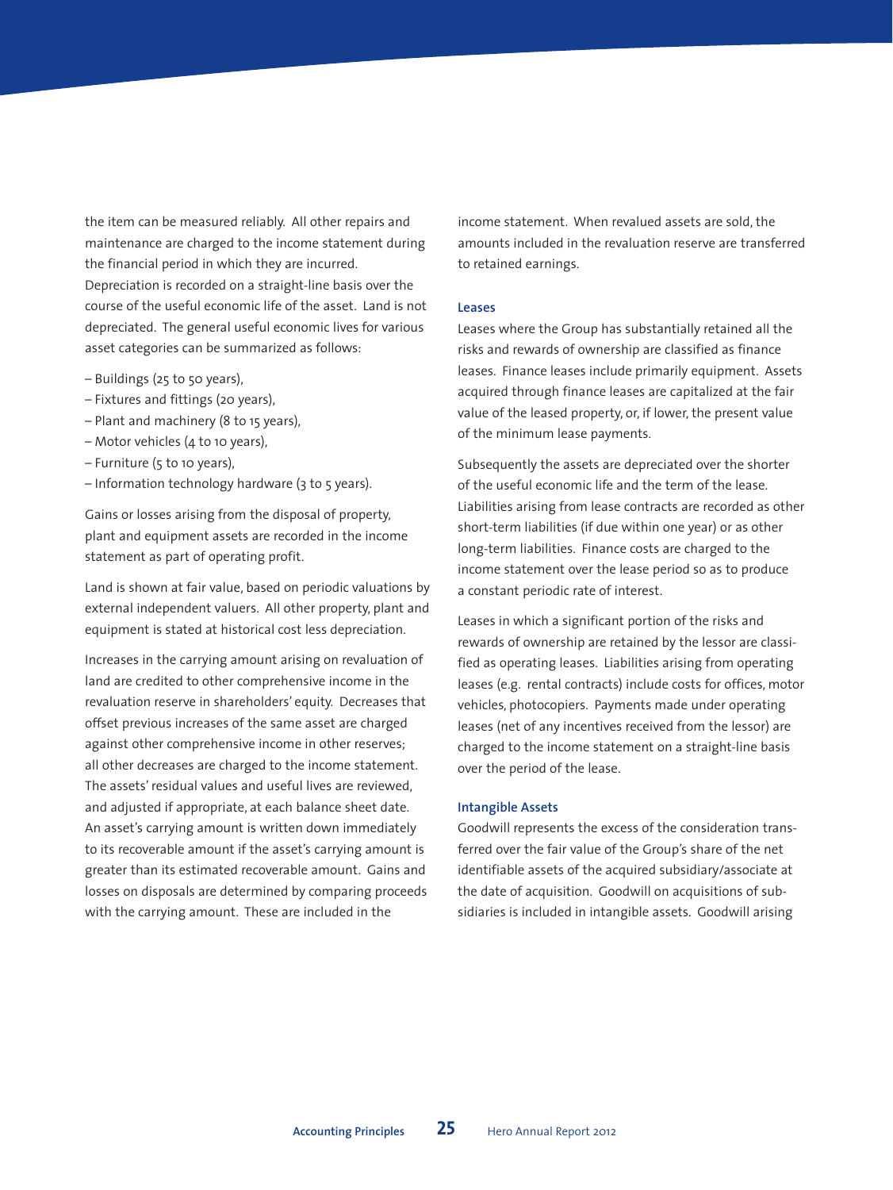the item can be measured reliably. All other repairs and maintenance are charged to the income statement during the financial period in which they are incurred. Depreciation is recorded on a straight-line basis over the course of the useful economic life of the asset. Land is not depreciated. The general useful economic lives for various asset categories can be summarized as follows:

– Buildings (25 to 50 years),
– Fixtures and fittings (20 years),
– Plant and machinery (8 to 15 years),
– Motor vehicles (4 to 10 years),
– Furniture (5 to 10 years),
– Information technology hardware (3 to 5 years).

Gains or losses arising from the disposal of property, plant and equipment assets are recorded in the income statement as part of operating profit.

Land is shown at fair value, based on periodic valuations by external independent valuers. All other property, plant and equipment is stated at historical cost less depreciation.

Increases in the carrying amount arising on revaluation of land are credited to other comprehensive income in the revaluation reserve in shareholders' equity. Decreases that offset previous increases of the same asset are charged against other comprehensive income in other reserves; all other decreases are charged to the income statement. The assets' residual values and useful lives are reviewed, and adjusted if appropriate, at each balance sheet date. An asset's carrying amount is written down immediately to its recoverable amount if the asset's carrying amount is greater than its estimated recoverable amount. Gains and losses on disposals are determined by comparing proceeds with the carrying amount. These are included in the income statement. When revalued assets are sold, the amounts included in the revaluation reserve are transferred to retained earnings.

### Leases

Leases where the Group has substantially retained all the risks and rewards of ownership are classified as finance leases. Finance leases include primarily equipment. Assets acquired through finance leases are capitalized at the fair value of the leased property, or, if lower, the present value of the minimum lease payments.

Subsequently the assets are depreciated over the shorter of the useful economic life and the term of the lease. Liabilities arising from lease contracts are recorded as other short-term liabilities (if due within one year) or as other long-term liabilities. Finance costs are charged to the income statement over the lease period so as to produce a constant periodic rate of interest.

Leases in which a significant portion of the risks and rewards of ownership are retained by the lessor are classified as operating leases. Liabilities arising from operating leases (e.g. rental contracts) include costs for offices, motor vehicles, photocopiers. Payments made under operating leases (net of any incentives received from the lessor) are charged to the income statement on a straight-line basis over the period of the lease.

### Intangible Assets

Goodwill represents the excess of the consideration transferred over the fair value of the Group's share of the net identifiable assets of the acquired subsidiary/associate at the date of acquisition. Goodwill on acquisitions of subsidiaries is included in intangible assets. Goodwill arising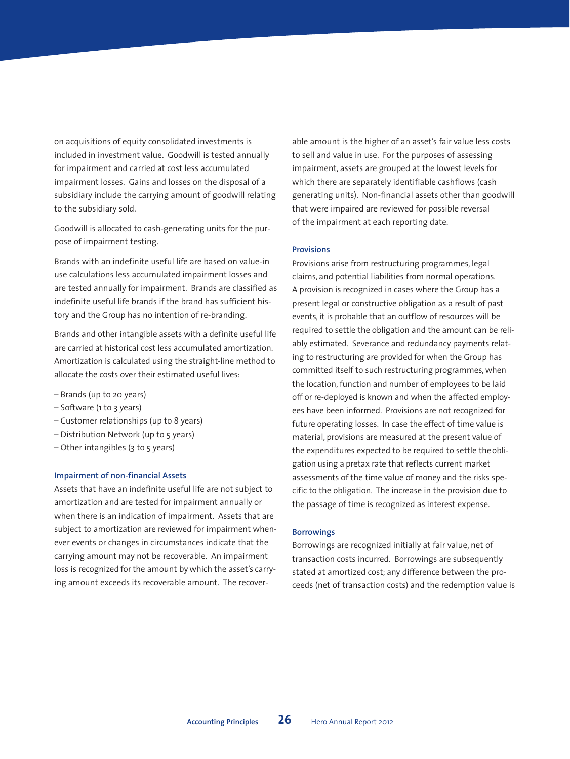on acquisitions of equity consolidated investments is included in investment value. Goodwill is tested annually for impairment and carried at cost less accumulated impairment losses. Gains and losses on the disposal of a subsidiary include the carrying amount of goodwill relating to the subsidiary sold.

Goodwill is allocated to cash-generating units for the purpose of impairment testing.

Brands with an indefinite useful life are based on value-in use calculations less accumulated impairment losses and are tested annually for impairment. Brands are classified as indefinite useful life brands if the brand has sufficient history and the Group has no intention of re-branding.

Brands and other intangible assets with a definite useful life are carried at historical cost less accumulated amortization. Amortization is calculated using the straight-line method to allocate the costs over their estimated useful lives:

- Brands (up to 20 years)
- Software (1 to 3 years)
- Customer relationships (up to 8 years)
- Distribution Network (up to 5 years)
- Other intangibles (3 to 5 years)

### Impairment of non-financial Assets

Assets that have an indefinite useful life are not subject to amortization and are tested for impairment annually or when there is an indication of impairment. Assets that are subject to amortization are reviewed for impairment whenever events or changes in circumstances indicate that the carrying amount may not be recoverable. An impairment loss is recognized for the amount by which the asset's carrying amount exceeds its recoverable amount. The recoverable amount is the higher of an asset's fair value less costs to sell and value in use. For the purposes of assessing impairment, assets are grouped at the lowest levels for which there are separately identifiable cashflows (cash generating units). Non-financial assets other than goodwill that were impaired are reviewed for possible reversal of the impairment at each reporting date.

### Provisions

Provisions arise from restructuring programmes, legal claims, and potential liabilities from normal operations. A provision is recognized in cases where the Group has a present legal or constructive obligation as a result of past events, it is probable that an outflow of resources will be required to settle the obligation and the amount can be reliably estimated. Severance and redundancy payments relating to restructuring are provided for when the Group has committed itself to such restructuring programmes, when the location, function and number of employees to be laid off or re-deployed is known and when the affected employees have been informed. Provisions are not recognized for future operating losses. In case the effect of time value is material, provisions are measured at the present value of the expenditures expected to be required to settle the obligation using a pretax rate that reflects current market assessments of the time value of money and the risks specific to the obligation. The increase in the provision due to the passage of time is recognized as interest expense.

### Borrowings

Borrowings are recognized initially at fair value, net of transaction costs incurred. Borrowings are subsequently stated at amortized cost; any difference between the proceeds (net of transaction costs) and the redemption value is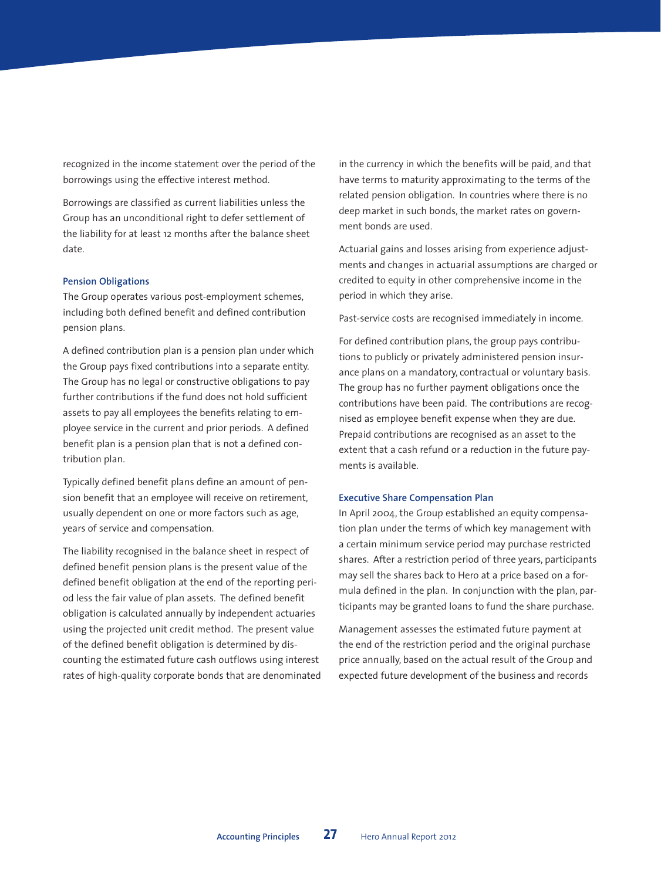recognized in the income statement over the period of the borrowings using the effective interest method.

Borrowings are classified as current liabilities unless the Group has an unconditional right to defer settlement of the liability for at least 12 months after the balance sheet date.

### Pension Obligations

The Group operates various post-employment schemes, including both defined benefit and defined contribution pension plans.

A defined contribution plan is a pension plan under which the Group pays fixed contributions into a separate entity. The Group has no legal or constructive obligations to pay further contributions if the fund does not hold sufficient assets to pay all employees the benefits relating to employee service in the current and prior periods. A defined benefit plan is a pension plan that is not a defined contribution plan.

Typically defined benefit plans define an amount of pension benefit that an employee will receive on retirement, usually dependent on one or more factors such as age, years of service and compensation.

The liability recognised in the balance sheet in respect of defined benefit pension plans is the present value of the defined benefit obligation at the end of the reporting period less the fair value of plan assets. The defined benefit obligation is calculated annually by independent actuaries using the projected unit credit method. The present value of the defined benefit obligation is determined by discounting the estimated future cash outflows using interest rates of high-quality corporate bonds that are denominated in the currency in which the benefits will be paid, and that have terms to maturity approximating to the terms of the related pension obligation. In countries where there is no deep market in such bonds, the market rates on government bonds are used.

Actuarial gains and losses arising from experience adjustments and changes in actuarial assumptions are charged or credited to equity in other comprehensive income in the period in which they arise.

Past-service costs are recognised immediately in income.

For defined contribution plans, the group pays contributions to publicly or privately administered pension insurance plans on a mandatory, contractual or voluntary basis. The group has no further payment obligations once the contributions have been paid. The contributions are recognised as employee benefit expense when they are due. Prepaid contributions are recognised as an asset to the extent that a cash refund or a reduction in the future payments is available.

### Executive Share Compensation Plan

In April 2004, the Group established an equity compensation plan under the terms of which key management with a certain minimum service period may purchase restricted shares. After a restriction period of three years, participants may sell the shares back to Hero at a price based on a formula defined in the plan. In conjunction with the plan, participants may be granted loans to fund the share purchase.

Management assesses the estimated future payment at the end of the restriction period and the original purchase price annually, based on the actual result of the Group and expected future development of the business and records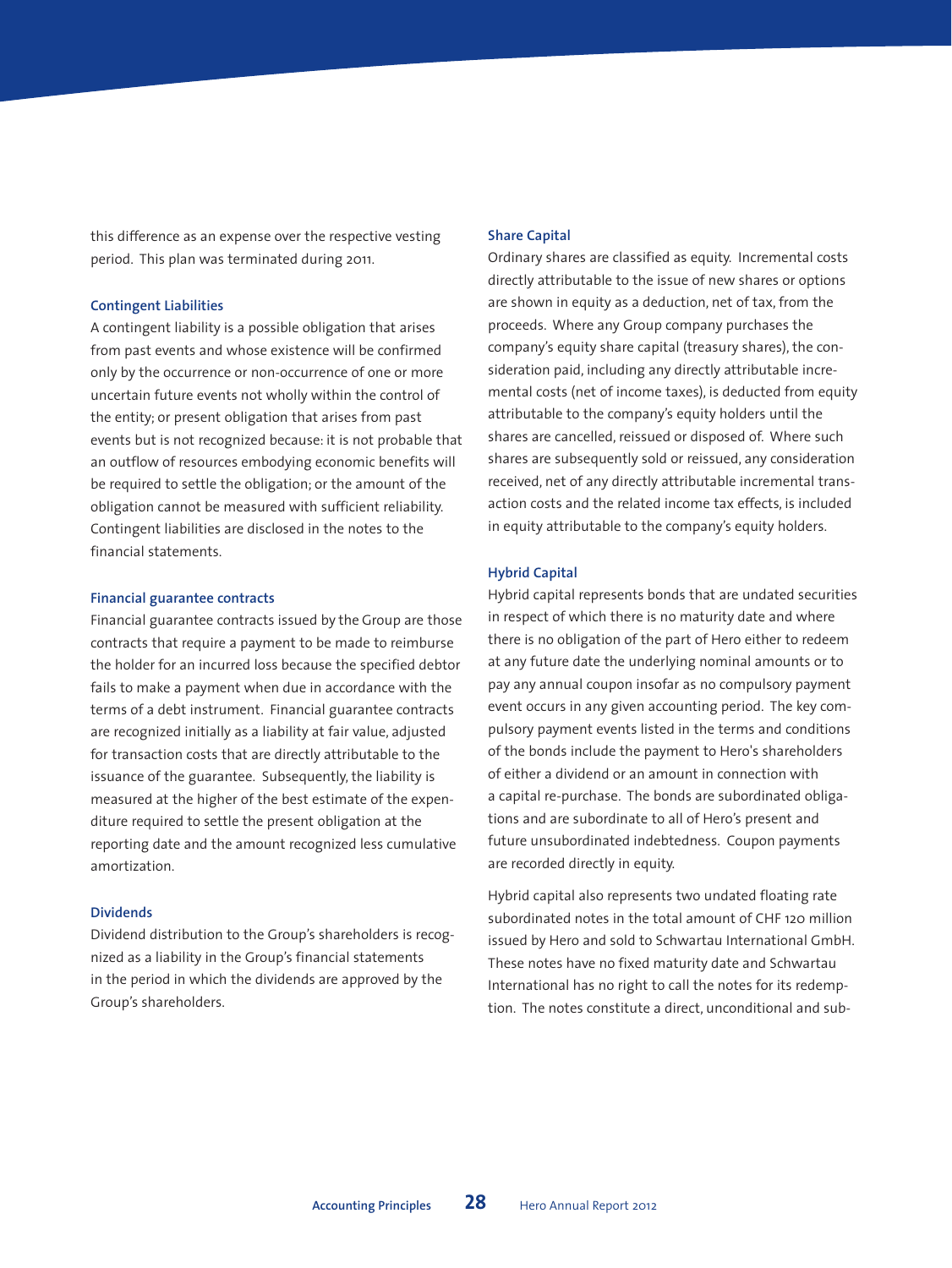this difference as an expense over the respective vesting period. This plan was terminated during 2011.

### Contingent Liabilities

A contingent liability is a possible obligation that arises from past events and whose existence will be confirmed only by the occurrence or non-occurrence of one or more uncertain future events not wholly within the control of the entity; or present obligation that arises from past events but is not recognized because: it is not probable that an outflow of resources embodying economic benefits will be required to settle the obligation; or the amount of the obligation cannot be measured with sufficient reliability. Contingent liabilities are disclosed in the notes to the financial statements.

### Financial guarantee contracts

Financial guarantee contracts issued by the Group are those contracts that require a payment to be made to reimburse the holder for an incurred loss because the specified debtor fails to make a payment when due in accordance with the terms of a debt instrument. Financial guarantee contracts are recognized initially as a liability at fair value, adjusted for transaction costs that are directly attributable to the issuance of the guarantee. Subsequently, the liability is measured at the higher of the best estimate of the expenditure required to settle the present obligation at the reporting date and the amount recognized less cumulative amortization.

### Dividends

Dividend distribution to the Group's shareholders is recognized as a liability in the Group's financial statements in the period in which the dividends are approved by the Group's shareholders.

### Share Capital

Ordinary shares are classified as equity. Incremental costs directly attributable to the issue of new shares or options are shown in equity as a deduction, net of tax, from the proceeds. Where any Group company purchases the company's equity share capital (treasury shares), the consideration paid, including any directly attributable incremental costs (net of income taxes), is deducted from equity attributable to the company's equity holders until the shares are cancelled, reissued or disposed of. Where such shares are subsequently sold or reissued, any consideration received, net of any directly attributable incremental transaction costs and the related income tax effects, is included in equity attributable to the company's equity holders.

### Hybrid Capital

Hybrid capital represents bonds that are undated securities in respect of which there is no maturity date and where there is no obligation of the part of Hero either to redeem at any future date the underlying nominal amounts or to pay any annual coupon insofar as no compulsory payment event occurs in any given accounting period. The key compulsory payment events listed in the terms and conditions of the bonds include the payment to Hero's shareholders of either a dividend or an amount in connection with a capital re-purchase. The bonds are subordinated obligations and are subordinate to all of Hero's present and future unsubordinated indebtedness. Coupon payments are recorded directly in equity.

Hybrid capital also represents two undated floating rate subordinated notes in the total amount of CHF 120 million issued by Hero and sold to Schwartau International GmbH. These notes have no fixed maturity date and Schwartau International has no right to call the notes for its redemption. The notes constitute a direct, unconditional and sub-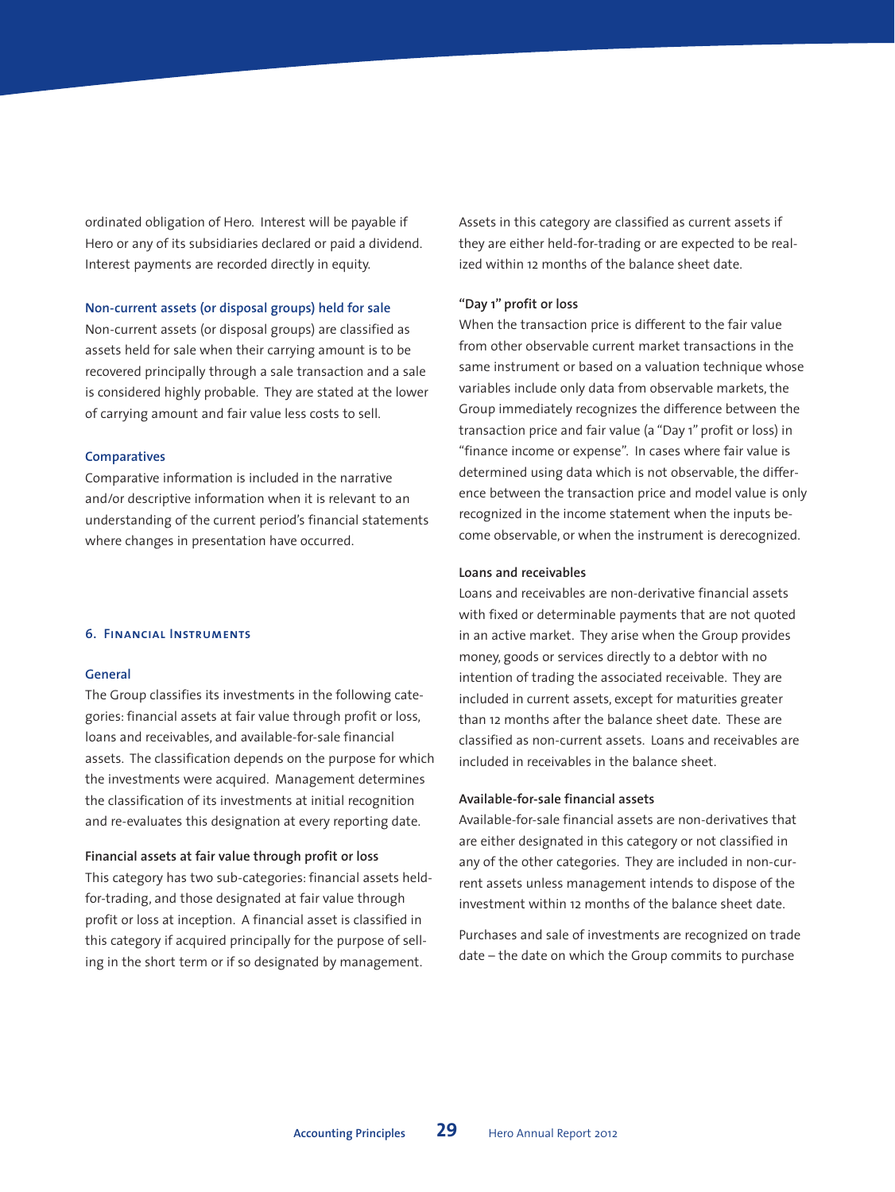ordinated obligation of Hero. Interest will be payable if Hero or any of its subsidiaries declared or paid a dividend. Interest payments are recorded directly in equity.

### Non-current assets (or disposal groups) held for sale

Non-current assets (or disposal groups) are classified as assets held for sale when their carrying amount is to be recovered principally through a sale transaction and a sale is considered highly probable. They are stated at the lower of carrying amount and fair value less costs to sell.

### Comparatives

Comparative information is included in the narrative and/or descriptive information when it is relevant to an understanding of the current period's financial statements where changes in presentation have occurred.

## 6. Financial Instruments

### General

The Group classifies its investments in the following categories: financial assets at fair value through profit or loss, loans and receivables, and available-for-sale financial assets. The classification depends on the purpose for which the investments were acquired. Management determines the classification of its investments at initial recognition and re-evaluates this designation at every reporting date.

#### Financial assets at fair value through profit or loss

This category has two sub-categories: financial assets held-for-trading, and those designated at fair value through profit or loss at inception. A financial asset is classified in this category if acquired principally for the purpose of selling in the short term or if so designated by management. Assets in this category are classified as current assets if they are either held-for-trading or are expected to be realized within 12 months of the balance sheet date.

#### "Day 1" profit or loss

When the transaction price is different to the fair value from other observable current market transactions in the same instrument or based on a valuation technique whose variables include only data from observable markets, the Group immediately recognizes the difference between the transaction price and fair value (a "Day 1" profit or loss) in "finance income or expense". In cases where fair value is determined using data which is not observable, the difference between the transaction price and model value is only recognized in the income statement when the inputs become observable, or when the instrument is derecognized.

#### Loans and receivables

Loans and receivables are non-derivative financial assets with fixed or determinable payments that are not quoted in an active market. They arise when the Group provides money, goods or services directly to a debtor with no intention of trading the associated receivable. They are included in current assets, except for maturities greater than 12 months after the balance sheet date. These are classified as non-current assets. Loans and receivables are included in receivables in the balance sheet.

#### Available-for-sale financial assets

Available-for-sale financial assets are non-derivatives that are either designated in this category or not classified in any of the other categories. They are included in non-current assets unless management intends to dispose of the investment within 12 months of the balance sheet date.

Purchases and sale of investments are recognized on trade date – the date on which the Group commits to purchase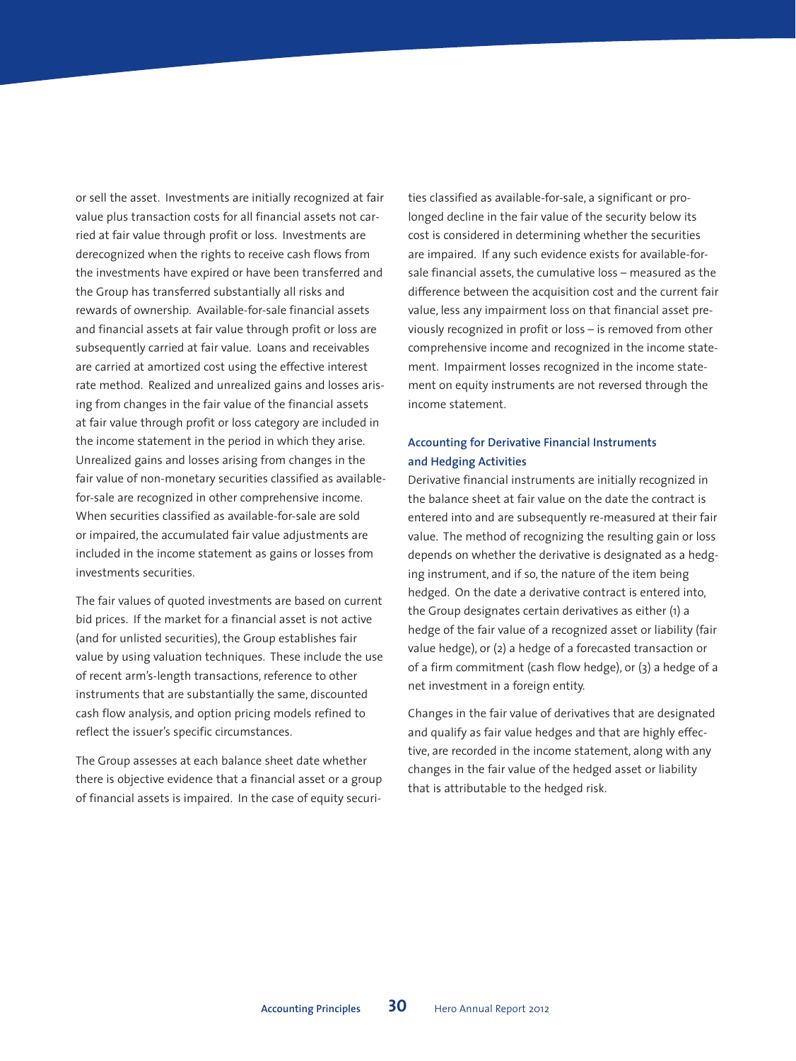or sell the asset. Investments are initially recognized at fair value plus transaction costs for all financial assets not carried at fair value through profit or loss. Investments are derecognized when the rights to receive cash flows from the investments have expired or have been transferred and the Group has transferred substantially all risks and rewards of ownership. Available-for-sale financial assets and financial assets at fair value through profit or loss are subsequently carried at fair value. Loans and receivables are carried at amortized cost using the effective interest rate method. Realized and unrealized gains and losses arising from changes in the fair value of the financial assets at fair value through profit or loss category are included in the income statement in the period in which they arise. Unrealized gains and losses arising from changes in the fair value of non-monetary securities classified as available-for-sale are recognized in other comprehensive income. When securities classified as available-for-sale are sold or impaired, the accumulated fair value adjustments are included in the income statement as gains or losses from investments securities.

The fair values of quoted investments are based on current bid prices. If the market for a financial asset is not active (and for unlisted securities), the Group establishes fair value by using valuation techniques. These include the use of recent arm's-length transactions, reference to other instruments that are substantially the same, discounted cash flow analysis, and option pricing models refined to reflect the issuer's specific circumstances.

The Group assesses at each balance sheet date whether there is objective evidence that a financial asset or a group of financial assets is impaired. In the case of equity securities classified as available-for-sale, a significant or prolonged decline in the fair value of the security below its cost is considered in determining whether the securities are impaired. If any such evidence exists for available-for-sale financial assets, the cumulative loss – measured as the difference between the acquisition cost and the current fair value, less any impairment loss on that financial asset previously recognized in profit or loss – is removed from other comprehensive income and recognized in the income statement. Impairment losses recognized in the income statement on equity instruments are not reversed through the income statement.

### Accounting for Derivative Financial Instruments and Hedging Activities

Derivative financial instruments are initially recognized in the balance sheet at fair value on the date the contract is entered into and are subsequently re-measured at their fair value. The method of recognizing the resulting gain or loss depends on whether the derivative is designated as a hedging instrument, and if so, the nature of the item being hedged. On the date a derivative contract is entered into, the Group designates certain derivatives as either (1) a hedge of the fair value of a recognized asset or liability (fair value hedge), or (2) a hedge of a forecasted transaction or of a firm commitment (cash flow hedge), or (3) a hedge of a net investment in a foreign entity.

Changes in the fair value of derivatives that are designated and qualify as fair value hedges and that are highly effective, are recorded in the income statement, along with any changes in the fair value of the hedged asset or liability that is attributable to the hedged risk.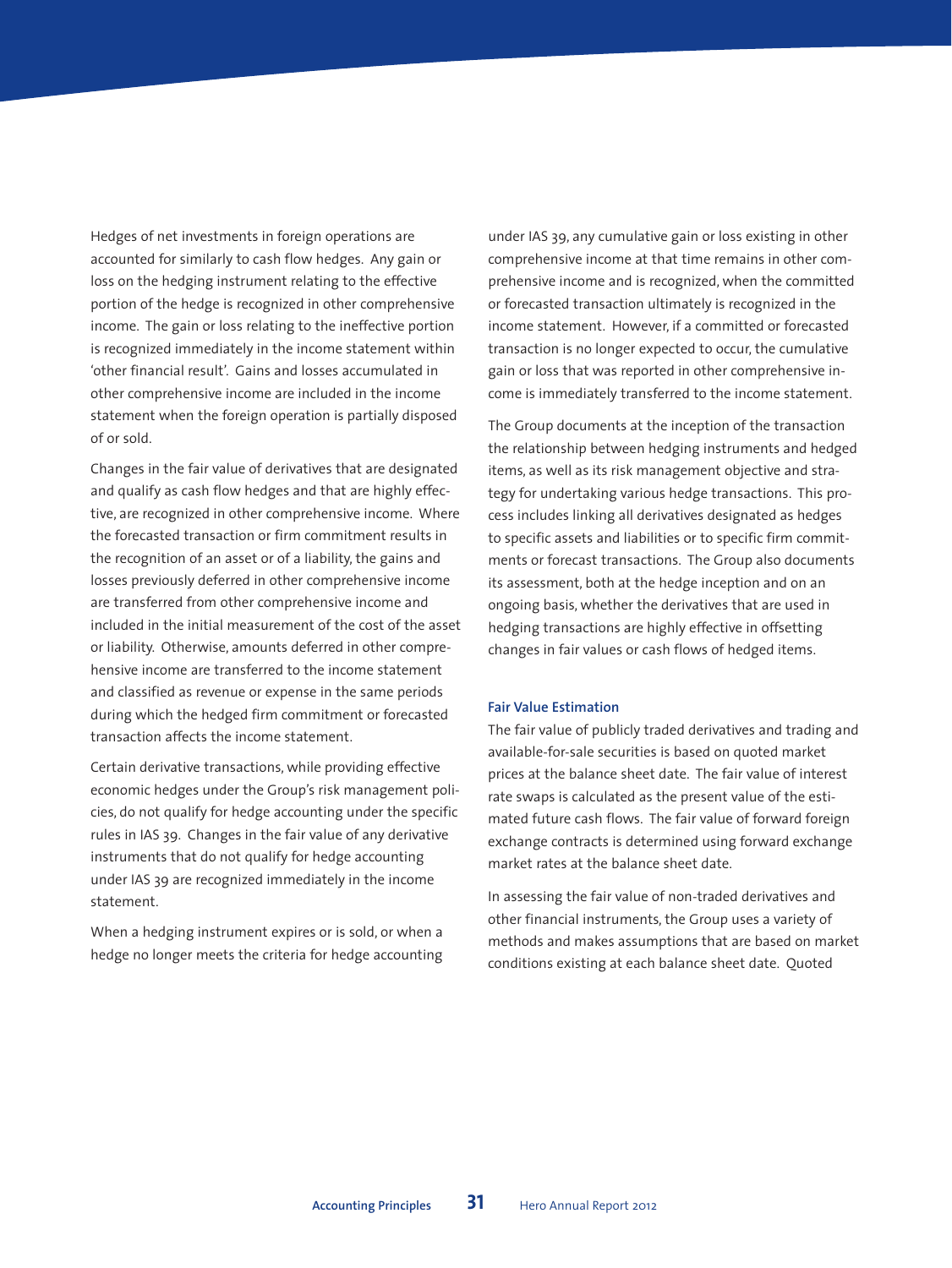Hedges of net investments in foreign operations are accounted for similarly to cash flow hedges. Any gain or loss on the hedging instrument relating to the effective portion of the hedge is recognized in other comprehensive income. The gain or loss relating to the ineffective portion is recognized immediately in the income statement within 'other financial result'. Gains and losses accumulated in other comprehensive income are included in the income statement when the foreign operation is partially disposed of or sold.

Changes in the fair value of derivatives that are designated and qualify as cash flow hedges and that are highly effective, are recognized in other comprehensive income. Where the forecasted transaction or firm commitment results in the recognition of an asset or of a liability, the gains and losses previously deferred in other comprehensive income are transferred from other comprehensive income and included in the initial measurement of the cost of the asset or liability. Otherwise, amounts deferred in other comprehensive income are transferred to the income statement and classified as revenue or expense in the same periods during which the hedged firm commitment or forecasted transaction affects the income statement.

Certain derivative transactions, while providing effective economic hedges under the Group's risk management policies, do not qualify for hedge accounting under the specific rules in IAS 39. Changes in the fair value of any derivative instruments that do not qualify for hedge accounting under IAS 39 are recognized immediately in the income statement.

When a hedging instrument expires or is sold, or when a hedge no longer meets the criteria for hedge accounting under IAS 39, any cumulative gain or loss existing in other comprehensive income at that time remains in other comprehensive income and is recognized, when the committed or forecasted transaction ultimately is recognized in the income statement. However, if a committed or forecasted transaction is no longer expected to occur, the cumulative gain or loss that was reported in other comprehensive income is immediately transferred to the income statement.

The Group documents at the inception of the transaction the relationship between hedging instruments and hedged items, as well as its risk management objective and strategy for undertaking various hedge transactions. This process includes linking all derivatives designated as hedges to specific assets and liabilities or to specific firm commitments or forecast transactions. The Group also documents its assessment, both at the hedge inception and on an ongoing basis, whether the derivatives that are used in hedging transactions are highly effective in offsetting changes in fair values or cash flows of hedged items.

#### Fair Value Estimation

The fair value of publicly traded derivatives and trading and available-for-sale securities is based on quoted market prices at the balance sheet date. The fair value of interest rate swaps is calculated as the present value of the estimated future cash flows. The fair value of forward foreign exchange contracts is determined using forward exchange market rates at the balance sheet date.

In assessing the fair value of non-traded derivatives and other financial instruments, the Group uses a variety of methods and makes assumptions that are based on market conditions existing at each balance sheet date. Quoted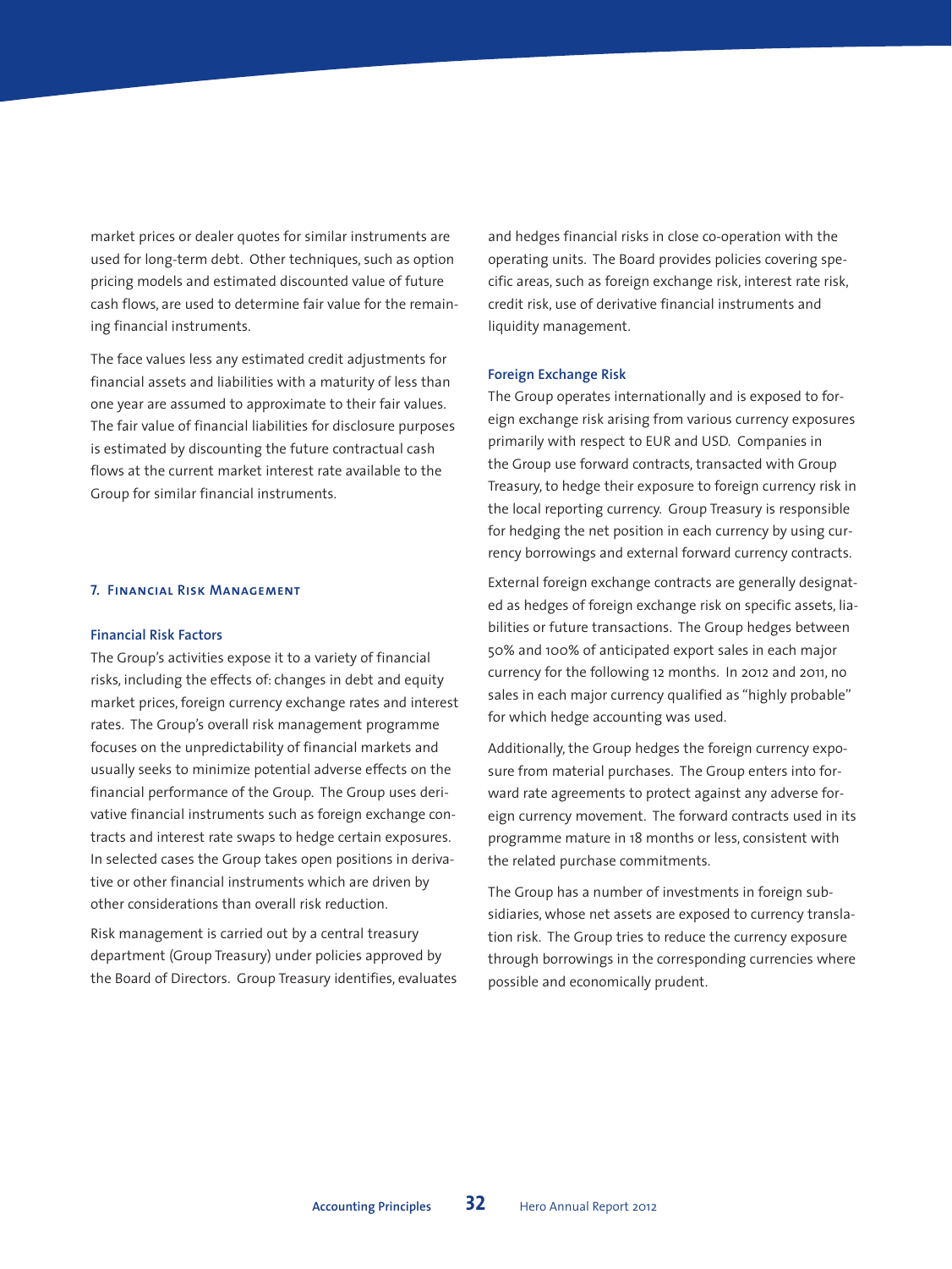market prices or dealer quotes for similar instruments are used for long-term debt. Other techniques, such as option pricing models and estimated discounted value of future cash flows, are used to determine fair value for the remaining financial instruments.

The face values less any estimated credit adjustments for financial assets and liabilities with a maturity of less than one year are assumed to approximate to their fair values. The fair value of financial liabilities for disclosure purposes is estimated by discounting the future contractual cash flows at the current market interest rate available to the Group for similar financial instruments.

## 7. Financial Risk Management

### Financial Risk Factors

The Group's activities expose it to a variety of financial risks, including the effects of: changes in debt and equity market prices, foreign currency exchange rates and interest rates. The Group's overall risk management programme focuses on the unpredictability of financial markets and usually seeks to minimize potential adverse effects on the financial performance of the Group. The Group uses derivative financial instruments such as foreign exchange contracts and interest rate swaps to hedge certain exposures. In selected cases the Group takes open positions in derivative or other financial instruments which are driven by other considerations than overall risk reduction.

Risk management is carried out by a central treasury department (Group Treasury) under policies approved by the Board of Directors. Group Treasury identifies, evaluates and hedges financial risks in close co-operation with the operating units. The Board provides policies covering specific areas, such as foreign exchange risk, interest rate risk, credit risk, use of derivative financial instruments and liquidity management.

### Foreign Exchange Risk

The Group operates internationally and is exposed to foreign exchange risk arising from various currency exposures primarily with respect to EUR and USD. Companies in the Group use forward contracts, transacted with Group Treasury, to hedge their exposure to foreign currency risk in the local reporting currency. Group Treasury is responsible for hedging the net position in each currency by using currency borrowings and external forward currency contracts.

External foreign exchange contracts are generally designated as hedges of foreign exchange risk on specific assets, liabilities or future transactions. The Group hedges between 50% and 100% of anticipated export sales in each major currency for the following 12 months. In 2012 and 2011, no sales in each major currency qualified as "highly probable" for which hedge accounting was used.

Additionally, the Group hedges the foreign currency exposure from material purchases. The Group enters into forward rate agreements to protect against any adverse foreign currency movement. The forward contracts used in its programme mature in 18 months or less, consistent with the related purchase commitments.

The Group has a number of investments in foreign subsidiaries, whose net assets are exposed to currency translation risk. The Group tries to reduce the currency exposure through borrowings in the corresponding currencies where possible and economically prudent.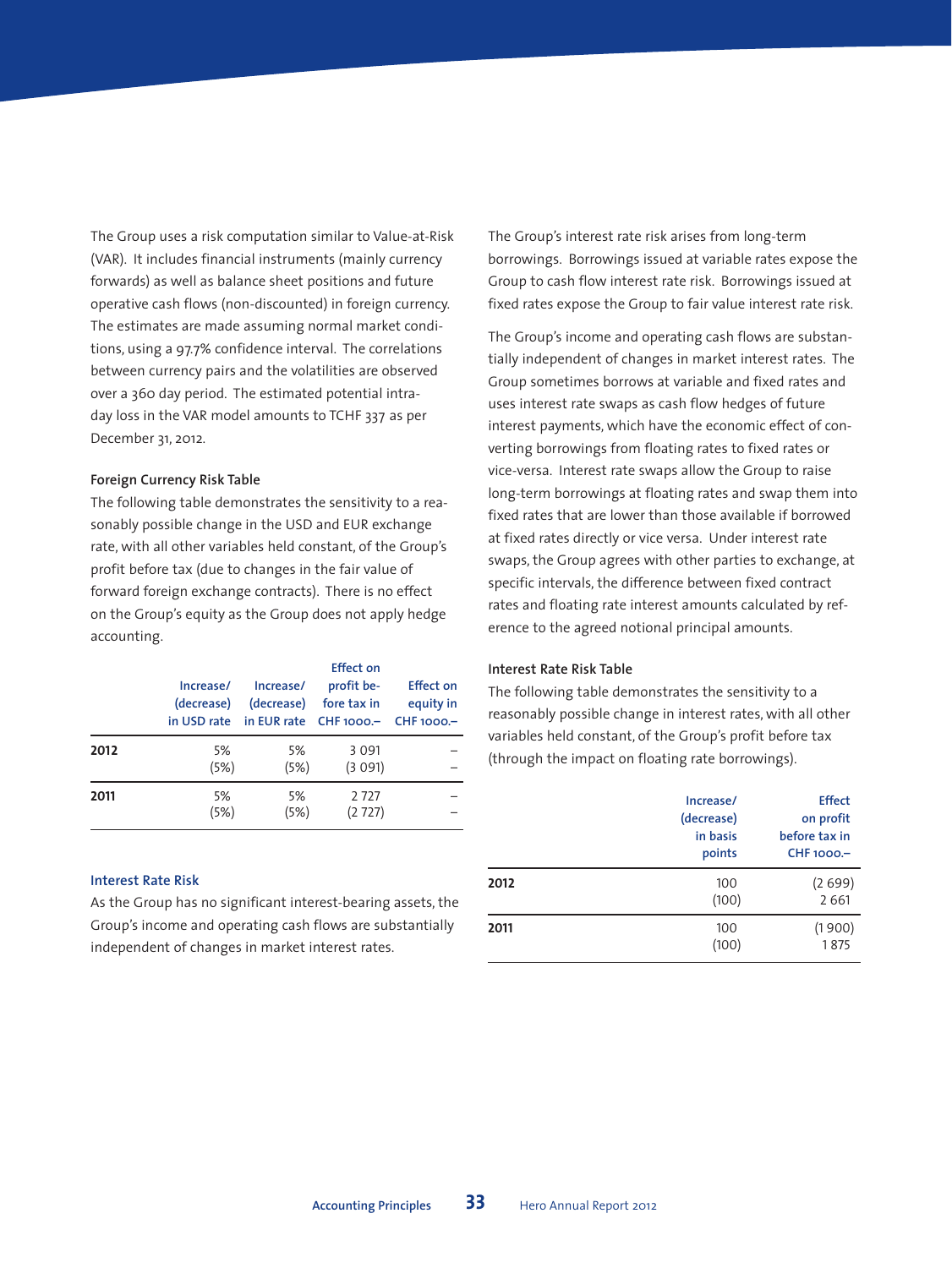The Group uses a risk computation similar to Value-at-Risk (VAR). It includes financial instruments (mainly currency forwards) as well as balance sheet positions and future operative cash flows (non-discounted) in foreign currency. The estimates are made assuming normal market conditions, using a 97.7% confidence interval. The correlations between currency pairs and the volatilities are observed over a 360 day period. The estimated potential intraday loss in the VAR model amounts to TCHF 337 as per December 31, 2012.

**Foreign Currency Risk Table**

The following table demonstrates the sensitivity to a reasonably possible change in the USD and EUR exchange rate, with all other variables held constant, of the Group's profit before tax (due to changes in the fair value of forward foreign exchange contracts). There is no effect on the Group's equity as the Group does not apply hedge accounting.

| | Increase/ (decrease) in USD rate | Increase/ (decrease) in EUR rate | Effect on profit before tax in CHF 1000.– | Effect on equity in CHF 1000.– |
|---|---|---|---|---|
| **2012** | 5% | 5% | 3 091 | – |
| | (5%) | (5%) | (3 091) | – |
| **2011** | 5% | 5% | 2 727 | – |
| | (5%) | (5%) | (2 727) | – |

## Interest Rate Risk

As the Group has no significant interest-bearing assets, the Group's income and operating cash flows are substantially independent of changes in market interest rates.

The Group's interest rate risk arises from long-term borrowings. Borrowings issued at variable rates expose the Group to cash flow interest rate risk. Borrowings issued at fixed rates expose the Group to fair value interest rate risk.

The Group's income and operating cash flows are substantially independent of changes in market interest rates. The Group sometimes borrows at variable and fixed rates and uses interest rate swaps as cash flow hedges of future interest payments, which have the economic effect of converting borrowings from floating rates to fixed rates or vice-versa. Interest rate swaps allow the Group to raise long-term borrowings at floating rates and swap them into fixed rates that are lower than those available if borrowed at fixed rates directly or vice versa. Under interest rate swaps, the Group agrees with other parties to exchange, at specific intervals, the difference between fixed contract rates and floating rate interest amounts calculated by reference to the agreed notional principal amounts.

**Interest Rate Risk Table**

The following table demonstrates the sensitivity to a reasonably possible change in interest rates, with all other variables held constant, of the Group's profit before tax (through the impact on floating rate borrowings).

| | Increase/ (decrease) in basis points | Effect on profit before tax in CHF 1000.– |
|---|---|---|
| **2012** | 100 | (2 699) |
| | (100) | 2 661 |
| **2011** | 100 | (1 900) |
| | (100) | 1 875 |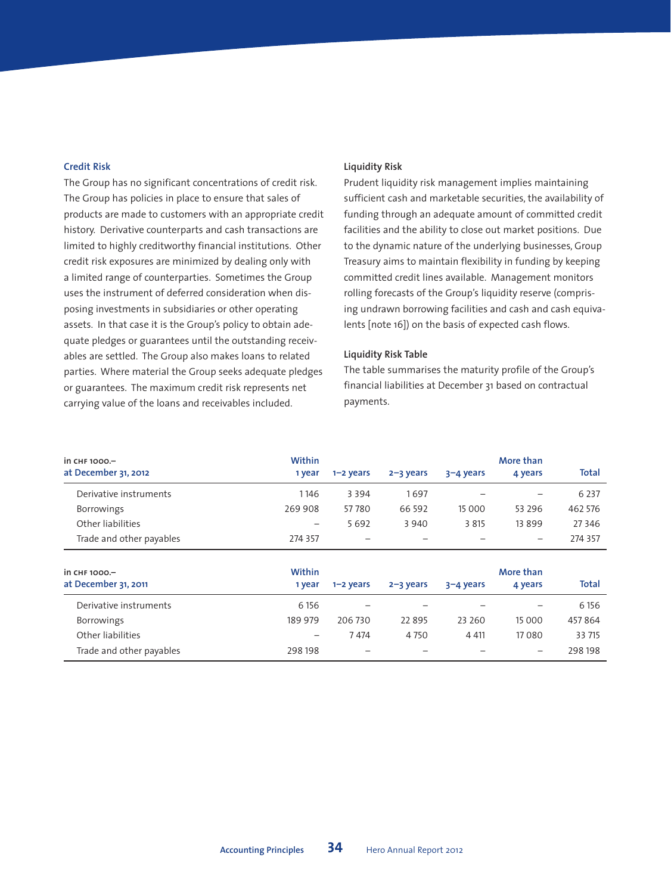### Credit Risk

The Group has no significant concentrations of credit risk. The Group has policies in place to ensure that sales of products are made to customers with an appropriate credit history. Derivative counterparts and cash transactions are limited to highly creditworthy financial institutions. Other credit risk exposures are minimized by dealing only with a limited range of counterparties. Sometimes the Group uses the instrument of deferred consideration when disposing investments in subsidiaries or other operating assets. In that case it is the Group's policy to obtain adequate pledges or guarantees until the outstanding receivables are settled. The Group also makes loans to related parties. Where material the Group seeks adequate pledges or guarantees. The maximum credit risk represents net carrying value of the loans and receivables included.

### Liquidity Risk

Prudent liquidity risk management implies maintaining sufficient cash and marketable securities, the availability of funding through an adequate amount of committed credit facilities and the ability to close out market positions. Due to the dynamic nature of the underlying businesses, Group Treasury aims to maintain flexibility in funding by keeping committed credit lines available. Management monitors rolling forecasts of the Group's liquidity reserve (comprising undrawn borrowing facilities and cash and cash equivalents [note 16]) on the basis of expected cash flows.

### Liquidity Risk Table

The table summarises the maturity profile of the Group's financial liabilities at December 31 based on contractual payments.

| in CHF 1000.– at December 31, 2012 | Within 1 year | 1–2 years | 2–3 years | 3–4 years | More than 4 years | Total |
|---|---|---|---|---|---|---|
| Derivative instruments | 1 146 | 3 394 | 1 697 | – | – | 6 237 |
| Borrowings | 269 908 | 57 780 | 66 592 | 15 000 | 53 296 | 462 576 |
| Other liabilities | – | 5 692 | 3 940 | 3 815 | 13 899 | 27 346 |
| Trade and other payables | 274 357 | – | – | – | – | 274 357 |

| in CHF 1000.– at December 31, 2011 | Within 1 year | 1–2 years | 2–3 years | 3–4 years | More than 4 years | Total |
|---|---|---|---|---|---|---|
| Derivative instruments | 6 156 | – | – | – | – | 6 156 |
| Borrowings | 189 979 | 206 730 | 22 895 | 23 260 | 15 000 | 457 864 |
| Other liabilities | – | 7 474 | 4 750 | 4 411 | 17 080 | 33 715 |
| Trade and other payables | 298 198 | – | – | – | – | 298 198 |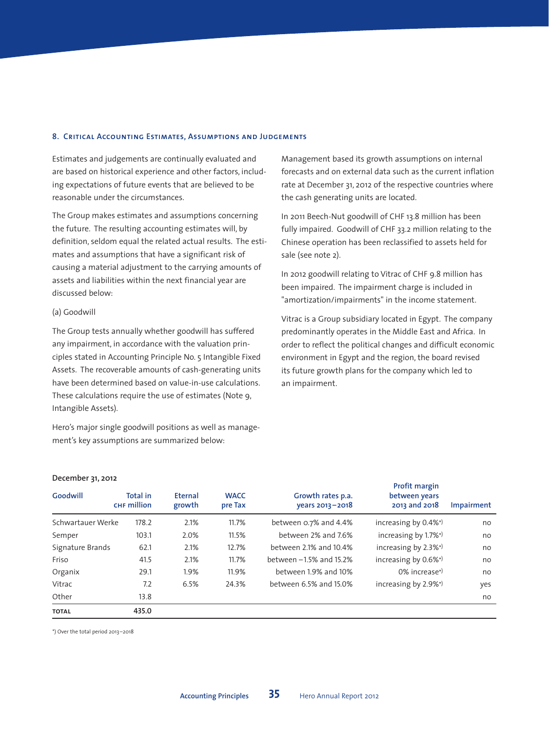### 8. Critical Accounting Estimates, Assumptions and Judgements

Estimates and judgements are continually evaluated and are based on historical experience and other factors, including expectations of future events that are believed to be reasonable under the circumstances.

The Group makes estimates and assumptions concerning the future. The resulting accounting estimates will, by definition, seldom equal the related actual results. The estimates and assumptions that have a significant risk of causing a material adjustment to the carrying amounts of assets and liabilities within the next financial year are discussed below:

(a) Goodwill

The Group tests annually whether goodwill has suffered any impairment, in accordance with the valuation principles stated in Accounting Principle No. 5 Intangible Fixed Assets. The recoverable amounts of cash-generating units have been determined based on value-in-use calculations. These calculations require the use of estimates (Note 9, Intangible Assets).

Hero's major single goodwill positions as well as management's key assumptions are summarized below:

Management based its growth assumptions on internal forecasts and on external data such as the current inflation rate at December 31, 2012 of the respective countries where the cash generating units are located.

In 2011 Beech-Nut goodwill of CHF 13.8 million has been fully impaired. Goodwill of CHF 33.2 million relating to the Chinese operation has been reclassified to assets held for sale (see note 2).

In 2012 goodwill relating to Vitrac of CHF 9.8 million has been impaired. The impairment charge is included in "amortization/impairments" in the income statement.

Vitrac is a Group subsidiary located in Egypt. The company predominantly operates in the Middle East and Africa. In order to reflect the political changes and difficult economic environment in Egypt and the region, the board revised its future growth plans for the company which led to an impairment.

**December 31, 2012**

| Goodwill | Total in CHF million | Eternal growth | WACC pre Tax | Growth rates p.a. years 2013–2018 | Profit margin between years 2013 and 2018 | Impairment |
|---|---|---|---|---|---|---|
| Schwartauer Werke | 178.2 | 2.1% | 11.7% | between 0.7% and 4.4% | increasing by 0.4%*) | no |
| Semper | 103.1 | 2.0% | 11.5% | between 2% and 7.6% | increasing by 1.7%*) | no |
| Signature Brands | 62.1 | 2.1% | 12.7% | between 2.1% and 10.4% | increasing by 2.3%*) | no |
| Friso | 41.5 | 2.1% | 11.7% | between –1.5% and 15.2% | increasing by 0.6%*) | no |
| Organix | 29.1 | 1.9% | 11.9% | between 1.9% and 10% | 0% increase*) | no |
| Vitrac | 7.2 | 6.5% | 24.3% | between 6.5% and 15.0% | increasing by 2.9%*) | yes |
| Other | 13.8 | | | | | no |
| **TOTAL** | **435.0** | | | | | |

*) Over the total period 2013–2018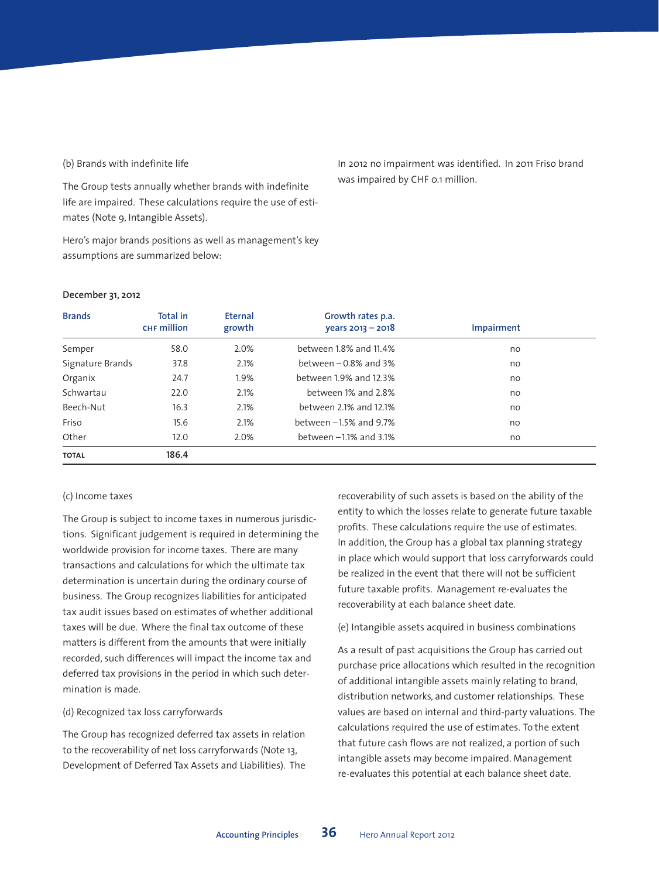(b) Brands with indefinite life

The Group tests annually whether brands with indefinite life are impaired. These calculations require the use of estimates (Note 9, Intangible Assets).

Hero's major brands positions as well as management's key assumptions are summarized below:

In 2012 no impairment was identified. In 2011 Friso brand was impaired by CHF 0.1 million.

**December 31, 2012**

| Brands | Total in CHF million | Eternal growth | Growth rates p.a. years 2013 – 2018 | Impairment |
|---|---|---|---|---|
| Semper | 58.0 | 2.0% | between 1.8% and 11.4% | no |
| Signature Brands | 37.8 | 2.1% | between – 0.8% and 3% | no |
| Organix | 24.7 | 1.9% | between 1.9% and 12.3% | no |
| Schwartau | 22.0 | 2.1% | between 1% and 2.8% | no |
| Beech-Nut | 16.3 | 2.1% | between 2.1% and 12.1% | no |
| Friso | 15.6 | 2.1% | between –1.5% and 9.7% | no |
| Other | 12.0 | 2.0% | between –1.1% and 3.1% | no |
| **TOTAL** | **186.4** | | | |

(c) Income taxes

The Group is subject to income taxes in numerous jurisdictions. Significant judgement is required in determining the worldwide provision for income taxes. There are many transactions and calculations for which the ultimate tax determination is uncertain during the ordinary course of business. The Group recognizes liabilities for anticipated tax audit issues based on estimates of whether additional taxes will be due. Where the final tax outcome of these matters is different from the amounts that were initially recorded, such differences will impact the income tax and deferred tax provisions in the period in which such determination is made.

(d) Recognized tax loss carryforwards

The Group has recognized deferred tax assets in relation to the recoverability of net loss carryforwards (Note 13, Development of Deferred Tax Assets and Liabilities). The recoverability of such assets is based on the ability of the entity to which the losses relate to generate future taxable profits. These calculations require the use of estimates. In addition, the Group has a global tax planning strategy in place which would support that loss carryforwards could be realized in the event that there will not be sufficient future taxable profits. Management re-evaluates the recoverability at each balance sheet date.

(e) Intangible assets acquired in business combinations

As a result of past acquisitions the Group has carried out purchase price allocations which resulted in the recognition of additional intangible assets mainly relating to brand, distribution networks, and customer relationships. These values are based on internal and third-party valuations. The calculations required the use of estimates. To the extent that future cash flows are not realized, a portion of such intangible assets may become impaired. Management re-evaluates this potential at each balance sheet date.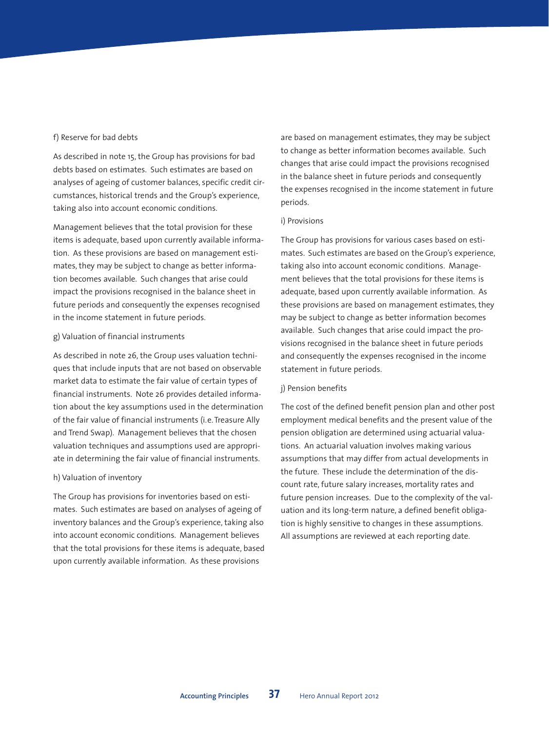f) Reserve for bad debts

As described in note 15, the Group has provisions for bad debts based on estimates. Such estimates are based on analyses of ageing of customer balances, specific credit circumstances, historical trends and the Group's experience, taking also into account economic conditions.

Management believes that the total provision for these items is adequate, based upon currently available information. As these provisions are based on management estimates, they may be subject to change as better information becomes available. Such changes that arise could impact the provisions recognised in the balance sheet in future periods and consequently the expenses recognised in the income statement in future periods.

g) Valuation of financial instruments

As described in note 26, the Group uses valuation techniques that include inputs that are not based on observable market data to estimate the fair value of certain types of financial instruments. Note 26 provides detailed information about the key assumptions used in the determination of the fair value of financial instruments (i.e. Treasure Ally and Trend Swap). Management believes that the chosen valuation techniques and assumptions used are appropriate in determining the fair value of financial instruments.

h) Valuation of inventory

The Group has provisions for inventories based on estimates. Such estimates are based on analyses of ageing of inventory balances and the Group's experience, taking also into account economic conditions. Management believes that the total provisions for these items is adequate, based upon currently available information. As these provisions are based on management estimates, they may be subject to change as better information becomes available. Such changes that arise could impact the provisions recognised in the balance sheet in future periods and consequently the expenses recognised in the income statement in future periods.

i) Provisions

The Group has provisions for various cases based on estimates. Such estimates are based on the Group's experience, taking also into account economic conditions. Management believes that the total provisions for these items is adequate, based upon currently available information. As these provisions are based on management estimates, they may be subject to change as better information becomes available. Such changes that arise could impact the provisions recognised in the balance sheet in future periods and consequently the expenses recognised in the income statement in future periods.

j) Pension benefits

The cost of the defined benefit pension plan and other post employment medical benefits and the present value of the pension obligation are determined using actuarial valuations. An actuarial valuation involves making various assumptions that may differ from actual developments in the future. These include the determination of the discount rate, future salary increases, mortality rates and future pension increases. Due to the complexity of the valuation and its long-term nature, a defined benefit obligation is highly sensitive to changes in these assumptions. All assumptions are reviewed at each reporting date.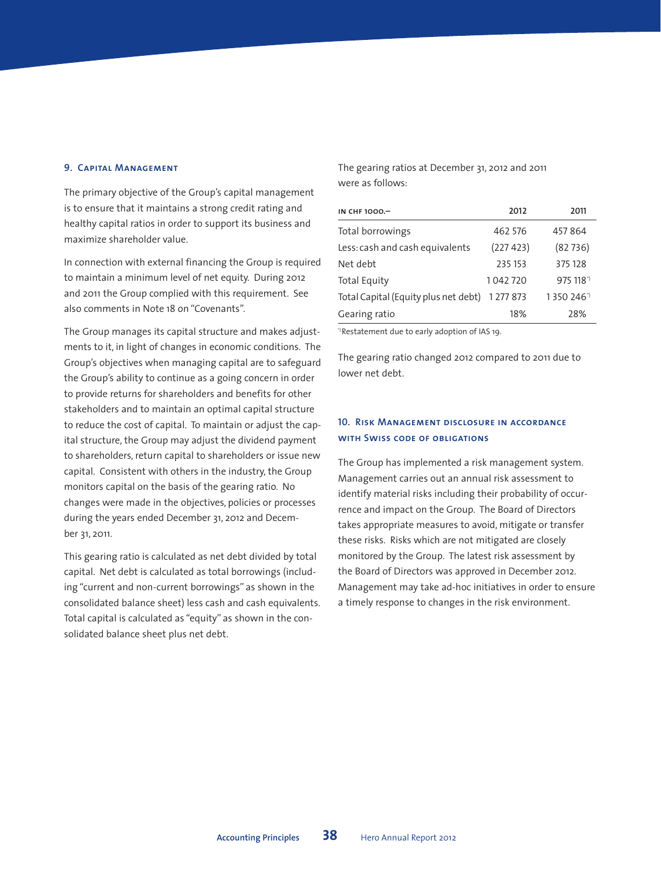## 9. Capital Management

The primary objective of the Group's capital management is to ensure that it maintains a strong credit rating and healthy capital ratios in order to support its business and maximize shareholder value.

In connection with external financing the Group is required to maintain a minimum level of net equity. During 2012 and 2011 the Group complied with this requirement. See also comments in Note 18 on "Covenants".

The Group manages its capital structure and makes adjustments to it, in light of changes in economic conditions. The Group's objectives when managing capital are to safeguard the Group's ability to continue as a going concern in order to provide returns for shareholders and benefits for other stakeholders and to maintain an optimal capital structure to reduce the cost of capital. To maintain or adjust the capital structure, the Group may adjust the dividend payment to shareholders, return capital to shareholders or issue new capital. Consistent with others in the industry, the Group monitors capital on the basis of the gearing ratio. No changes were made in the objectives, policies or processes during the years ended December 31, 2012 and December 31, 2011.

This gearing ratio is calculated as net debt divided by total capital. Net debt is calculated as total borrowings (including "current and non-current borrowings" as shown in the consolidated balance sheet) less cash and cash equivalents. Total capital is calculated as "equity" as shown in the consolidated balance sheet plus net debt.

The gearing ratios at December 31, 2012 and 2011 were as follows:

| IN CHF 1000.– | 2012 | 2011 |
|---|---|---|
| Total borrowings | 462 576 | 457 864 |
| Less: cash and cash equivalents | (227 423) | (82 736) |
| Net debt | 235 153 | 375 128 |
| Total Equity | 1 042 720 | 975 118*) |
| Total Capital (Equity plus net debt) | 1 277 873 | 1 350 246*) |
| Gearing ratio | 18% | 28% |

*) Restatement due to early adoption of IAS 19.

The gearing ratio changed 2012 compared to 2011 due to lower net debt.

## 10. Risk Management disclosure in accordance with Swiss code of obligations

The Group has implemented a risk management system. Management carries out an annual risk assessment to identify material risks including their probability of occurrence and impact on the Group. The Board of Directors takes appropriate measures to avoid, mitigate or transfer these risks. Risks which are not mitigated are closely monitored by the Group. The latest risk assessment by the Board of Directors was approved in December 2012. Management may take ad-hoc initiatives in order to ensure a timely response to changes in the risk environment.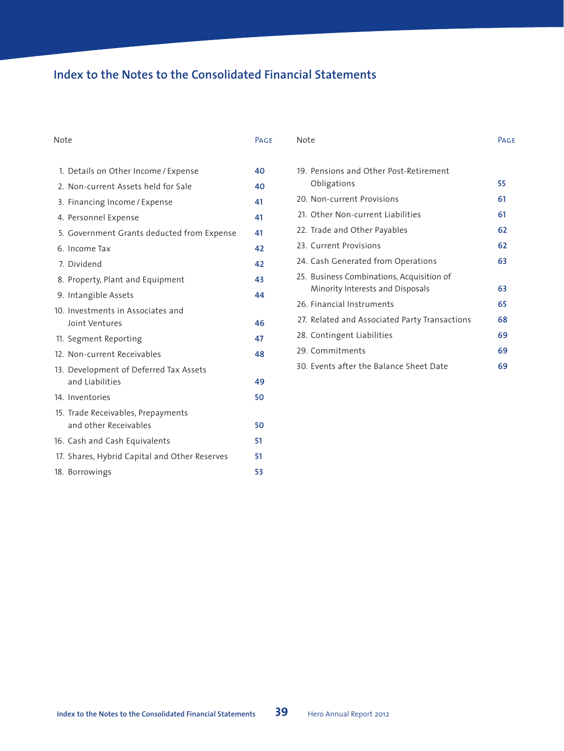# Index to the Notes to the Consolidated Financial Statements

| Note | Page |
|---|---|
| 1. Details on Other Income / Expense | 40 |
| 2. Non-current Assets held for Sale | 40 |
| 3. Financing Income / Expense | 41 |
| 4. Personnel Expense | 41 |
| 5. Government Grants deducted from Expense | 41 |
| 6. Income Tax | 42 |
| 7. Dividend | 42 |
| 8. Property, Plant and Equipment | 43 |
| 9. Intangible Assets | 44 |
| 10. Investments in Associates and Joint Ventures | 46 |
| 11. Segment Reporting | 47 |
| 12. Non-current Receivables | 48 |
| 13. Development of Deferred Tax Assets and Liabilities | 49 |
| 14. Inventories | 50 |
| 15. Trade Receivables, Prepayments and other Receivables | 50 |
| 16. Cash and Cash Equivalents | 51 |
| 17. Shares, Hybrid Capital and Other Reserves | 51 |
| 18. Borrowings | 53 |
| 19. Pensions and Other Post-Retirement Obligations | 55 |
| 20. Non-current Provisions | 61 |
| 21. Other Non-current Liabilities | 61 |
| 22. Trade and Other Payables | 62 |
| 23. Current Provisions | 62 |
| 24. Cash Generated from Operations | 63 |
| 25. Business Combinations, Acquisition of Minority Interests and Disposals | 63 |
| 26. Financial Instruments | 65 |
| 27. Related and Associated Party Transactions | 68 |
| 28. Contingent Liabilities | 69 |
| 29. Commitments | 69 |
| 30. Events after the Balance Sheet Date | 69 |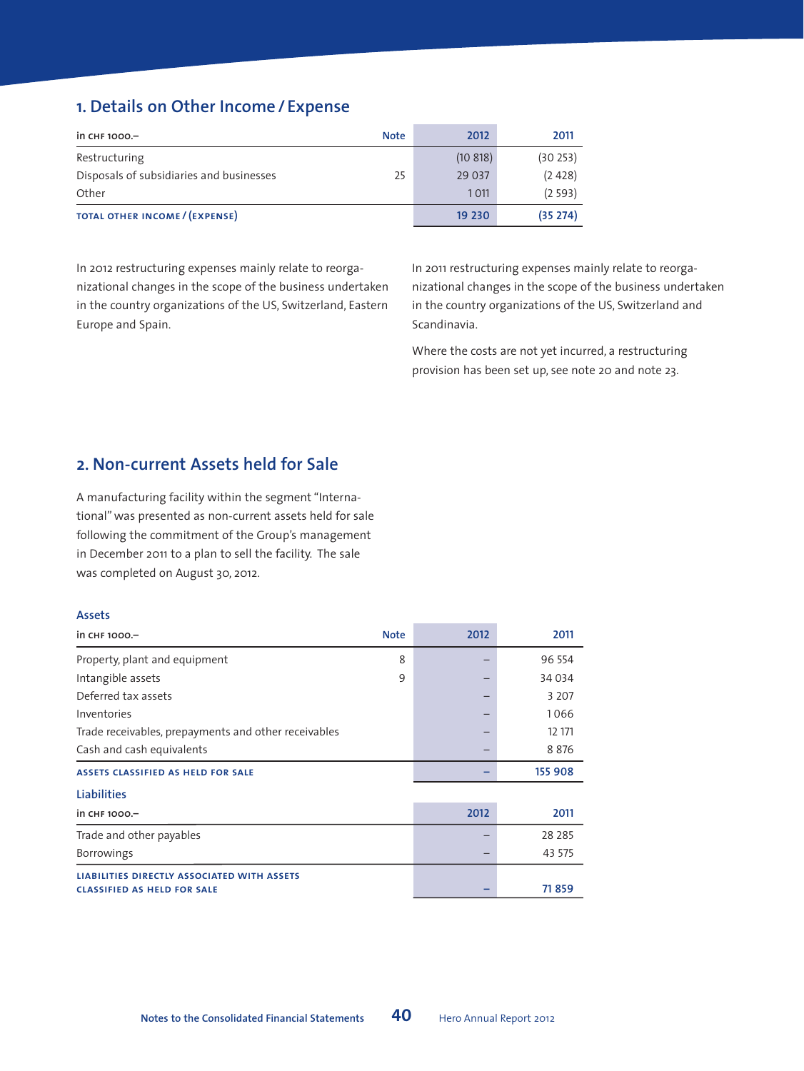## 1. Details on Other Income / Expense

| in CHF 1000.– | Note | 2012 | 2011 |
|---|---|---|---|
| Restructuring | | (10 818) | (30 253) |
| Disposals of subsidiaries and businesses | 25 | 29 037 | (2 428) |
| Other | | 1 011 | (2 593) |
| **TOTAL OTHER INCOME / (EXPENSE)** | | **19 230** | **(35 274)** |

In 2012 restructuring expenses mainly relate to reorganizational changes in the scope of the business undertaken in the country organizations of the US, Switzerland, Eastern Europe and Spain.

In 2011 restructuring expenses mainly relate to reorganizational changes in the scope of the business undertaken in the country organizations of the US, Switzerland and Scandinavia.

Where the costs are not yet incurred, a restructuring provision has been set up, see note 20 and note 23.

## 2. Non-current Assets held for Sale

A manufacturing facility within the segment "International" was presented as non-current assets held for sale following the commitment of the Group's management in December 2011 to a plan to sell the facility. The sale was completed on August 30, 2012.

### Assets

| in CHF 1000.– | Note | 2012 | 2011 |
|---|---|---|---|
| Property, plant and equipment | 8 | – | 96 554 |
| Intangible assets | 9 | – | 34 034 |
| Deferred tax assets | | – | 3 207 |
| Inventories | | – | 1 066 |
| Trade receivables, prepayments and other receivables | | – | 12 171 |
| Cash and cash equivalents | | – | 8 876 |
| **ASSETS CLASSIFIED AS HELD FOR SALE** | | **–** | **155 908** |

### Liabilities

| in CHF 1000.– | 2012 | 2011 |
|---|---|---|
| Trade and other payables | – | 28 285 |
| Borrowings | – | 43 575 |
| **LIABILITIES DIRECTLY ASSOCIATED WITH ASSETS CLASSIFIED AS HELD FOR SALE** | **–** | **71 859** |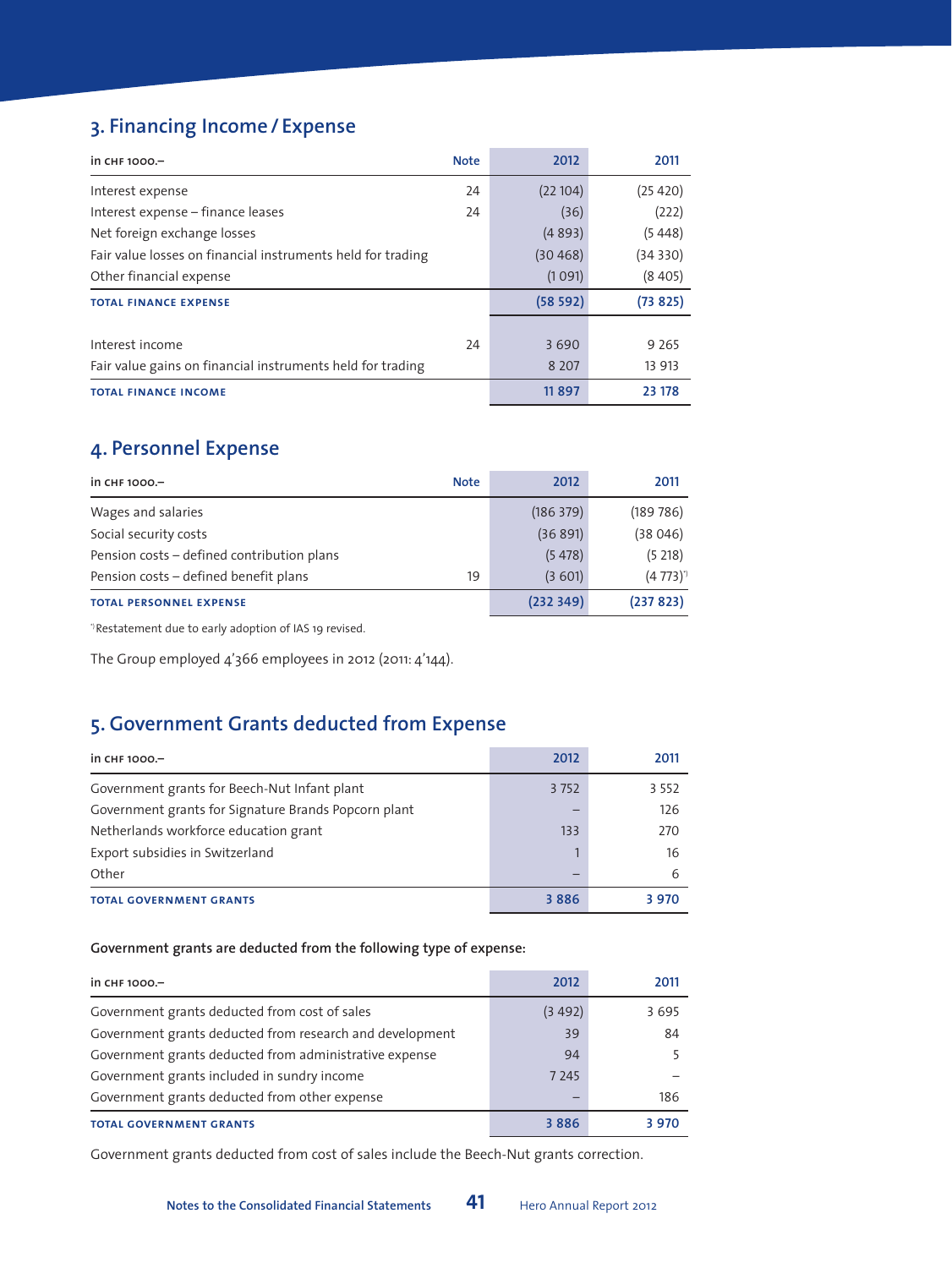## 3. Financing Income / Expense

| in CHF 1000.– | Note | 2012 | 2011 |
|---|---|---|---|
| Interest expense | 24 | (22 104) | (25 420) |
| Interest expense – finance leases | 24 | (36) | (222) |
| Net foreign exchange losses | | (4 893) | (5 448) |
| Fair value losses on financial instruments held for trading | | (30 468) | (34 330) |
| Other financial expense | | (1 091) | (8 405) |
| **TOTAL FINANCE EXPENSE** | | **(58 592)** | **(73 825)** |
| | | | |
| Interest income | 24 | 3 690 | 9 265 |
| Fair value gains on financial instruments held for trading | | 8 207 | 13 913 |
| **TOTAL FINANCE INCOME** | | **11 897** | **23 178** |

## 4. Personnel Expense

| in CHF 1000.– | Note | 2012 | 2011 |
|---|---|---|---|
| Wages and salaries | | (186 379) | (189 786) |
| Social security costs | | (36 891) | (38 046) |
| Pension costs – defined contribution plans | | (5 478) | (5 218) |
| Pension costs – defined benefit plans | 19 | (3 601) | (4 773)[*] |
| **TOTAL PERSONNEL EXPENSE** | | **(232 349)** | **(237 823)** |

[*] Restatement due to early adoption of IAS 19 revised.

The Group employed 4'366 employees in 2012 (2011: 4'144).

## 5. Government Grants deducted from Expense

| in CHF 1000.– | 2012 | 2011 |
|---|---|---|
| Government grants for Beech-Nut Infant plant | 3 752 | 3 552 |
| Government grants for Signature Brands Popcorn plant | – | 126 |
| Netherlands workforce education grant | 133 | 270 |
| Export subsidies in Switzerland | 1 | 16 |
| Other | – | 6 |
| **TOTAL GOVERNMENT GRANTS** | **3 886** | **3 970** |

**Government grants are deducted from the following type of expense:**

| in CHF 1000.– | 2012 | 2011 |
|---|---|---|
| Government grants deducted from cost of sales | (3 492) | 3 695 |
| Government grants deducted from research and development | 39 | 84 |
| Government grants deducted from administrative expense | 94 | 5 |
| Government grants included in sundry income | 7 245 | – |
| Government grants deducted from other expense | – | 186 |
| **TOTAL GOVERNMENT GRANTS** | **3 886** | **3 970** |

Government grants deducted from cost of sales include the Beech-Nut grants correction.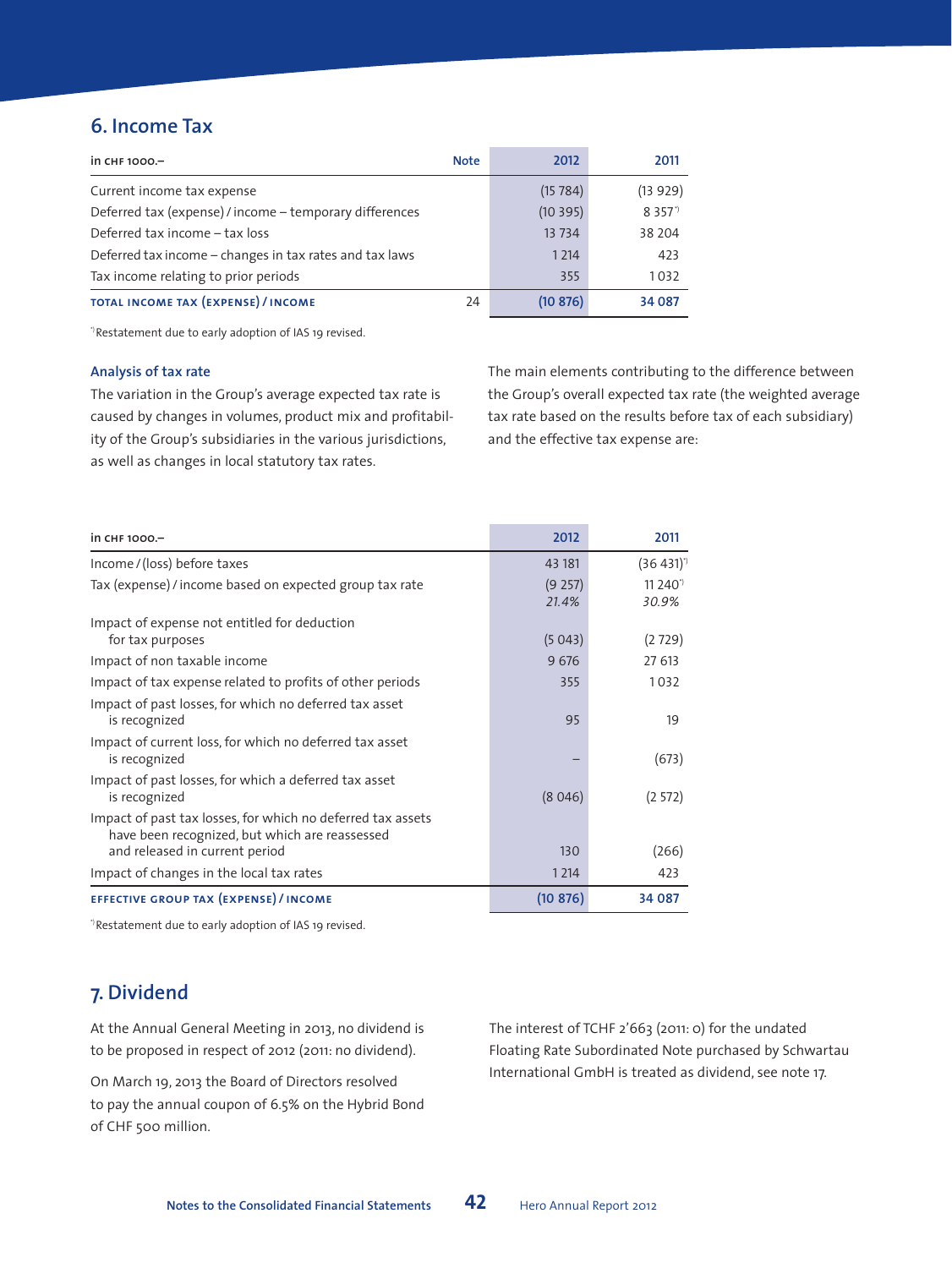## 6. Income Tax

| in CHF 1000.– | Note | 2012 | 2011 |
|---|---|---|---|
| Current income tax expense | | (15 784) | (13 929) |
| Deferred tax (expense) / income – temporary differences | | (10 395) | 8 357[*] |
| Deferred tax income – tax loss | | 13 734 | 38 204 |
| Deferred tax income – changes in tax rates and tax laws | | 1 214 | 423 |
| Tax income relating to prior periods | | 355 | 1 032 |
| **TOTAL INCOME TAX (EXPENSE) / INCOME** | 24 | **(10 876)** | **34 087** |

[*] Restatement due to early adoption of IAS 19 revised.

### Analysis of tax rate

The variation in the Group's average expected tax rate is caused by changes in volumes, product mix and profitability of the Group's subsidiaries in the various jurisdictions, as well as changes in local statutory tax rates.

The main elements contributing to the difference between the Group's overall expected tax rate (the weighted average tax rate based on the results before tax of each subsidiary) and the effective tax expense are:

| in CHF 1000.– | 2012 | 2011 |
|---|---|---|
| Income / (loss) before taxes | 43 181 | (36 431)[*] |
| Tax (expense) / income based on expected group tax rate | (9 257) *21.4%* | 11 240[*] *30.9%* |
| Impact of expense not entitled for deduction for tax purposes | (5 043) | (2 729) |
| Impact of non taxable income | 9 676 | 27 613 |
| Impact of tax expense related to profits of other periods | 355 | 1 032 |
| Impact of past losses, for which no deferred tax asset is recognized | 95 | 19 |
| Impact of current loss, for which no deferred tax asset is recognized | – | (673) |
| Impact of past losses, for which a deferred tax asset is recognized | (8 046) | (2 572) |
| Impact of past tax losses, for which no deferred tax assets have been recognized, but which are reassessed and released in current period | 130 | (266) |
| Impact of changes in the local tax rates | 1 214 | 423 |
| **EFFECTIVE GROUP TAX (EXPENSE) / INCOME** | **(10 876)** | **34 087** |

[*] Restatement due to early adoption of IAS 19 revised.

## 7. Dividend

At the Annual General Meeting in 2013, no dividend is to be proposed in respect of 2012 (2011: no dividend).

On March 19, 2013 the Board of Directors resolved to pay the annual coupon of 6.5% on the Hybrid Bond of CHF 500 million.

The interest of TCHF 2'663 (2011: 0) for the undated Floating Rate Subordinated Note purchased by Schwartau International GmbH is treated as dividend, see note 17.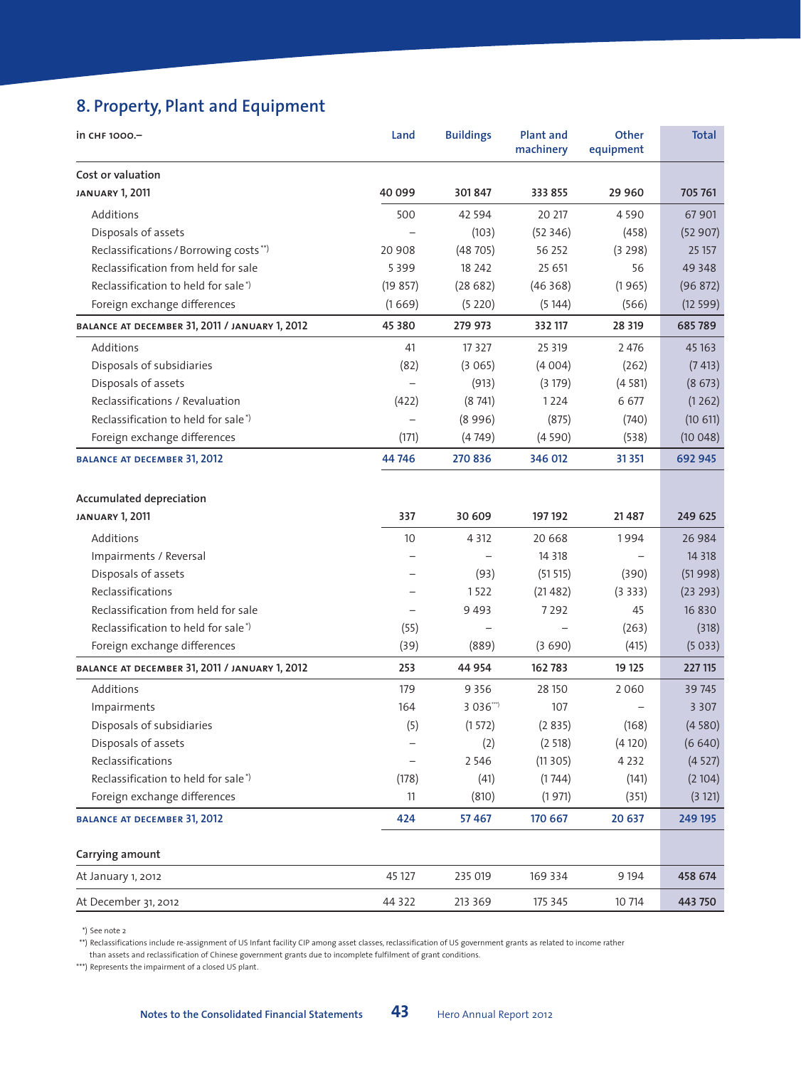## 8. Property, Plant and Equipment

| in CHF 1000.– | Land | Buildings | Plant and machinery | Other equipment | Total |
|---|---|---|---|---|---|
| Cost or valuation | | | | | |
| **JANUARY 1, 2011** | **40 099** | **301 847** | **333 855** | **29 960** | **705 761** |
| Additions | 500 | 42 594 | 20 217 | 4 590 | 67 901 |
| Disposals of assets | – | (103) | (52 346) | (458) | (52 907) |
| Reclassifications / Borrowing costs**) | 20 908 | (48 705) | 56 252 | (3 298) | 25 157 |
| Reclassification from held for sale | 5 399 | 18 242 | 25 651 | 56 | 49 348 |
| Reclassification to held for sale*) | (19 857) | (28 682) | (46 368) | (1 965) | (96 872) |
| Foreign exchange differences | (1 669) | (5 220) | (5 144) | (566) | (12 599) |
| **BALANCE AT DECEMBER 31, 2011 / JANUARY 1, 2012** | **45 380** | **279 973** | **332 117** | **28 319** | **685 789** |
| Additions | 41 | 17 327 | 25 319 | 2 476 | 45 163 |
| Disposals of subsidiaries | (82) | (3 065) | (4 004) | (262) | (7 413) |
| Disposals of assets | – | (913) | (3 179) | (4 581) | (8 673) |
| Reclassifications / Revaluation | (422) | (8 741) | 1 224 | 6 677 | (1 262) |
| Reclassification to held for sale*) | – | (8 996) | (875) | (740) | (10 611) |
| Foreign exchange differences | (171) | (4 749) | (4 590) | (538) | (10 048) |
| **BALANCE AT DECEMBER 31, 2012** | **44 746** | **270 836** | **346 012** | **31 351** | **692 945** |
| Accumulated depreciation | | | | | |
| **JANUARY 1, 2011** | **337** | **30 609** | **197 192** | **21 487** | **249 625** |
| Additions | 10 | 4 312 | 20 668 | 1 994 | 26 984 |
| Impairments / Reversal | – | – | 14 318 | – | 14 318 |
| Disposals of assets | – | (93) | (51 515) | (390) | (51 998) |
| Reclassifications | – | 1 522 | (21 482) | (3 333) | (23 293) |
| Reclassification from held for sale | – | 9 493 | 7 292 | 45 | 16 830 |
| Reclassification to held for sale*) | (55) | – | – | (263) | (318) |
| Foreign exchange differences | (39) | (889) | (3 690) | (415) | (5 033) |
| **BALANCE AT DECEMBER 31, 2011 / JANUARY 1, 2012** | **253** | **44 954** | **162 783** | **19 125** | **227 115** |
| Additions | 179 | 9 356 | 28 150 | 2 060 | 39 745 |
| Impairments | 164 | 3 036***) | 107 | – | 3 307 |
| Disposals of subsidiaries | (5) | (1 572) | (2 835) | (168) | (4 580) |
| Disposals of assets | – | (2) | (2 518) | (4 120) | (6 640) |
| Reclassifications | – | 2 546 | (11 305) | 4 232 | (4 527) |
| Reclassification to held for sale*) | (178) | (41) | (1 744) | (141) | (2 104) |
| Foreign exchange differences | 11 | (810) | (1 971) | (351) | (3 121) |
| **BALANCE AT DECEMBER 31, 2012** | **424** | **57 467** | **170 667** | **20 637** | **249 195** |
| Carrying amount | | | | | |
| At January 1, 2012 | 45 127 | 235 019 | 169 334 | 9 194 | **458 674** |
| At December 31, 2012 | 44 322 | 213 369 | 175 345 | 10 714 | **443 750** |

*) See note 2

**) Reclassifications include re-assignment of US Infant facility CIP among asset classes, reclassification of US government grants as related to income rather than assets and reclassification of Chinese government grants due to incomplete fulfilment of grant conditions.

***) Represents the impairment of a closed US plant.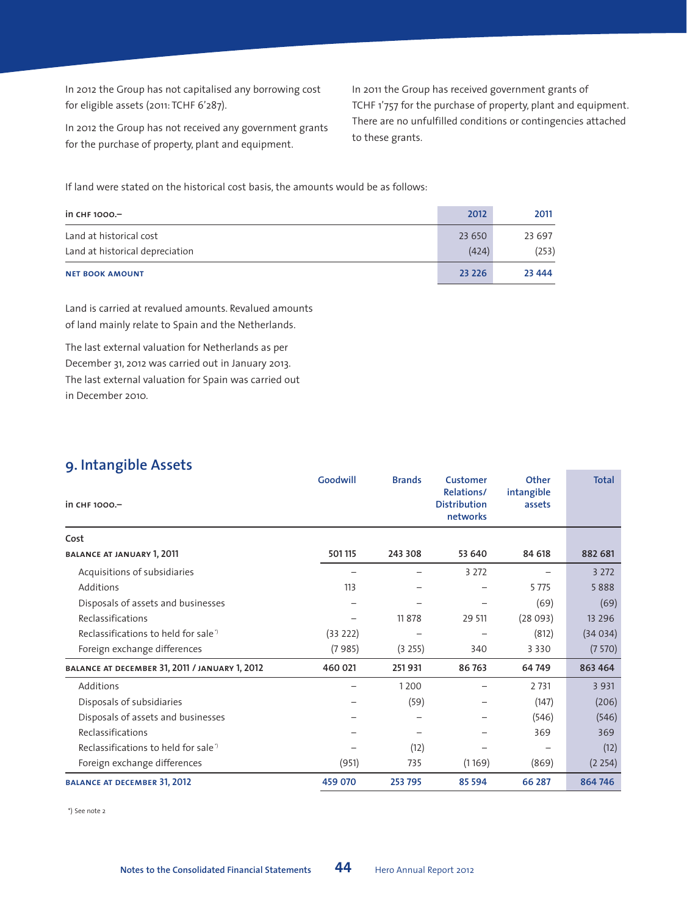In 2012 the Group has not capitalised any borrowing cost for eligible assets (2011: TCHF 6'287).

In 2012 the Group has not received any government grants for the purchase of property, plant and equipment.

In 2011 the Group has received government grants of TCHF 1'757 for the purchase of property, plant and equipment. There are no unfulfilled conditions or contingencies attached to these grants.

If land were stated on the historical cost basis, the amounts would be as follows:

| in CHF 1000.– | 2012 | 2011 |
|---|---|---|
| Land at historical cost | 23 650 | 23 697 |
| Land at historical depreciation | (424) | (253) |
| **NET BOOK AMOUNT** | **23 226** | **23 444** |

Land is carried at revalued amounts. Revalued amounts of land mainly relate to Spain and the Netherlands.

The last external valuation for Netherlands as per December 31, 2012 was carried out in January 2013. The last external valuation for Spain was carried out in December 2010.

## 9. Intangible Assets

| in CHF 1000.– | Goodwill | Brands | Customer Relations/ Distribution networks | Other intangible assets | Total |
|---|---|---|---|---|---|
| Cost | | | | | |
| **BALANCE AT JANUARY 1, 2011** | **501 115** | **243 308** | **53 640** | **84 618** | **882 681** |
| Acquisitions of subsidiaries | – | – | 3 272 | – | 3 272 |
| Additions | 113 | – | – | 5 775 | 5 888 |
| Disposals of assets and businesses | – | – | – | (69) | (69) |
| Reclassifications | – | 11 878 | 29 511 | (28 093) | 13 296 |
| Reclassifications to held for sale *) | (33 222) | – | – | (812) | (34 034) |
| Foreign exchange differences | (7 985) | (3 255) | 340 | 3 330 | (7 570) |
| **BALANCE AT DECEMBER 31, 2011 / JANUARY 1, 2012** | **460 021** | **251 931** | **86 763** | **64 749** | **863 464** |
| Additions | – | 1 200 | – | 2 731 | 3 931 |
| Disposals of subsidiaries | – | (59) | – | (147) | (206) |
| Disposals of assets and businesses | – | – | – | (546) | (546) |
| Reclassifications | – | – | – | 369 | 369 |
| Reclassifications to held for sale *) | – | (12) | – | – | (12) |
| Foreign exchange differences | (951) | 735 | (1 169) | (869) | (2 254) |
| **BALANCE AT DECEMBER 31, 2012** | **459 070** | **253 795** | **85 594** | **66 287** | **864 746** |

*) See note 2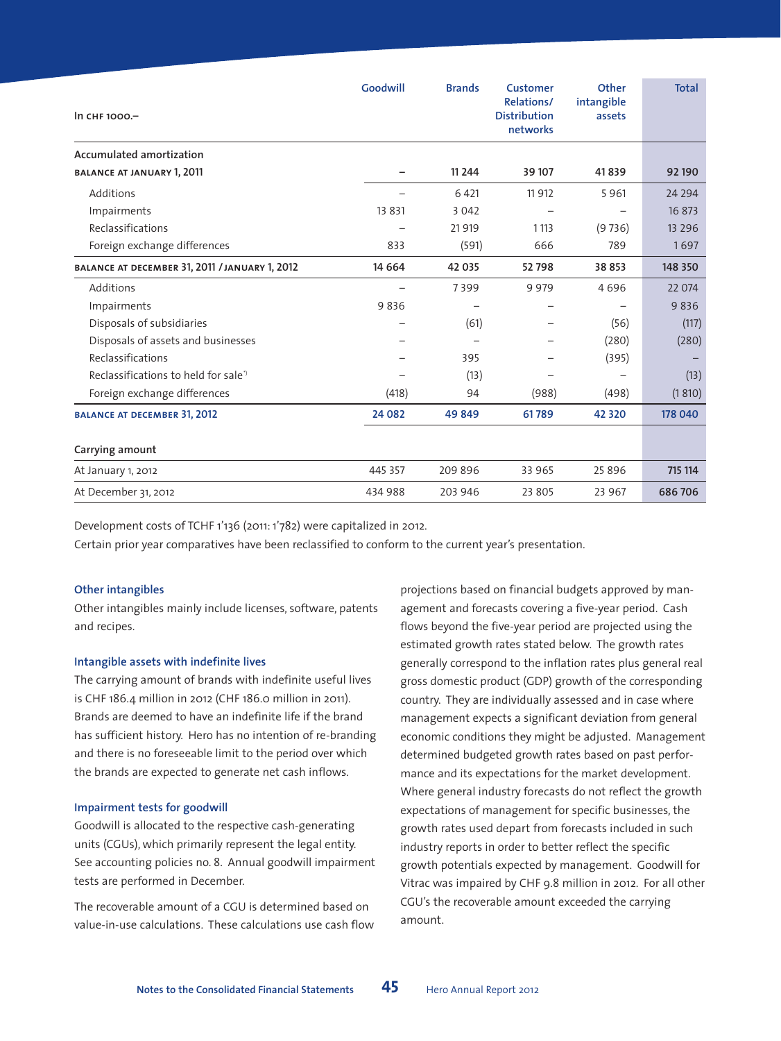| In CHF 1000.– | Goodwill | Brands | Customer Relations/ Distribution networks | Other intangible assets | Total |
|---|---|---|---|---|---|
| **Accumulated amortization** | | | | | |
| **BALANCE AT JANUARY 1, 2011** | **–** | **11 244** | **39 107** | **41 839** | **92 190** |
| Additions | – | 6 421 | 11 912 | 5 961 | 24 294 |
| Impairments | 13 831 | 3 042 | – | – | 16 873 |
| Reclassifications | – | 21 919 | 1 113 | (9 736) | 13 296 |
| Foreign exchange differences | 833 | (591) | 666 | 789 | 1 697 |
| **BALANCE AT DECEMBER 31, 2011 / JANUARY 1, 2012** | **14 664** | **42 035** | **52 798** | **38 853** | **148 350** |
| Additions | – | 7 399 | 9 979 | 4 696 | 22 074 |
| Impairments | 9 836 | – | – | – | 9 836 |
| Disposals of subsidiaries | – | (61) | – | (56) | (117) |
| Disposals of assets and businesses | – | – | – | (280) | (280) |
| Reclassifications | – | 395 | – | (395) | – |
| Reclassifications to held for sale*) | – | (13) | – | – | (13) |
| Foreign exchange differences | (418) | 94 | (988) | (498) | (1 810) |
| **BALANCE AT DECEMBER 31, 2012** | **24 082** | **49 849** | **61 789** | **42 320** | **178 040** |
| **Carrying amount** | | | | | |
| At January 1, 2012 | 445 357 | 209 896 | 33 965 | 25 896 | **715 114** |
| At December 31, 2012 | 434 988 | 203 946 | 23 805 | 23 967 | **686 706** |

Development costs of TCHF 1'136 (2011: 1'782) were capitalized in 2012.

Certain prior year comparatives have been reclassified to conform to the current year's presentation.

### Other intangibles

Other intangibles mainly include licenses, software, patents and recipes.

### Intangible assets with indefinite lives

The carrying amount of brands with indefinite useful lives is CHF 186.4 million in 2012 (CHF 186.0 million in 2011). Brands are deemed to have an indefinite life if the brand has sufficient history. Hero has no intention of re-branding and there is no foreseeable limit to the period over which the brands are expected to generate net cash inflows.

### Impairment tests for goodwill

Goodwill is allocated to the respective cash-generating units (CGUs), which primarily represent the legal entity. See accounting policies no. 8. Annual goodwill impairment tests are performed in December.

The recoverable amount of a CGU is determined based on value-in-use calculations. These calculations use cash flow projections based on financial budgets approved by management and forecasts covering a five-year period. Cash flows beyond the five-year period are projected using the estimated growth rates stated below. The growth rates generally correspond to the inflation rates plus general real gross domestic product (GDP) growth of the corresponding country. They are individually assessed and in case where management expects a significant deviation from general economic conditions they might be adjusted. Management determined budgeted growth rates based on past performance and its expectations for the market development. Where general industry forecasts do not reflect the growth expectations of management for specific businesses, the growth rates used depart from forecasts included in such industry reports in order to better reflect the specific growth potentials expected by management. Goodwill for Vitrac was impaired by CHF 9.8 million in 2012. For all other CGU's the recoverable amount exceeded the carrying amount.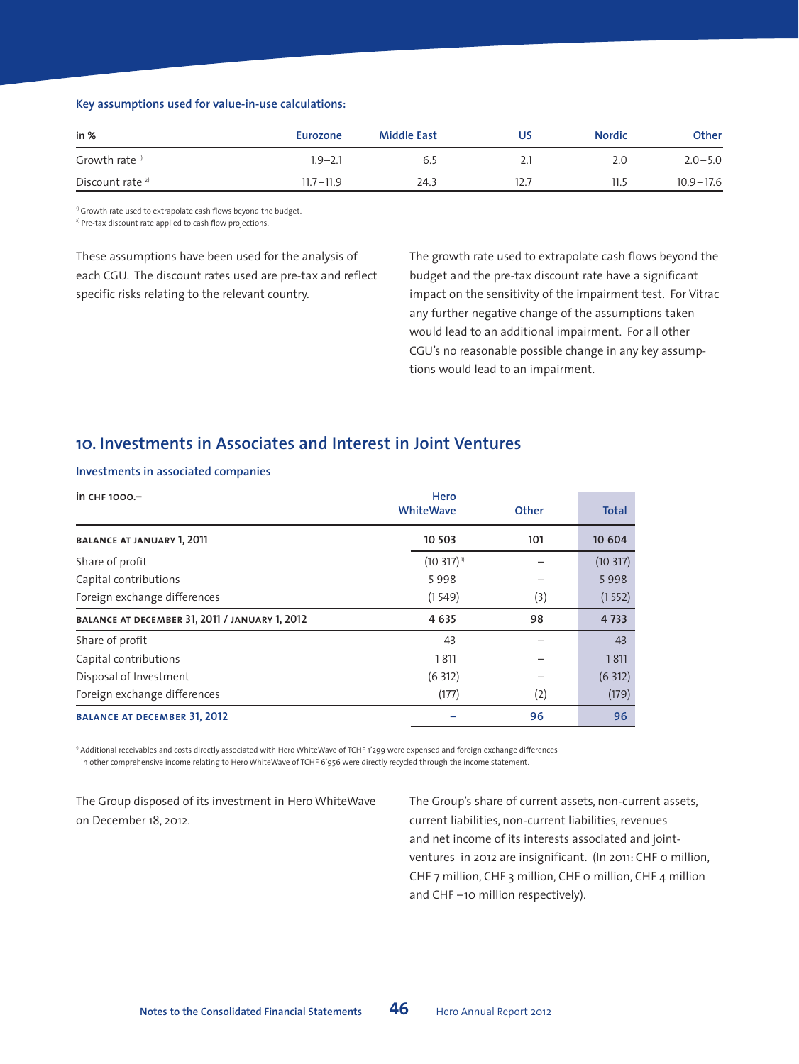**Key assumptions used for value-in-use calculations:**

| in % | Eurozone | Middle East | US | Nordic | Other |
|---|---|---|---|---|---|
| Growth rate [1] | 1.9–2.1 | 6.5 | 2.1 | 2.0 | 2.0–5.0 |
| Discount rate [2] | 11.7–11.9 | 24.3 | 12.7 | 11.5 | 10.9–17.6 |

[1] Growth rate used to extrapolate cash flows beyond the budget.
[2] Pre-tax discount rate applied to cash flow projections.

These assumptions have been used for the analysis of each CGU. The discount rates used are pre-tax and reflect specific risks relating to the relevant country.

The growth rate used to extrapolate cash flows beyond the budget and the pre-tax discount rate have a significant impact on the sensitivity of the impairment test. For Vitrac any further negative change of the assumptions taken would lead to an additional impairment. For all other CGU's no reasonable possible change in any key assumptions would lead to an impairment.

## 10. Investments in Associates and Interest in Joint Ventures

**Investments in associated companies**

| in CHF 1000.– | Hero WhiteWave | Other | Total |
|---|---|---|---|
| **BALANCE AT JANUARY 1, 2011** | **10 503** | **101** | **10 604** |
| Share of profit | (10 317) [1] | – | (10 317) |
| Capital contributions | 5 998 | – | 5 998 |
| Foreign exchange differences | (1 549) | (3) | (1 552) |
| **BALANCE AT DECEMBER 31, 2011 / JANUARY 1, 2012** | **4 635** | **98** | **4 733** |
| Share of profit | 43 | – | 43 |
| Capital contributions | 1 811 | – | 1 811 |
| Disposal of Investment | (6 312) | – | (6 312) |
| Foreign exchange differences | (177) | (2) | (179) |
| **BALANCE AT DECEMBER 31, 2012** | **–** | **96** | **96** |

[1] Additional receivables and costs directly associated with Hero WhiteWave of TCHF 1'299 were expensed and foreign exchange differences in other comprehensive income relating to Hero WhiteWave of TCHF 6'956 were directly recycled through the income statement.

The Group disposed of its investment in Hero WhiteWave on December 18, 2012.

The Group's share of current assets, non-current assets, current liabilities, non-current liabilities, revenues and net income of its interests associated and joint-ventures in 2012 are insignificant. (In 2011: CHF 0 million, CHF 7 million, CHF 3 million, CHF 0 million, CHF 4 million and CHF –10 million respectively).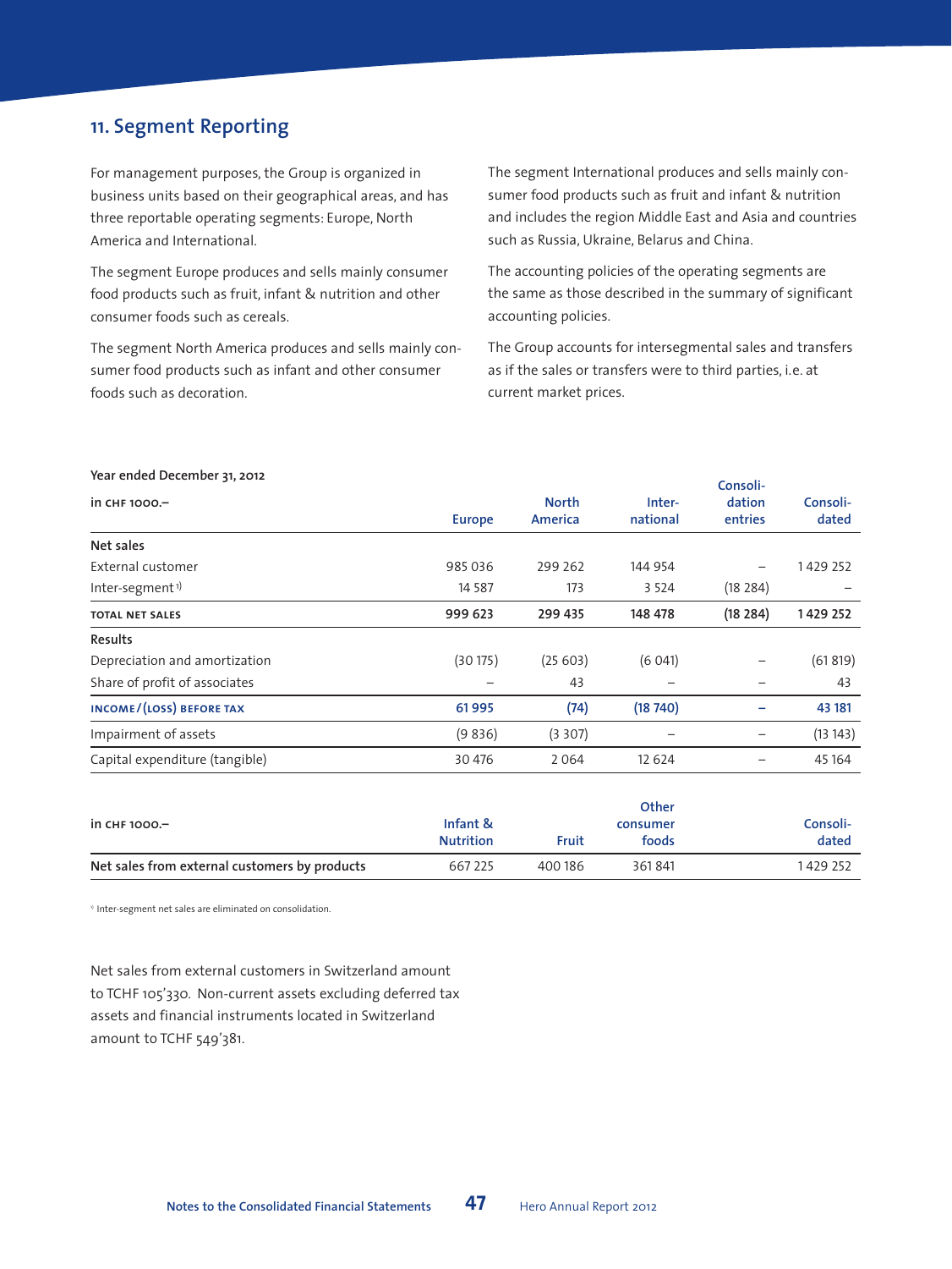## 11. Segment Reporting

For management purposes, the Group is organized in business units based on their geographical areas, and has three reportable operating segments: Europe, North America and International.

The segment Europe produces and sells mainly consumer food products such as fruit, infant & nutrition and other consumer foods such as cereals.

The segment North America produces and sells mainly consumer food products such as infant and other consumer foods such as decoration.

The segment International produces and sells mainly consumer food products such as fruit and infant & nutrition and includes the region Middle East and Asia and countries such as Russia, Ukraine, Belarus and China.

The accounting policies of the operating segments are the same as those described in the summary of significant accounting policies.

The Group accounts for intersegmental sales and transfers as if the sales or transfers were to third parties, i.e. at current market prices.

**Year ended December 31, 2012**

| in CHF 1000.– | Europe | North America | International | Consolidation entries | Consolidated |
|---|---|---|---|---|---|
| **Net sales** | | | | | |
| External customer | 985 036 | 299 262 | 144 954 | – | 1 429 252 |
| Inter-segment [1] | 14 587 | 173 | 3 524 | (18 284) | – |
| **TOTAL NET SALES** | **999 623** | **299 435** | **148 478** | **(18 284)** | **1 429 252** |
| **Results** | | | | | |
| Depreciation and amortization | (30 175) | (25 603) | (6 041) | – | (61 819) |
| Share of profit of associates | – | 43 | – | – | 43 |
| **INCOME / (LOSS) BEFORE TAX** | **61 995** | **(74)** | **(18 740)** | **–** | **43 181** |
| Impairment of assets | (9 836) | (3 307) | – | – | (13 143) |
| Capital expenditure (tangible) | 30 476 | 2 064 | 12 624 | – | 45 164 |

| in CHF 1000.– | Infant & Nutrition | Fruit | Other consumer foods | Consolidated |
|---|---|---|---|---|
| **Net sales from external customers by products** | 667 225 | 400 186 | 361 841 | 1 429 252 |

[1] Inter-segment net sales are eliminated on consolidation.

Net sales from external customers in Switzerland amount to TCHF 105'330. Non-current assets excluding deferred tax assets and financial instruments located in Switzerland amount to TCHF 549'381.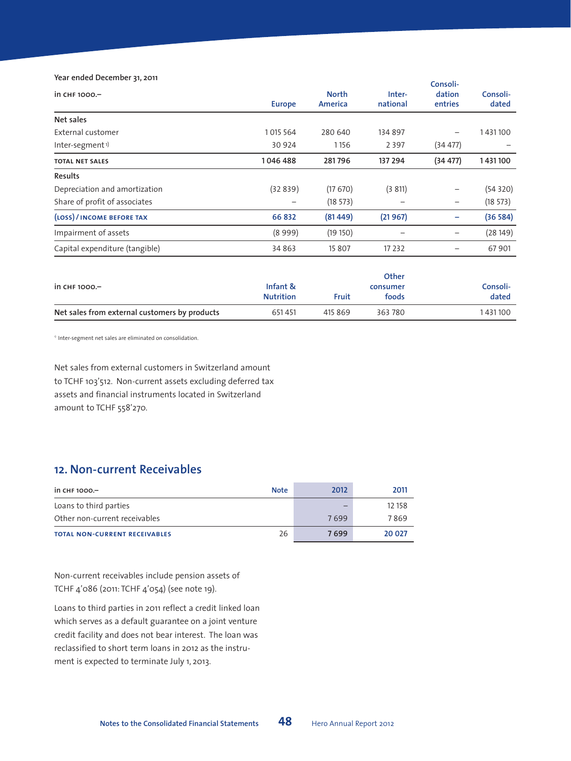Year ended December 31, 2011

| in CHF 1000.– | Europe | North America | International | Consolidation entries | Consolidated |
|---|---|---|---|---|---|
| **Net sales** | | | | | |
| External customer | 1 015 564 | 280 640 | 134 897 | – | 1 431 100 |
| Inter-segment [1] | 30 924 | 1 156 | 2 397 | (34 477) | – |
| **TOTAL NET SALES** | **1 046 488** | **281 796** | **137 294** | **(34 477)** | **1 431 100** |
| **Results** | | | | | |
| Depreciation and amortization | (32 839) | (17 670) | (3 811) | – | (54 320) |
| Share of profit of associates | – | (18 573) | – | – | (18 573) |
| **(LOSS) / INCOME BEFORE TAX** | **66 832** | **(81 449)** | **(21 967)** | **–** | **(36 584)** |
| Impairment of assets | (8 999) | (19 150) | – | – | (28 149) |
| Capital expenditure (tangible) | 34 863 | 15 807 | 17 232 | – | 67 901 |

| in CHF 1000.– | Infant & Nutrition | Fruit | Other consumer foods | Consolidated |
|---|---|---|---|---|
| **Net sales from external customers by products** | 651 451 | 415 869 | 363 780 | 1 431 100 |

[1] Inter-segment net sales are eliminated on consolidation.

Net sales from external customers in Switzerland amount to TCHF 103'512. Non-current assets excluding deferred tax assets and financial instruments located in Switzerland amount to TCHF 558'270.

## 12. Non-current Receivables

| in CHF 1000.– | Note | 2012 | 2011 |
|---|---|---|---|
| Loans to third parties | | – | 12 158 |
| Other non-current receivables | | 7 699 | 7 869 |
| **TOTAL NON-CURRENT RECEIVABLES** | 26 | **7 699** | **20 027** |

Non-current receivables include pension assets of TCHF 4'086 (2011: TCHF 4'054) (see note 19).

Loans to third parties in 2011 reflect a credit linked loan which serves as a default guarantee on a joint venture credit facility and does not bear interest. The loan was reclassified to short term loans in 2012 as the instrument is expected to terminate July 1, 2013.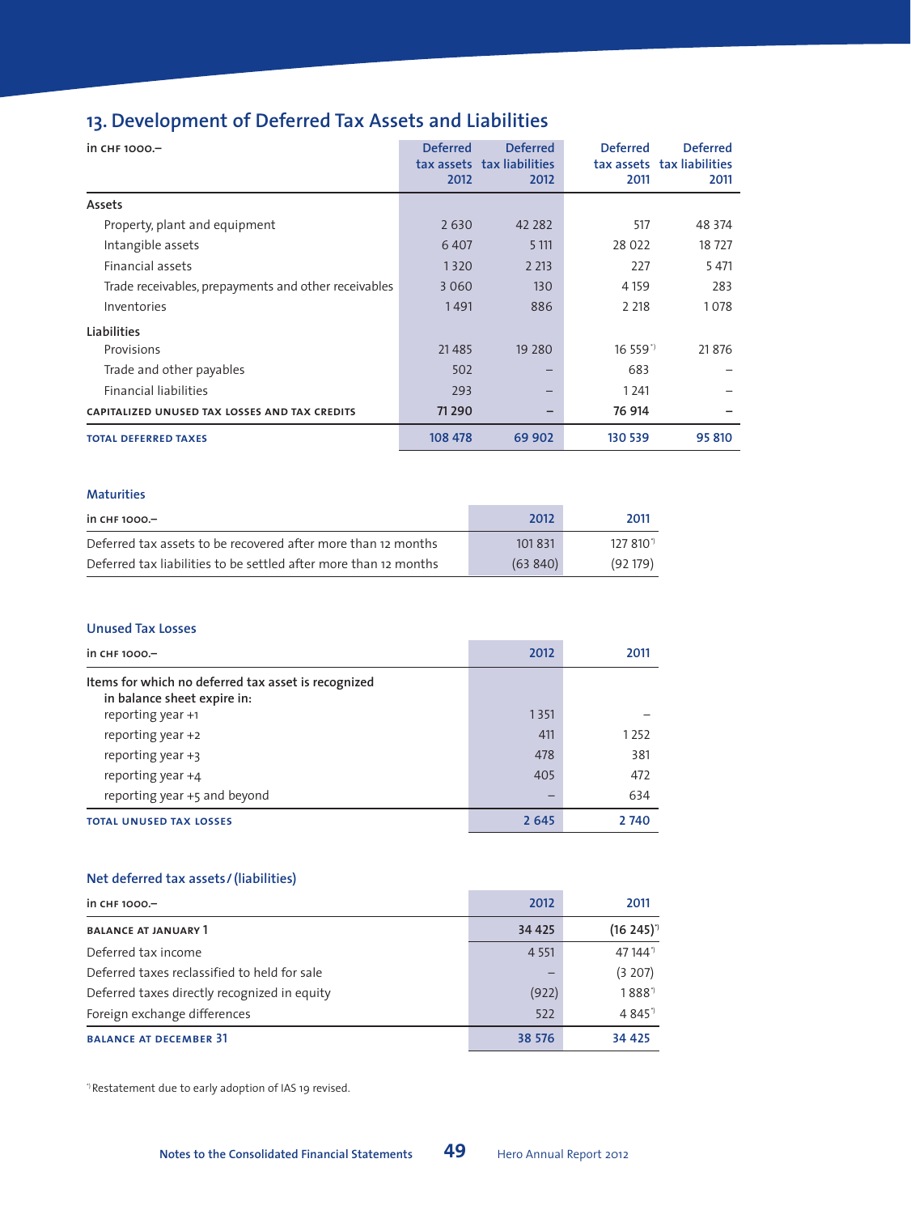## 13. Development of Deferred Tax Assets and Liabilities

| in CHF 1000.– | Deferred tax assets 2012 | Deferred tax liabilities 2012 | Deferred tax assets 2011 | Deferred tax liabilities 2011 |
|---|---|---|---|---|
| **Assets** | | | | |
| Property, plant and equipment | 2 630 | 42 282 | 517 | 48 374 |
| Intangible assets | 6 407 | 5 111 | 28 022 | 18 727 |
| Financial assets | 1 320 | 2 213 | 227 | 5 471 |
| Trade receivables, prepayments and other receivables | 3 060 | 130 | 4 159 | 283 |
| Inventories | 1 491 | 886 | 2 218 | 1 078 |
| **Liabilities** | | | | |
| Provisions | 21 485 | 19 280 | 16 559[*] | 21 876 |
| Trade and other payables | 502 | – | 683 | – |
| Financial liabilities | 293 | – | 1 241 | – |
| **CAPITALIZED UNUSED TAX LOSSES AND TAX CREDITS** | **71 290** | **–** | **76 914** | **–** |
| **TOTAL DEFERRED TAXES** | **108 478** | **69 902** | **130 539** | **95 810** |

### Maturities

| in CHF 1000.– | 2012 | 2011 |
|---|---|---|
| Deferred tax assets to be recovered after more than 12 months | 101 831 | 127 810[*] |
| Deferred tax liabilities to be settled after more than 12 months | (63 840) | (92 179) |

### Unused Tax Losses

| in CHF 1000.– | 2012 | 2011 |
|---|---|---|
| **Items for which no deferred tax asset is recognized in balance sheet expire in:** | | |
| reporting year +1 | 1 351 | – |
| reporting year +2 | 411 | 1 252 |
| reporting year +3 | 478 | 381 |
| reporting year +4 | 405 | 472 |
| reporting year +5 and beyond | – | 634 |
| **TOTAL UNUSED TAX LOSSES** | **2 645** | **2 740** |

### Net deferred tax assets / (liabilities)

| in CHF 1000.– | 2012 | 2011 |
|---|---|---|
| **BALANCE AT JANUARY 1** | **34 425** | **(16 245)[*]** |
| Deferred tax income | 4 551 | 47 144[*] |
| Deferred taxes reclassified to held for sale | – | (3 207) |
| Deferred taxes directly recognized in equity | (922) | 1 888[*] |
| Foreign exchange differences | 522 | 4 845[*] |
| **BALANCE AT DECEMBER 31** | **38 576** | **34 425** |

[*] Restatement due to early adoption of IAS 19 revised.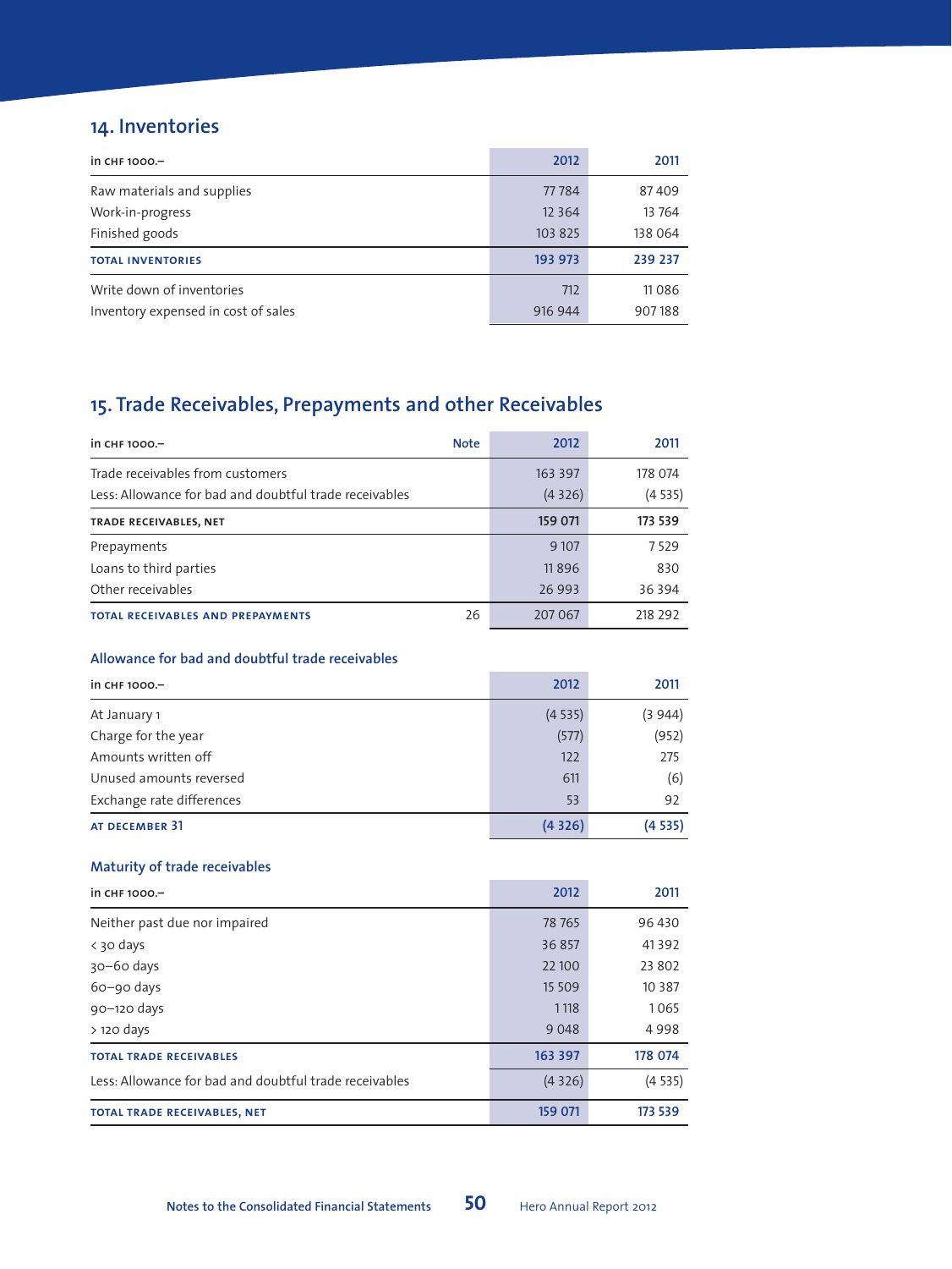## 14. Inventories

| in CHF 1000.– | 2012 | 2011 |
|---|---|---|
| Raw materials and supplies | 77 784 | 87 409 |
| Work-in-progress | 12 364 | 13 764 |
| Finished goods | 103 825 | 138 064 |
| **TOTAL INVENTORIES** | **193 973** | **239 237** |
| Write down of inventories | 712 | 11 086 |
| Inventory expensed in cost of sales | 916 944 | 907 188 |

## 15. Trade Receivables, Prepayments and other Receivables

| in CHF 1000.– | Note | 2012 | 2011 |
|---|---|---|---|
| Trade receivables from customers | | 163 397 | 178 074 |
| Less: Allowance for bad and doubtful trade receivables | | (4 326) | (4 535) |
| **TRADE RECEIVABLES, NET** | | **159 071** | **173 539** |
| Prepayments | | 9 107 | 7 529 |
| Loans to third parties | | 11 896 | 830 |
| Other receivables | | 26 993 | 36 394 |
| **TOTAL RECEIVABLES AND PREPAYMENTS** | 26 | 207 067 | 218 292 |

### Allowance for bad and doubtful trade receivables

| in CHF 1000.– | 2012 | 2011 |
|---|---|---|
| At January 1 | (4 535) | (3 944) |
| Charge for the year | (577) | (952) |
| Amounts written off | 122 | 275 |
| Unused amounts reversed | 611 | (6) |
| Exchange rate differences | 53 | 92 |
| **AT DECEMBER 31** | **(4 326)** | **(4 535)** |

### Maturity of trade receivables

| in CHF 1000.– | 2012 | 2011 |
|---|---|---|
| Neither past due nor impaired | 78 765 | 96 430 |
| < 30 days | 36 857 | 41 392 |
| 30–60 days | 22 100 | 23 802 |
| 60–90 days | 15 509 | 10 387 |
| 90–120 days | 1 118 | 1 065 |
| > 120 days | 9 048 | 4 998 |
| **TOTAL TRADE RECEIVABLES** | **163 397** | **178 074** |
| Less: Allowance for bad and doubtful trade receivables | (4 326) | (4 535) |
| **TOTAL TRADE RECEIVABLES, NET** | **159 071** | **173 539** |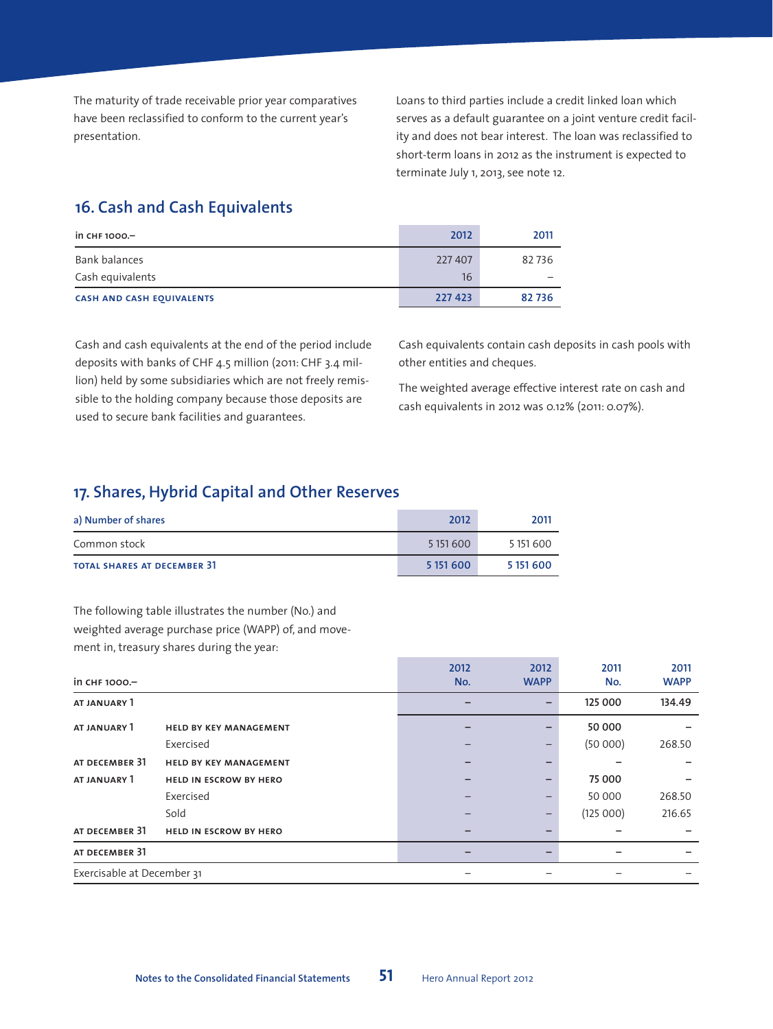The maturity of trade receivable prior year comparatives have been reclassified to conform to the current year's presentation.

Loans to third parties include a credit linked loan which serves as a default guarantee on a joint venture credit facility and does not bear interest. The loan was reclassified to short-term loans in 2012 as the instrument is expected to terminate July 1, 2013, see note 12.

## 16. Cash and Cash Equivalents

| in CHF 1000.– | 2012 | 2011 |
|---|---|---|
| Bank balances | 227 407 | 82 736 |
| Cash equivalents | 16 | – |
| **CASH AND CASH EQUIVALENTS** | **227 423** | **82 736** |

Cash and cash equivalents at the end of the period include deposits with banks of CHF 4.5 million (2011: CHF 3.4 million) held by some subsidiaries which are not freely remissible to the holding company because those deposits are used to secure bank facilities and guarantees.

Cash equivalents contain cash deposits in cash pools with other entities and cheques.

The weighted average effective interest rate on cash and cash equivalents in 2012 was 0.12% (2011: 0.07%).

## 17. Shares, Hybrid Capital and Other Reserves

| a) Number of shares | 2012 | 2011 |
|---|---|---|
| Common stock | 5 151 600 | 5 151 600 |
| **TOTAL SHARES AT DECEMBER 31** | **5 151 600** | **5 151 600** |

The following table illustrates the number (No.) and weighted average purchase price (WAPP) of, and movement in, treasury shares during the year:

| in CHF 1000.– | | 2012 No. | 2012 WAPP | 2011 No. | 2011 WAPP |
|---|---|---|---|---|---|
| **AT JANUARY 1** | | – | – | **125 000** | **134.49** |
| **AT JANUARY 1** | **HELD BY KEY MANAGEMENT** | – | – | **50 000** | – |
| | Exercised | – | – | (50 000) | 268.50 |
| **AT DECEMBER 31** | **HELD BY KEY MANAGEMENT** | – | – | – | – |
| **AT JANUARY 1** | **HELD IN ESCROW BY HERO** | – | – | **75 000** | – |
| | Exercised | – | – | 50 000 | 268.50 |
| | Sold | – | – | (125 000) | 216.65 |
| **AT DECEMBER 31** | **HELD IN ESCROW BY HERO** | – | – | – | – |
| **AT DECEMBER 31** | | – | – | – | – |
| Exercisable at December 31 | | – | – | – | – |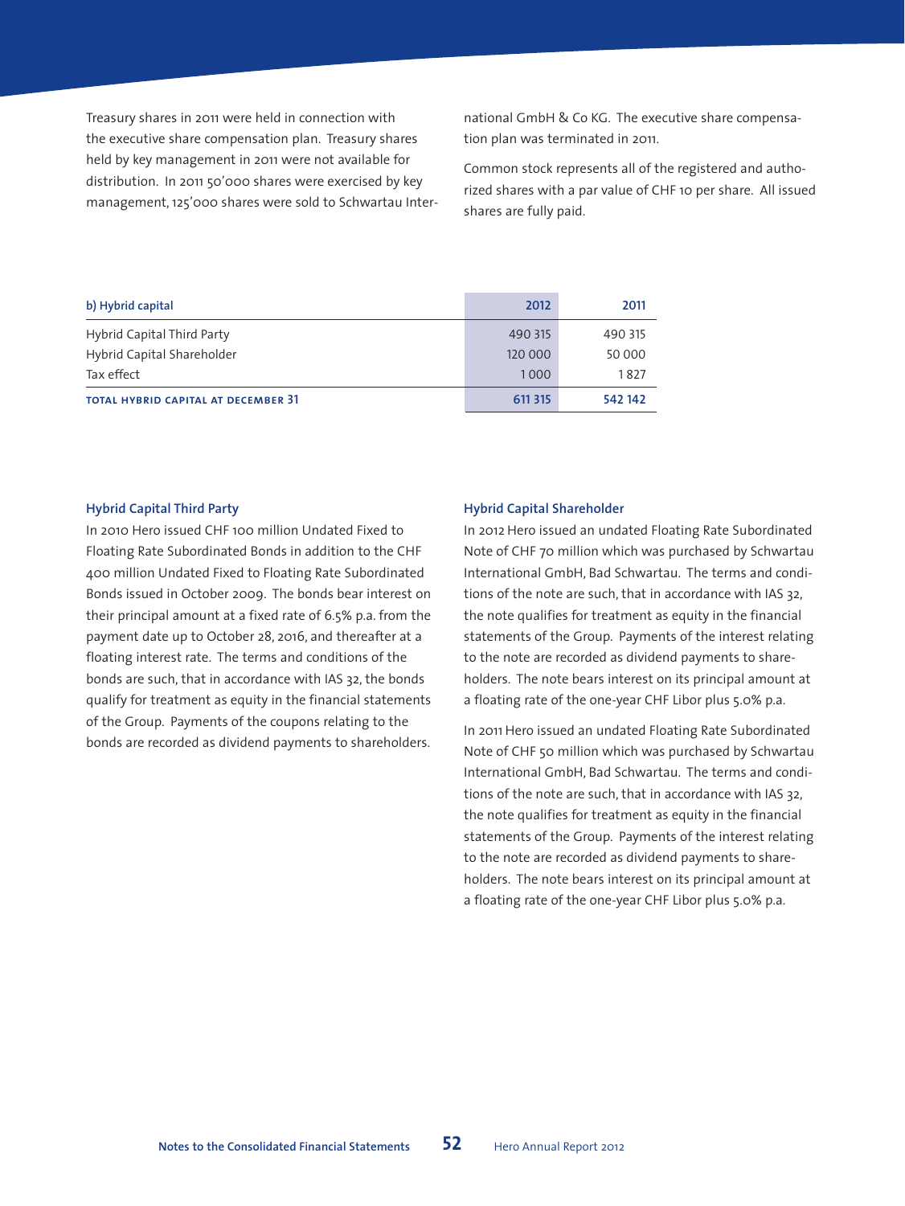Treasury shares in 2011 were held in connection with the executive share compensation plan. Treasury shares held by key management in 2011 were not available for distribution. In 2011 50'000 shares were exercised by key management, 125'000 shares were sold to Schwartau International GmbH & Co KG. The executive share compensation plan was terminated in 2011.

Common stock represents all of the registered and authorized shares with a par value of CHF 10 per share. All issued shares are fully paid.

| b) Hybrid capital | 2012 | 2011 |
|---|---|---|
| Hybrid Capital Third Party | 490 315 | 490 315 |
| Hybrid Capital Shareholder | 120 000 | 50 000 |
| Tax effect | 1 000 | 1 827 |
| **TOTAL HYBRID CAPITAL AT DECEMBER 31** | **611 315** | **542 142** |

### Hybrid Capital Third Party

In 2010 Hero issued CHF 100 million Undated Fixed to Floating Rate Subordinated Bonds in addition to the CHF 400 million Undated Fixed to Floating Rate Subordinated Bonds issued in October 2009. The bonds bear interest on their principal amount at a fixed rate of 6.5% p.a. from the payment date up to October 28, 2016, and thereafter at a floating interest rate. The terms and conditions of the bonds are such, that in accordance with IAS 32, the bonds qualify for treatment as equity in the financial statements of the Group. Payments of the coupons relating to the bonds are recorded as dividend payments to shareholders.

### Hybrid Capital Shareholder

In 2012 Hero issued an undated Floating Rate Subordinated Note of CHF 70 million which was purchased by Schwartau International GmbH, Bad Schwartau. The terms and conditions of the note are such, that in accordance with IAS 32, the note qualifies for treatment as equity in the financial statements of the Group. Payments of the interest relating to the note are recorded as dividend payments to shareholders. The note bears interest on its principal amount at a floating rate of the one-year CHF Libor plus 5.0% p.a.

In 2011 Hero issued an undated Floating Rate Subordinated Note of CHF 50 million which was purchased by Schwartau International GmbH, Bad Schwartau. The terms and conditions of the note are such, that in accordance with IAS 32, the note qualifies for treatment as equity in the financial statements of the Group. Payments of the interest relating to the note are recorded as dividend payments to shareholders. The note bears interest on its principal amount at a floating rate of the one-year CHF Libor plus 5.0% p.a.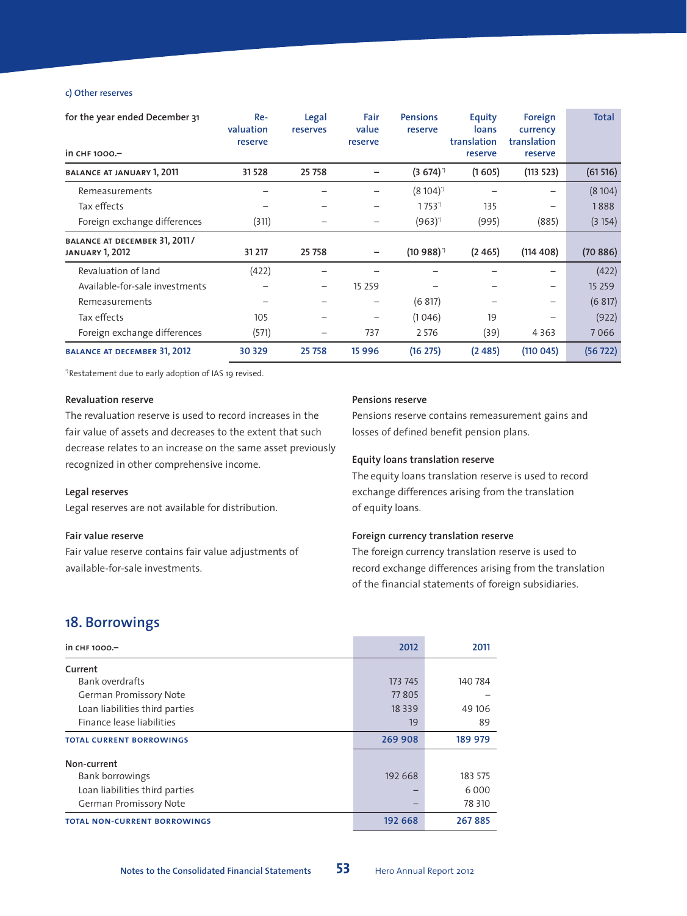c) Other reserves

| for the year ended December 31<br>in CHF 1000.– | Re-valuation reserve | Legal reserves | Fair value reserve | Pensions reserve | Equity loans translation reserve | Foreign currency translation reserve | Total |
|---|---|---|---|---|---|---|---|
| **BALANCE AT JANUARY 1, 2011** | **31 528** | **25 758** | **–** | **(3 674)[*]** | **(1 605)** | **(113 523)** | **(61 516)** |
| Remeasurements | – | – | – | (8 104)[*] | – | – | (8 104) |
| Tax effects | – | – | – | 1 753[*] | 135 | – | 1 888 |
| Foreign exchange differences | (311) | – | – | (963)[*] | (995) | (885) | (3 154) |
| **BALANCE AT DECEMBER 31, 2011 / JANUARY 1, 2012** | **31 217** | **25 758** | **–** | **(10 988)[*]** | **(2 465)** | **(114 408)** | **(70 886)** |
| Revaluation of land | (422) | – | – | – | – | – | (422) |
| Available-for-sale investments | – | – | 15 259 | – | – | – | 15 259 |
| Remeasurements | – | – | – | (6 817) | – | – | (6 817) |
| Tax effects | 105 | – | – | (1 046) | 19 | – | (922) |
| Foreign exchange differences | (571) | – | 737 | 2 576 | (39) | 4 363 | 7 066 |
| **BALANCE AT DECEMBER 31, 2012** | **30 329** | **25 758** | **15 996** | **(16 275)** | **(2 485)** | **(110 045)** | **(56 722)** |

[*] Restatement due to early adoption of IAS 19 revised.

**Revaluation reserve**

The revaluation reserve is used to record increases in the fair value of assets and decreases to the extent that such decrease relates to an increase on the same asset previously recognized in other comprehensive income.

**Legal reserves**

Legal reserves are not available for distribution.

**Fair value reserve**

Fair value reserve contains fair value adjustments of available-for-sale investments.

**Pensions reserve**

Pensions reserve contains remeasurement gains and losses of defined benefit pension plans.

**Equity loans translation reserve**

The equity loans translation reserve is used to record exchange differences arising from the translation of equity loans.

**Foreign currency translation reserve**

The foreign currency translation reserve is used to record exchange differences arising from the translation of the financial statements of foreign subsidiaries.

## 18. Borrowings

| in CHF 1000.– | 2012 | 2011 |
|---|---|---|
| Current | | |
| Bank overdrafts | 173 745 | 140 784 |
| German Promissory Note | 77 805 | – |
| Loan liabilities third parties | 18 339 | 49 106 |
| Finance lease liabilities | 19 | 89 |
| **TOTAL CURRENT BORROWINGS** | **269 908** | **189 979** |
| Non-current | | |
| Bank borrowings | 192 668 | 183 575 |
| Loan liabilities third parties | – | 6 000 |
| German Promissory Note | – | 78 310 |
| **TOTAL NON-CURRENT BORROWINGS** | **192 668** | **267 885** |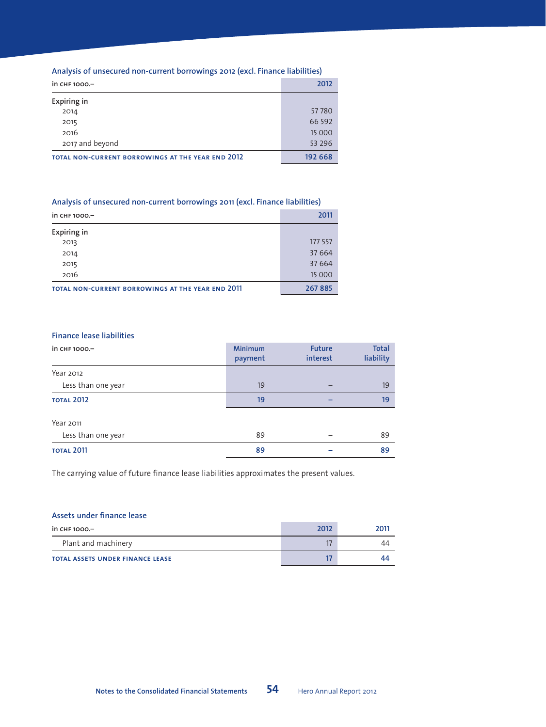### Analysis of unsecured non-current borrowings 2012 (excl. Finance liabilities)

| in CHF 1000.– | 2012 |
|---|---|
| Expiring in | |
| 2014 | 57 780 |
| 2015 | 66 592 |
| 2016 | 15 000 |
| 2017 and beyond | 53 296 |
| **TOTAL NON-CURRENT BORROWINGS AT THE YEAR END 2012** | **192 668** |

### Analysis of unsecured non-current borrowings 2011 (excl. Finance liabilities)

| in CHF 1000.– | 2011 |
|---|---|
| Expiring in | |
| 2013 | 177 557 |
| 2014 | 37 664 |
| 2015 | 37 664 |
| 2016 | 15 000 |
| **TOTAL NON-CURRENT BORROWINGS AT THE YEAR END 2011** | **267 885** |

### Finance lease liabilities

| in CHF 1000.– | Minimum payment | Future interest | Total liability |
|---|---|---|---|
| Year 2012 | | | |
| Less than one year | 19 | – | 19 |
| **TOTAL 2012** | **19** | **–** | **19** |
| Year 2011 | | | |
| Less than one year | 89 | – | 89 |
| **TOTAL 2011** | **89** | **–** | **89** |

The carrying value of future finance lease liabilities approximates the present values.

### Assets under finance lease

| in CHF 1000.– | 2012 | 2011 |
|---|---|---|
| Plant and machinery | 17 | 44 |
| **TOTAL ASSETS UNDER FINANCE LEASE** | **17** | **44** |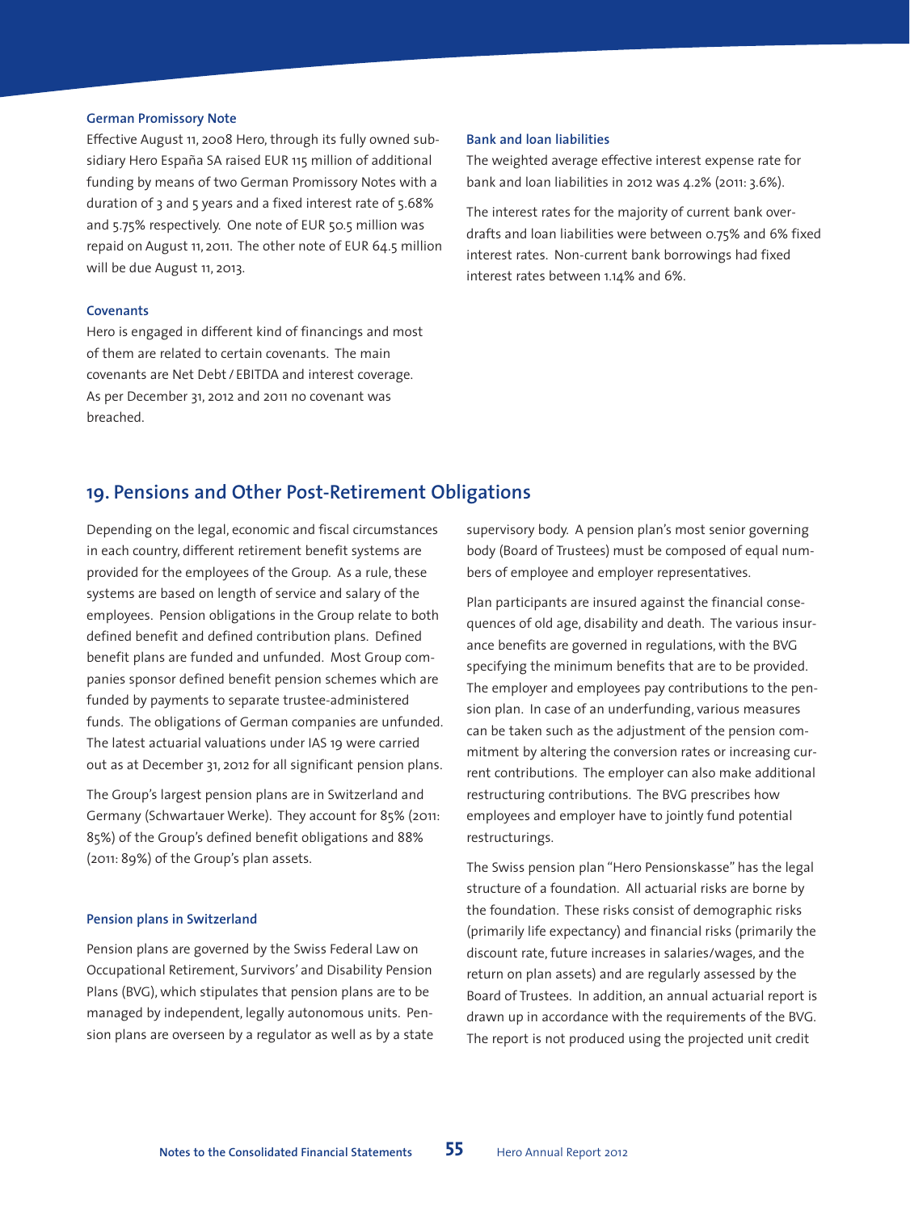#### German Promissory Note

Effective August 11, 2008 Hero, through its fully owned subsidiary Hero España SA raised EUR 115 million of additional funding by means of two German Promissory Notes with a duration of 3 and 5 years and a fixed interest rate of 5.68% and 5.75% respectively. One note of EUR 50.5 million was repaid on August 11, 2011. The other note of EUR 64.5 million will be due August 11, 2013.

#### Covenants

Hero is engaged in different kind of financings and most of them are related to certain covenants. The main covenants are Net Debt / EBITDA and interest coverage. As per December 31, 2012 and 2011 no covenant was breached.

#### Bank and loan liabilities

The weighted average effective interest expense rate for bank and loan liabilities in 2012 was 4.2% (2011: 3.6%).

The interest rates for the majority of current bank overdrafts and loan liabilities were between 0.75% and 6% fixed interest rates. Non-current bank borrowings had fixed interest rates between 1.14% and 6%.

## 19. Pensions and Other Post-Retirement Obligations

Depending on the legal, economic and fiscal circumstances in each country, different retirement benefit systems are provided for the employees of the Group. As a rule, these systems are based on length of service and salary of the employees. Pension obligations in the Group relate to both defined benefit and defined contribution plans. Defined benefit plans are funded and unfunded. Most Group companies sponsor defined benefit pension schemes which are funded by payments to separate trustee-administered funds. The obligations of German companies are unfunded. The latest actuarial valuations under IAS 19 were carried out as at December 31, 2012 for all significant pension plans.

The Group's largest pension plans are in Switzerland and Germany (Schwartauer Werke). They account for 85% (2011: 85%) of the Group's defined benefit obligations and 88% (2011: 89%) of the Group's plan assets.

#### Pension plans in Switzerland

Pension plans are governed by the Swiss Federal Law on Occupational Retirement, Survivors' and Disability Pension Plans (BVG), which stipulates that pension plans are to be managed by independent, legally autonomous units. Pension plans are overseen by a regulator as well as by a state supervisory body. A pension plan's most senior governing body (Board of Trustees) must be composed of equal numbers of employee and employer representatives.

Plan participants are insured against the financial consequences of old age, disability and death. The various insurance benefits are governed in regulations, with the BVG specifying the minimum benefits that are to be provided. The employer and employees pay contributions to the pension plan. In case of an underfunding, various measures can be taken such as the adjustment of the pension commitment by altering the conversion rates or increasing current contributions. The employer can also make additional restructuring contributions. The BVG prescribes how employees and employer have to jointly fund potential restructurings.

The Swiss pension plan "Hero Pensionskasse" has the legal structure of a foundation. All actuarial risks are borne by the foundation. These risks consist of demographic risks (primarily life expectancy) and financial risks (primarily the discount rate, future increases in salaries/wages, and the return on plan assets) and are regularly assessed by the Board of Trustees. In addition, an annual actuarial report is drawn up in accordance with the requirements of the BVG. The report is not produced using the projected unit credit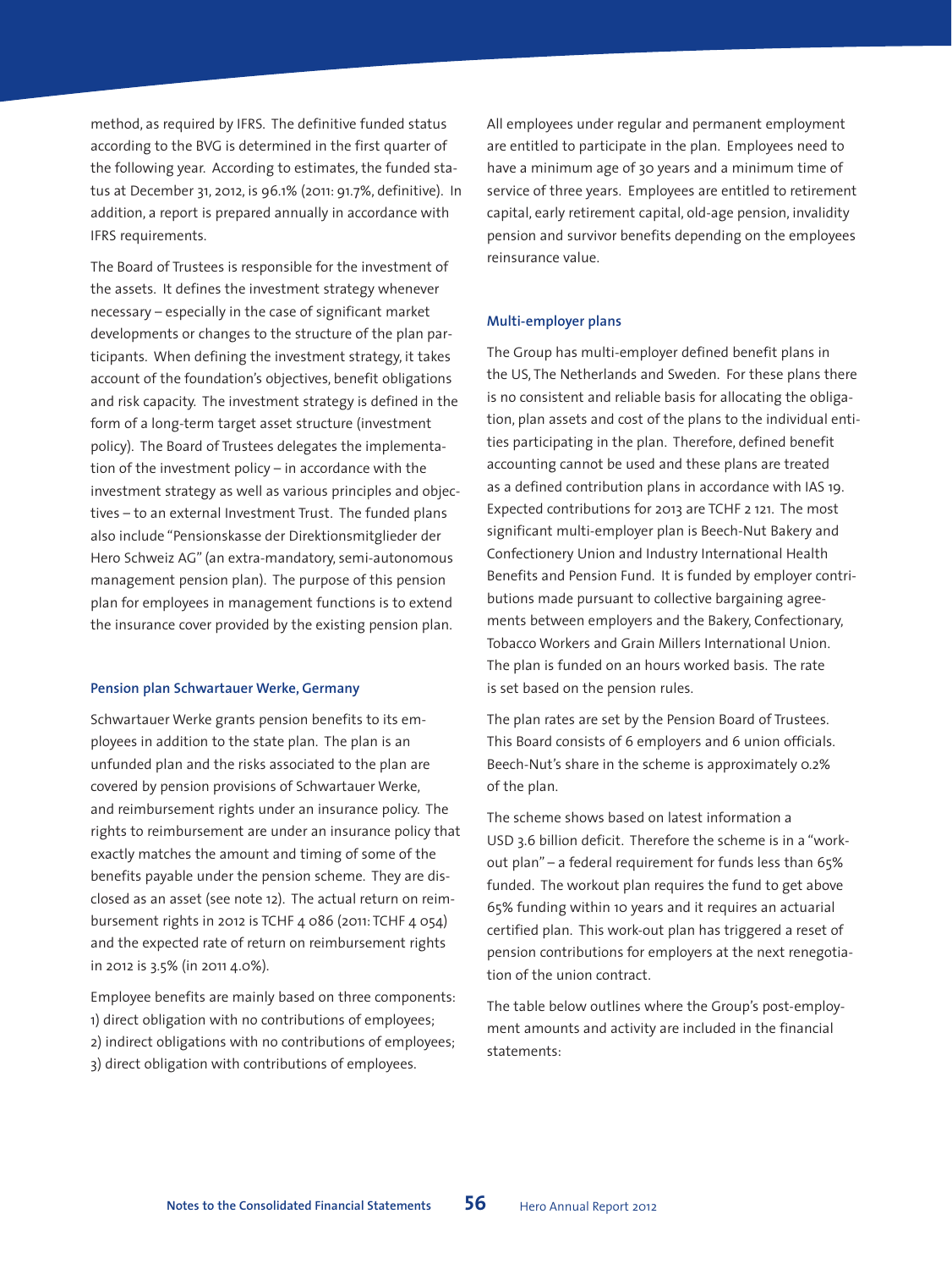method, as required by IFRS. The definitive funded status according to the BVG is determined in the first quarter of the following year. According to estimates, the funded status at December 31, 2012, is 96.1% (2011: 91.7%, definitive). In addition, a report is prepared annually in accordance with IFRS requirements.

The Board of Trustees is responsible for the investment of the assets. It defines the investment strategy whenever necessary – especially in the case of significant market developments or changes to the structure of the plan participants. When defining the investment strategy, it takes account of the foundation's objectives, benefit obligations and risk capacity. The investment strategy is defined in the form of a long-term target asset structure (investment policy). The Board of Trustees delegates the implementation of the investment policy – in accordance with the investment strategy as well as various principles and objectives – to an external Investment Trust. The funded plans also include "Pensionskasse der Direktionsmitglieder der Hero Schweiz AG" (an extra-mandatory, semi-autonomous management pension plan). The purpose of this pension plan for employees in management functions is to extend the insurance cover provided by the existing pension plan.

#### Pension plan Schwartauer Werke, Germany

Schwartauer Werke grants pension benefits to its employees in addition to the state plan. The plan is an unfunded plan and the risks associated to the plan are covered by pension provisions of Schwartauer Werke, and reimbursement rights under an insurance policy. The rights to reimbursement are under an insurance policy that exactly matches the amount and timing of some of the benefits payable under the pension scheme. They are disclosed as an asset (see note 12). The actual return on reimbursement rights in 2012 is TCHF 4 086 (2011: TCHF 4 054) and the expected rate of return on reimbursement rights in 2012 is 3.5% (in 2011 4.0%).

Employee benefits are mainly based on three components:
1) direct obligation with no contributions of employees;
2) indirect obligations with no contributions of employees;
3) direct obligation with contributions of employees.

All employees under regular and permanent employment are entitled to participate in the plan. Employees need to have a minimum age of 30 years and a minimum time of service of three years. Employees are entitled to retirement capital, early retirement capital, old-age pension, invalidity pension and survivor benefits depending on the employees reinsurance value.

#### Multi-employer plans

The Group has multi-employer defined benefit plans in the US, The Netherlands and Sweden. For these plans there is no consistent and reliable basis for allocating the obligation, plan assets and cost of the plans to the individual entities participating in the plan. Therefore, defined benefit accounting cannot be used and these plans are treated as a defined contribution plans in accordance with IAS 19. Expected contributions for 2013 are TCHF 2 121. The most significant multi-employer plan is Beech-Nut Bakery and Confectionery Union and Industry International Health Benefits and Pension Fund. It is funded by employer contributions made pursuant to collective bargaining agreements between employers and the Bakery, Confectionary, Tobacco Workers and Grain Millers International Union. The plan is funded on an hours worked basis. The rate is set based on the pension rules.

The plan rates are set by the Pension Board of Trustees. This Board consists of 6 employers and 6 union officials. Beech-Nut's share in the scheme is approximately 0.2% of the plan.

The scheme shows based on latest information a USD 3.6 billion deficit. Therefore the scheme is in a "work-out plan" – a federal requirement for funds less than 65% funded. The workout plan requires the fund to get above 65% funding within 10 years and it requires an actuarial certified plan. This work-out plan has triggered a reset of pension contributions for employers at the next renegotiation of the union contract.

The table below outlines where the Group's post-employment amounts and activity are included in the financial statements: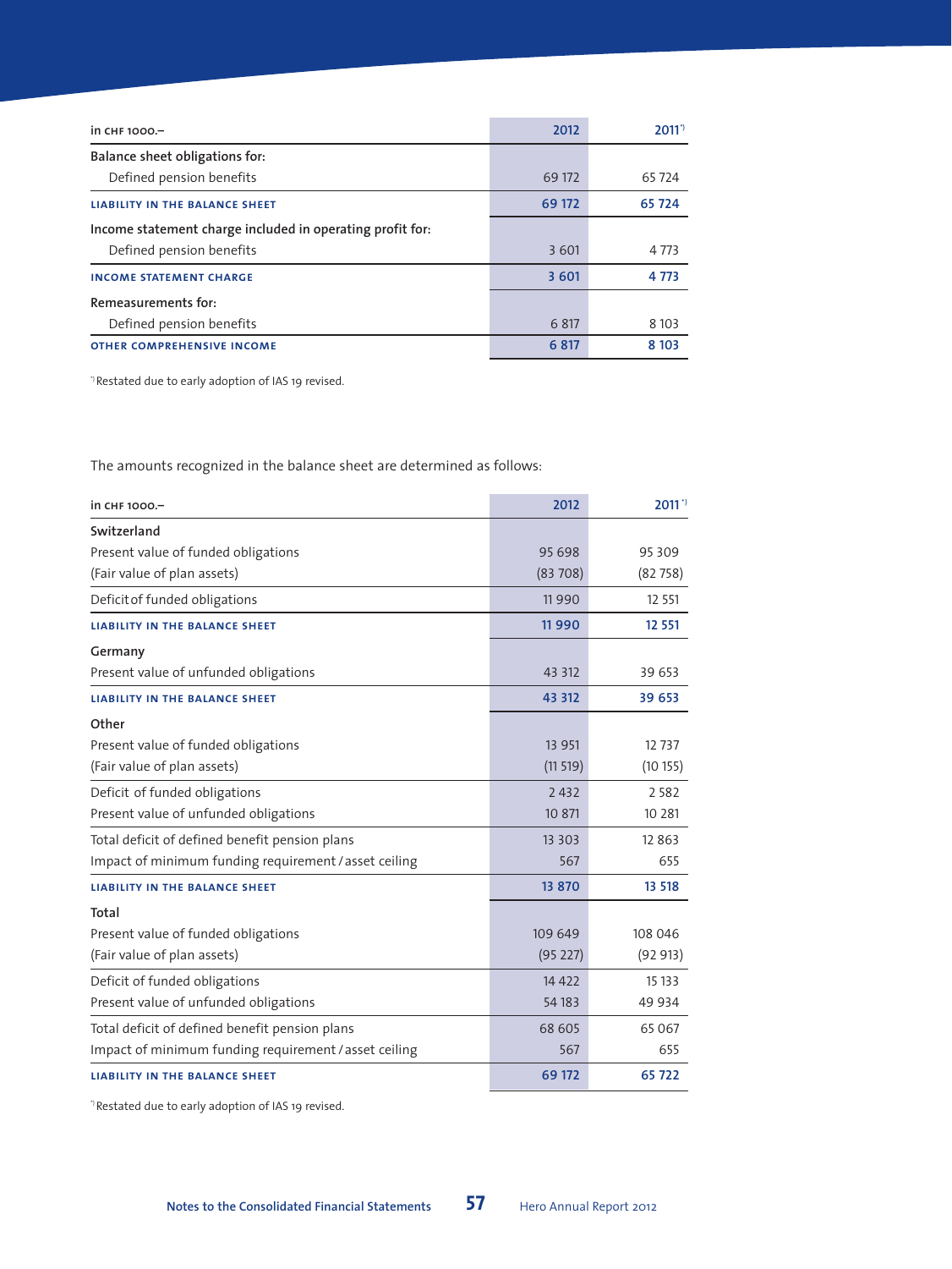| in CHF 1000.– | 2012 | 2011[*] |
|---|---|---|
| Balance sheet obligations for: | | |
| Defined pension benefits | 69 172 | 65 724 |
| **LIABILITY IN THE BALANCE SHEET** | **69 172** | **65 724** |
| Income statement charge included in operating profit for: | | |
| Defined pension benefits | 3 601 | 4 773 |
| **INCOME STATEMENT CHARGE** | **3 601** | **4 773** |
| Remeasurements for: | | |
| Defined pension benefits | 6 817 | 8 103 |
| **OTHER COMPREHENSIVE INCOME** | **6 817** | **8 103** |

[*] Restated due to early adoption of IAS 19 revised.

The amounts recognized in the balance sheet are determined as follows:

| in CHF 1000.– | 2012 | 2011[*] |
|---|---|---|
| **Switzerland** | | |
| Present value of funded obligations | 95 698 | 95 309 |
| (Fair value of plan assets) | (83 708) | (82 758) |
| Deficit of funded obligations | 11 990 | 12 551 |
| **LIABILITY IN THE BALANCE SHEET** | **11 990** | **12 551** |
| **Germany** | | |
| Present value of unfunded obligations | 43 312 | 39 653 |
| **LIABILITY IN THE BALANCE SHEET** | **43 312** | **39 653** |
| **Other** | | |
| Present value of funded obligations | 13 951 | 12 737 |
| (Fair value of plan assets) | (11 519) | (10 155) |
| Deficit of funded obligations | 2 432 | 2 582 |
| Present value of unfunded obligations | 10 871 | 10 281 |
| Total deficit of defined benefit pension plans | 13 303 | 12 863 |
| Impact of minimum funding requirement / asset ceiling | 567 | 655 |
| **LIABILITY IN THE BALANCE SHEET** | **13 870** | **13 518** |
| **Total** | | |
| Present value of funded obligations | 109 649 | 108 046 |
| (Fair value of plan assets) | (95 227) | (92 913) |
| Deficit of funded obligations | 14 422 | 15 133 |
| Present value of unfunded obligations | 54 183 | 49 934 |
| Total deficit of defined benefit pension plans | 68 605 | 65 067 |
| Impact of minimum funding requirement / asset ceiling | 567 | 655 |
| **LIABILITY IN THE BALANCE SHEET** | **69 172** | **65 722** |

[*] Restated due to early adoption of IAS 19 revised.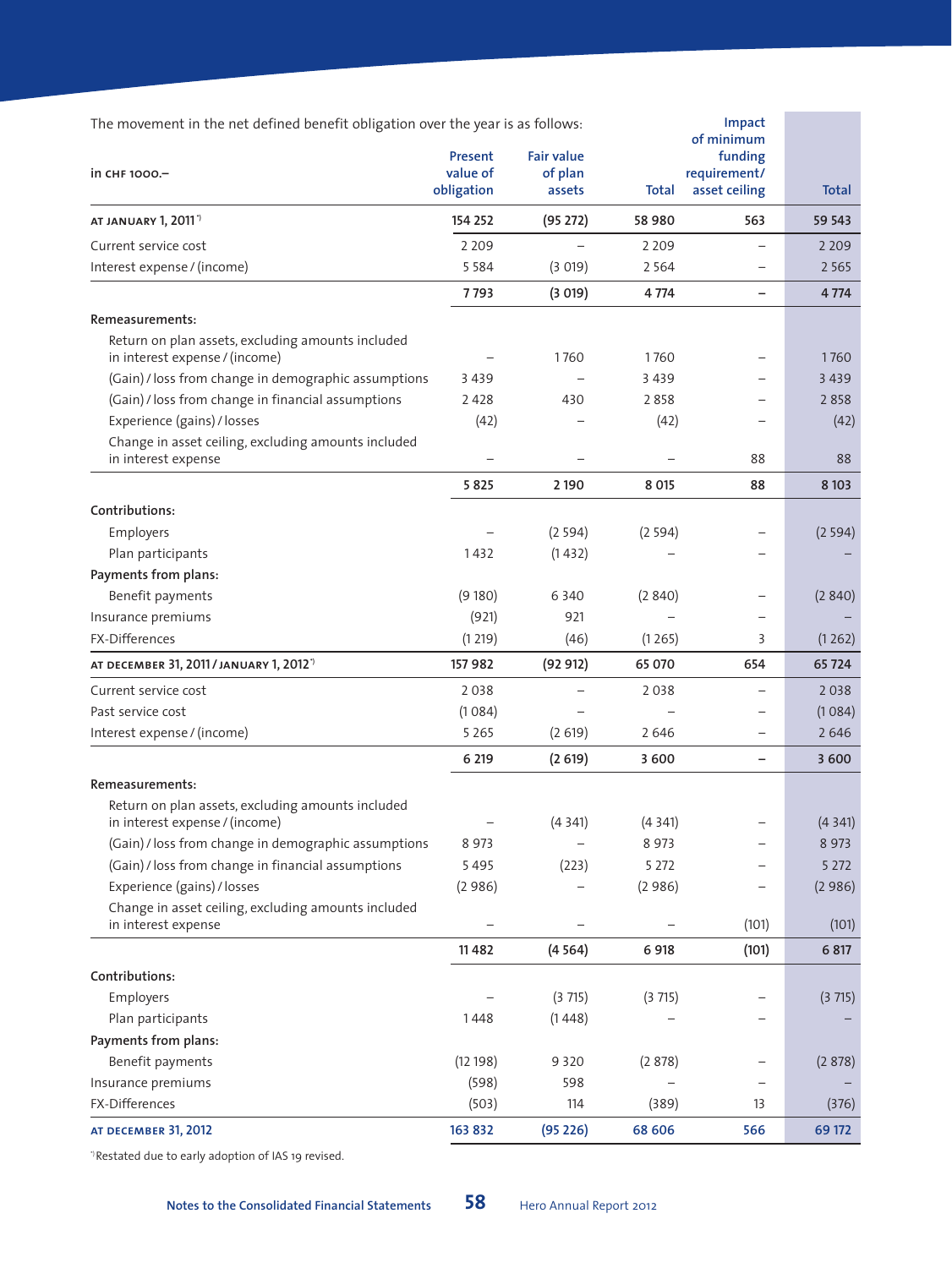The movement in the net defined benefit obligation over the year is as follows:

| in CHF 1000.– | Present value of obligation | Fair value of plan assets | Total | Impact of minimum funding requirement/ asset ceiling | Total |
|---|---|---|---|---|---|
| **AT JANUARY 1, 2011**[*] | **154 252** | **(95 272)** | **58 980** | **563** | **59 543** |
| Current service cost | 2 209 | – | 2 209 | – | 2 209 |
| Interest expense / (income) | 5 584 | (3 019) | 2 564 | – | 2 565 |
| | **7 793** | **(3 019)** | **4 774** | **–** | **4 774** |
| **Remeasurements:** | | | | | |
| Return on plan assets, excluding amounts included in interest expense / (income) | – | 1 760 | 1 760 | – | 1 760 |
| (Gain) / loss from change in demographic assumptions | 3 439 | – | 3 439 | – | 3 439 |
| (Gain) / loss from change in financial assumptions | 2 428 | 430 | 2 858 | – | 2 858 |
| Experience (gains) / losses | (42) | – | (42) | – | (42) |
| Change in asset ceiling, excluding amounts included in interest expense | – | – | – | 88 | 88 |
| | **5 825** | **2 190** | **8 015** | **88** | **8 103** |
| **Contributions:** | | | | | |
| Employers | – | (2 594) | (2 594) | – | (2 594) |
| Plan participants | 1 432 | (1 432) | – | – | – |
| **Payments from plans:** | | | | | |
| Benefit payments | (9 180) | 6 340 | (2 840) | – | (2 840) |
| Insurance premiums | (921) | 921 | – | – | – |
| FX-Differences | (1 219) | (46) | (1 265) | 3 | (1 262) |
| **AT DECEMBER 31, 2011 / JANUARY 1, 2012**[*] | **157 982** | **(92 912)** | **65 070** | **654** | **65 724** |
| Current service cost | 2 038 | – | 2 038 | – | 2 038 |
| Past service cost | (1 084) | – | – | – | (1 084) |
| Interest expense / (income) | 5 265 | (2 619) | 2 646 | – | 2 646 |
| | **6 219** | **(2 619)** | **3 600** | **–** | **3 600** |
| **Remeasurements:** | | | | | |
| Return on plan assets, excluding amounts included in interest expense / (income) | – | (4 341) | (4 341) | – | (4 341) |
| (Gain) / loss from change in demographic assumptions | 8 973 | – | 8 973 | – | 8 973 |
| (Gain) / loss from change in financial assumptions | 5 495 | (223) | 5 272 | – | 5 272 |
| Experience (gains) / losses | (2 986) | – | (2 986) | – | (2 986) |
| Change in asset ceiling, excluding amounts included in interest expense | – | – | – | (101) | (101) |
| | **11 482** | **(4 564)** | **6 918** | **(101)** | **6 817** |
| **Contributions:** | | | | | |
| Employers | – | (3 715) | (3 715) | – | (3 715) |
| Plan participants | 1 448 | (1 448) | – | – | – |
| **Payments from plans:** | | | | | |
| Benefit payments | (12 198) | 9 320 | (2 878) | – | (2 878) |
| Insurance premiums | (598) | 598 | – | – | – |
| FX-Differences | (503) | 114 | (389) | 13 | (376) |
| **AT DECEMBER 31, 2012** | **163 832** | **(95 226)** | **68 606** | **566** | **69 172** |

[*] Restated due to early adoption of IAS 19 revised.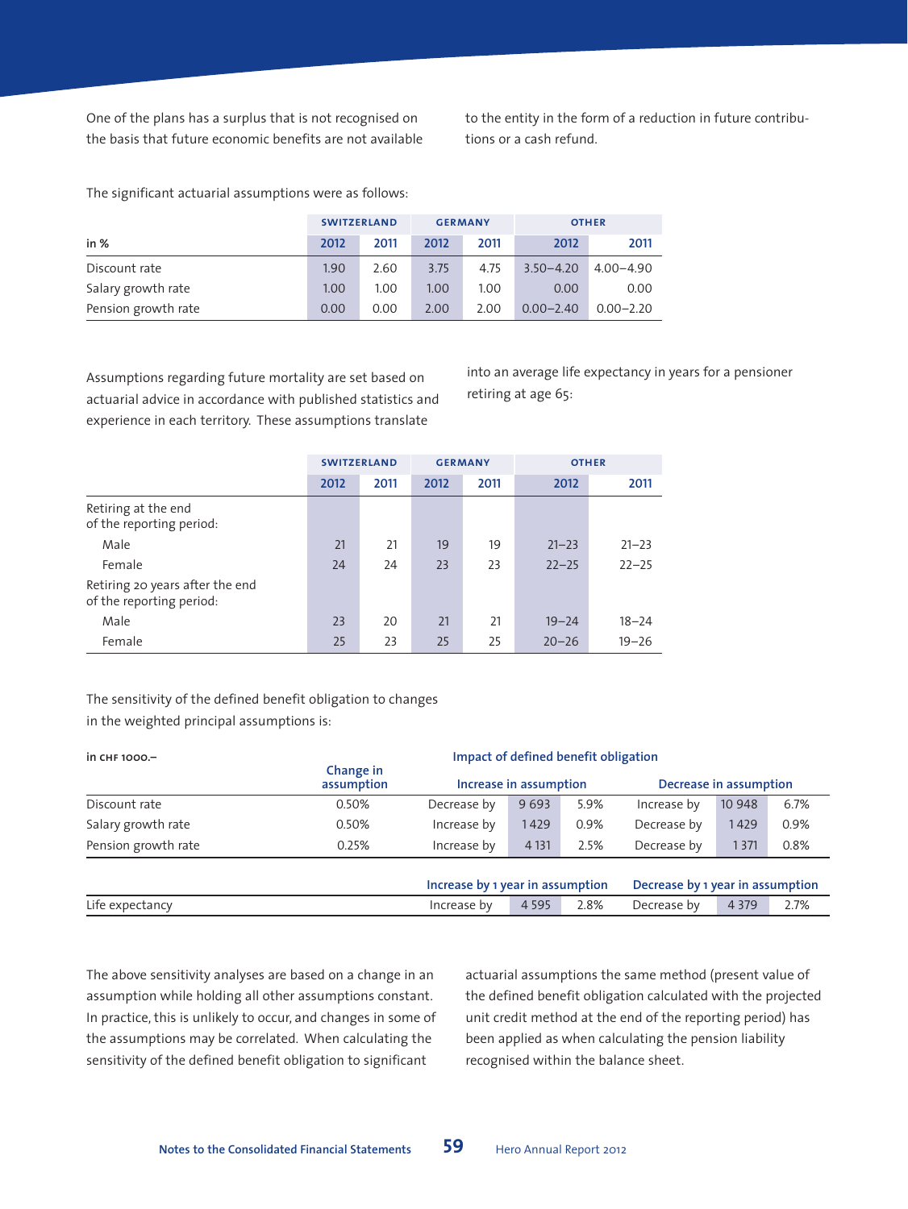One of the plans has a surplus that is not recognised on the basis that future economic benefits are not available to the entity in the form of a reduction in future contributions or a cash refund.

The significant actuarial assumptions were as follows:

| | SWITZERLAND | | GERMANY | | OTHER | |
|---|---|---|---|---|---|---|
| in % | 2012 | 2011 | 2012 | 2011 | 2012 | 2011 |
| Discount rate | 1.90 | 2.60 | 3.75 | 4.75 | 3.50–4.20 | 4.00–4.90 |
| Salary growth rate | 1.00 | 1.00 | 1.00 | 1.00 | 0.00 | 0.00 |
| Pension growth rate | 0.00 | 0.00 | 2.00 | 2.00 | 0.00–2.40 | 0.00–2.20 |

Assumptions regarding future mortality are set based on actuarial advice in accordance with published statistics and experience in each territory. These assumptions translate into an average life expectancy in years for a pensioner retiring at age 65:

| | SWITZERLAND | | GERMANY | | OTHER | |
|---|---|---|---|---|---|---|
| | 2012 | 2011 | 2012 | 2011 | 2012 | 2011 |
| Retiring at the end of the reporting period: | | | | | | |
| Male | 21 | 21 | 19 | 19 | 21–23 | 21–23 |
| Female | 24 | 24 | 23 | 23 | 22–25 | 22–25 |
| Retiring 20 years after the end of the reporting period: | | | | | | |
| Male | 23 | 20 | 21 | 21 | 19–24 | 18–24 |
| Female | 25 | 23 | 25 | 25 | 20–26 | 19–26 |

The sensitivity of the defined benefit obligation to changes in the weighted principal assumptions is:

| in CHF 1000.– | | Impact of defined benefit obligation | | | | | |
|---|---|---|---|---|---|---|---|
| | Change in assumption | Increase in assumption | | | Decrease in assumption | | |
| Discount rate | 0.50% | Decrease by | 9 693 | 5.9% | Increase by | 10 948 | 6.7% |
| Salary growth rate | 0.50% | Increase by | 1 429 | 0.9% | Decrease by | 1 429 | 0.9% |
| Pension growth rate | 0.25% | Increase by | 4 131 | 2.5% | Decrease by | 1 371 | 0.8% |

| | Increase by 1 year in assumption | | | Decrease by 1 year in assumption | | |
|---|---|---|---|---|---|---|
| Life expectancy | Increase by | 4 595 | 2.8% | Decrease by | 4 379 | 2.7% |

The above sensitivity analyses are based on a change in an assumption while holding all other assumptions constant. In practice, this is unlikely to occur, and changes in some of the assumptions may be correlated. When calculating the sensitivity of the defined benefit obligation to significant actuarial assumptions the same method (present value of the defined benefit obligation calculated with the projected unit credit method at the end of the reporting period) has been applied as when calculating the pension liability recognised within the balance sheet.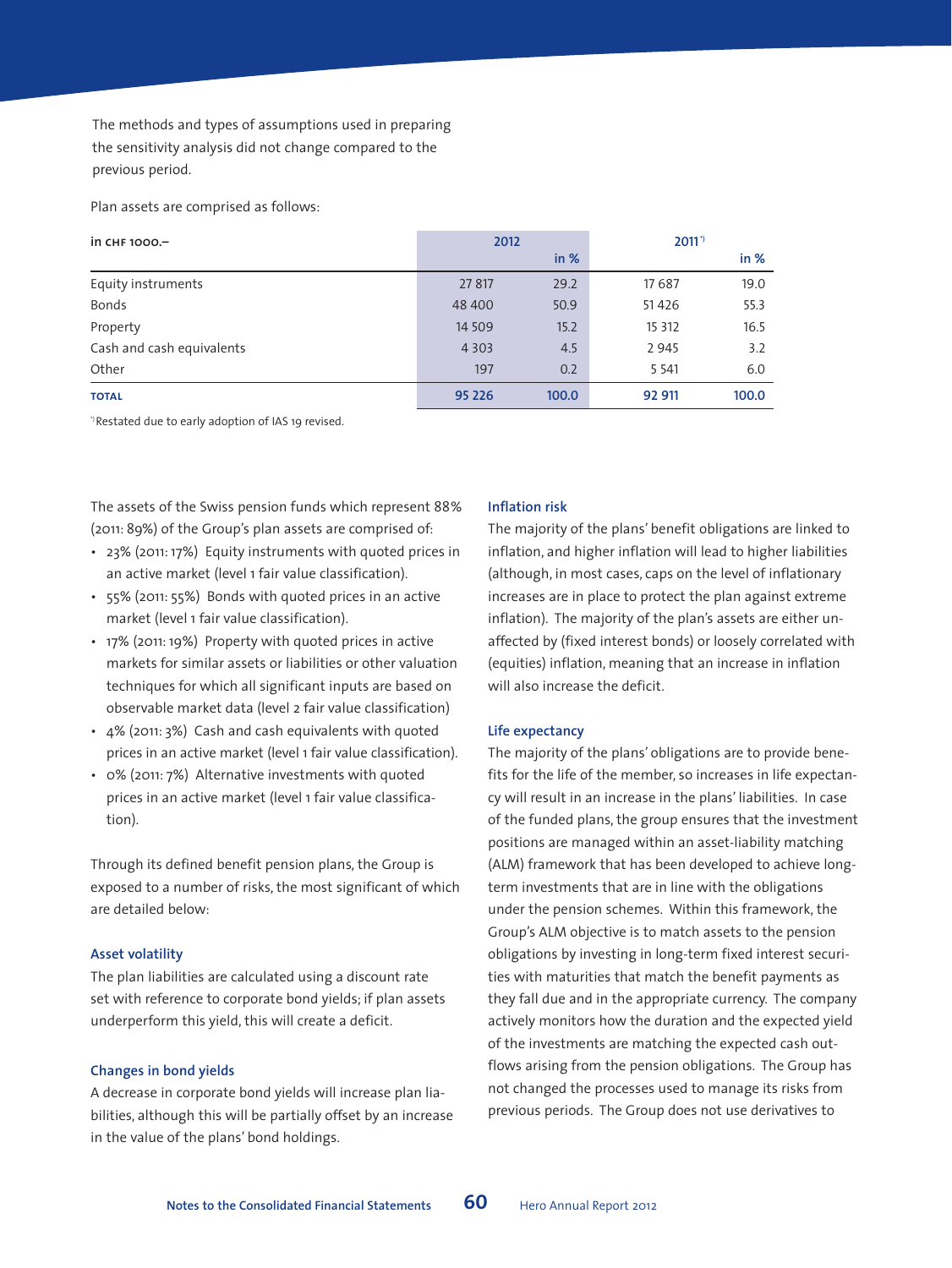The methods and types of assumptions used in preparing the sensitivity analysis did not change compared to the previous period.

Plan assets are comprised as follows:

| in CHF 1000.– | 2012 | | 2011*) | |
|---|---|---|---|---|
| | | in % | | in % |
| Equity instruments | 27 817 | 29.2 | 17 687 | 19.0 |
| Bonds | 48 400 | 50.9 | 51 426 | 55.3 |
| Property | 14 509 | 15.2 | 15 312 | 16.5 |
| Cash and cash equivalents | 4 303 | 4.5 | 2 945 | 3.2 |
| Other | 197 | 0.2 | 5 541 | 6.0 |
| **TOTAL** | **95 226** | **100.0** | **92 911** | **100.0** |

*) Restated due to early adoption of IAS 19 revised.

The assets of the Swiss pension funds which represent 88% (2011: 89%) of the Group's plan assets are comprised of:

- 23% (2011: 17%) Equity instruments with quoted prices in an active market (level 1 fair value classification).
- 55% (2011: 55%) Bonds with quoted prices in an active market (level 1 fair value classification).
- 17% (2011: 19%) Property with quoted prices in active markets for similar assets or liabilities or other valuation techniques for which all significant inputs are based on observable market data (level 2 fair value classification)
- 4% (2011: 3%) Cash and cash equivalents with quoted prices in an active market (level 1 fair value classification).
- 0% (2011: 7%) Alternative investments with quoted prices in an active market (level 1 fair value classification).

Through its defined benefit pension plans, the Group is exposed to a number of risks, the most significant of which are detailed below:

#### Asset volatility

The plan liabilities are calculated using a discount rate set with reference to corporate bond yields; if plan assets underperform this yield, this will create a deficit.

#### Changes in bond yields

A decrease in corporate bond yields will increase plan liabilities, although this will be partially offset by an increase in the value of the plans' bond holdings.

#### Inflation risk

The majority of the plans' benefit obligations are linked to inflation, and higher inflation will lead to higher liabilities (although, in most cases, caps on the level of inflationary increases are in place to protect the plan against extreme inflation). The majority of the plan's assets are either unaffected by (fixed interest bonds) or loosely correlated with (equities) inflation, meaning that an increase in inflation will also increase the deficit.

#### Life expectancy

The majority of the plans' obligations are to provide benefits for the life of the member, so increases in life expectancy will result in an increase in the plans' liabilities. In case of the funded plans, the group ensures that the investment positions are managed within an asset-liability matching (ALM) framework that has been developed to achieve long-term investments that are in line with the obligations under the pension schemes. Within this framework, the Group's ALM objective is to match assets to the pension obligations by investing in long-term fixed interest securities with maturities that match the benefit payments as they fall due and in the appropriate currency. The company actively monitors how the duration and the expected yield of the investments are matching the expected cash outflows arising from the pension obligations. The Group has not changed the processes used to manage its risks from previous periods. The Group does not use derivatives to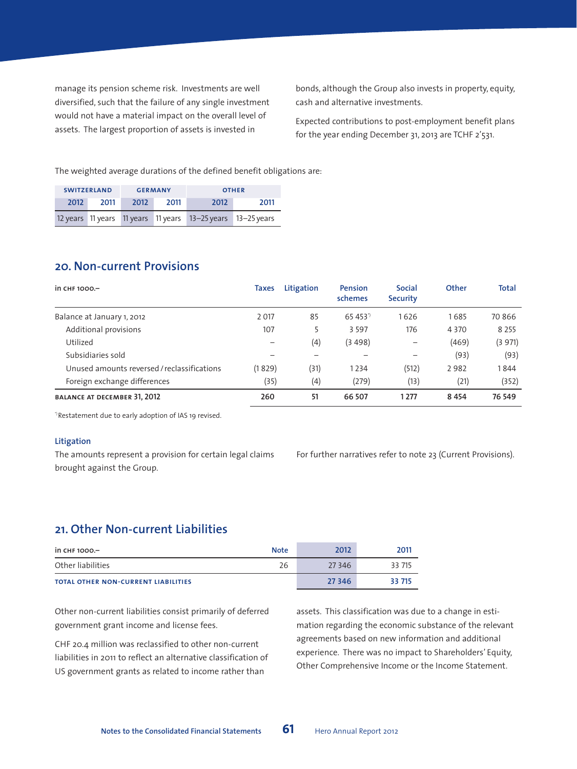manage its pension scheme risk. Investments are well diversified, such that the failure of any single investment would not have a material impact on the overall level of assets. The largest proportion of assets is invested in bonds, although the Group also invests in property, equity, cash and alternative investments.

Expected contributions to post-employment benefit plans for the year ending December 31, 2013 are TCHF 2'531.

The weighted average durations of the defined benefit obligations are:

| SWITZERLAND | | GERMANY | | OTHER | |
|---|---|---|---|---|---|
| 2012 | 2011 | 2012 | 2011 | 2012 | 2011 |
| 12 years | 11 years | 11 years | 11 years | 13–25 years | 13–25 years |

## 20. Non-current Provisions

| in CHF 1000.– | Taxes | Litigation | Pension schemes | Social Security | Other | Total |
|---|---|---|---|---|---|---|
| Balance at January 1, 2012 | 2 017 | 85 | 65 453[*] | 1 626 | 1 685 | 70 866 |
| Additional provisions | 107 | 5 | 3 597 | 176 | 4 370 | 8 255 |
| Utilized | – | (4) | (3 498) | – | (469) | (3 971) |
| Subsidiaries sold | – | – | – | – | (93) | (93) |
| Unused amounts reversed / reclassifications | (1 829) | (31) | 1 234 | (512) | 2 982 | 1 844 |
| Foreign exchange differences | (35) | (4) | (279) | (13) | (21) | (352) |
| **BALANCE AT DECEMBER 31, 2012** | **260** | **51** | **66 507** | **1 277** | **8 454** | **76 549** |

[*] Restatement due to early adoption of IAS 19 revised.

### Litigation

The amounts represent a provision for certain legal claims brought against the Group.

For further narratives refer to note 23 (Current Provisions).

## 21. Other Non-current Liabilities

| in CHF 1000.– | Note | 2012 | 2011 |
|---|---|---|---|
| Other liabilities | 26 | 27 346 | 33 715 |
| **TOTAL OTHER NON-CURRENT LIABILITIES** | | **27 346** | **33 715** |

Other non-current liabilities consist primarily of deferred government grant income and license fees.

CHF 20.4 million was reclassified to other non-current liabilities in 2011 to reflect an alternative classification of US government grants as related to income rather than assets. This classification was due to a change in estimation regarding the economic substance of the relevant agreements based on new information and additional experience. There was no impact to Shareholders' Equity, Other Comprehensive Income or the Income Statement.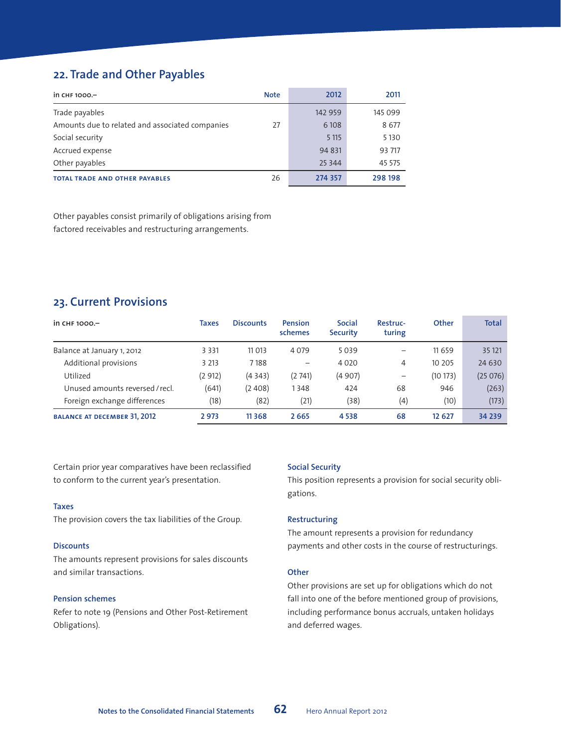## 22. Trade and Other Payables

| in CHF 1000.– | Note | 2012 | 2011 |
|---|---|---|---|
| Trade payables | | 142 959 | 145 099 |
| Amounts due to related and associated companies | 27 | 6 108 | 8 677 |
| Social security | | 5 115 | 5 130 |
| Accrued expense | | 94 831 | 93 717 |
| Other payables | | 25 344 | 45 575 |
| **TOTAL TRADE AND OTHER PAYABLES** | 26 | **274 357** | **298 198** |

Other payables consist primarily of obligations arising from factored receivables and restructuring arrangements.

## 23. Current Provisions

| in CHF 1000.– | Taxes | Discounts | Pension schemes | Social Security | Restruc-turing | Other | Total |
|---|---|---|---|---|---|---|---|
| Balance at January 1, 2012 | 3 331 | 11 013 | 4 079 | 5 039 | – | 11 659 | 35 121 |
| Additional provisions | 3 213 | 7 188 | – | 4 020 | 4 | 10 205 | 24 630 |
| Utilized | (2 912) | (4 343) | (2 741) | (4 907) | – | (10 173) | (25 076) |
| Unused amounts reversed / recl. | (641) | (2 408) | 1 348 | 424 | 68 | 946 | (263) |
| Foreign exchange differences | (18) | (82) | (21) | (38) | (4) | (10) | (173) |
| **BALANCE AT DECEMBER 31, 2012** | **2 973** | **11 368** | **2 665** | **4 538** | **68** | **12 627** | **34 239** |

Certain prior year comparatives have been reclassified to conform to the current year's presentation.

### Taxes

The provision covers the tax liabilities of the Group.

### Discounts

The amounts represent provisions for sales discounts and similar transactions.

### Pension schemes

Refer to note 19 (Pensions and Other Post-Retirement Obligations).

### Social Security

This position represents a provision for social security obligations.

### Restructuring

The amount represents a provision for redundancy payments and other costs in the course of restructurings.

### Other

Other provisions are set up for obligations which do not fall into one of the before mentioned group of provisions, including performance bonus accruals, untaken holidays and deferred wages.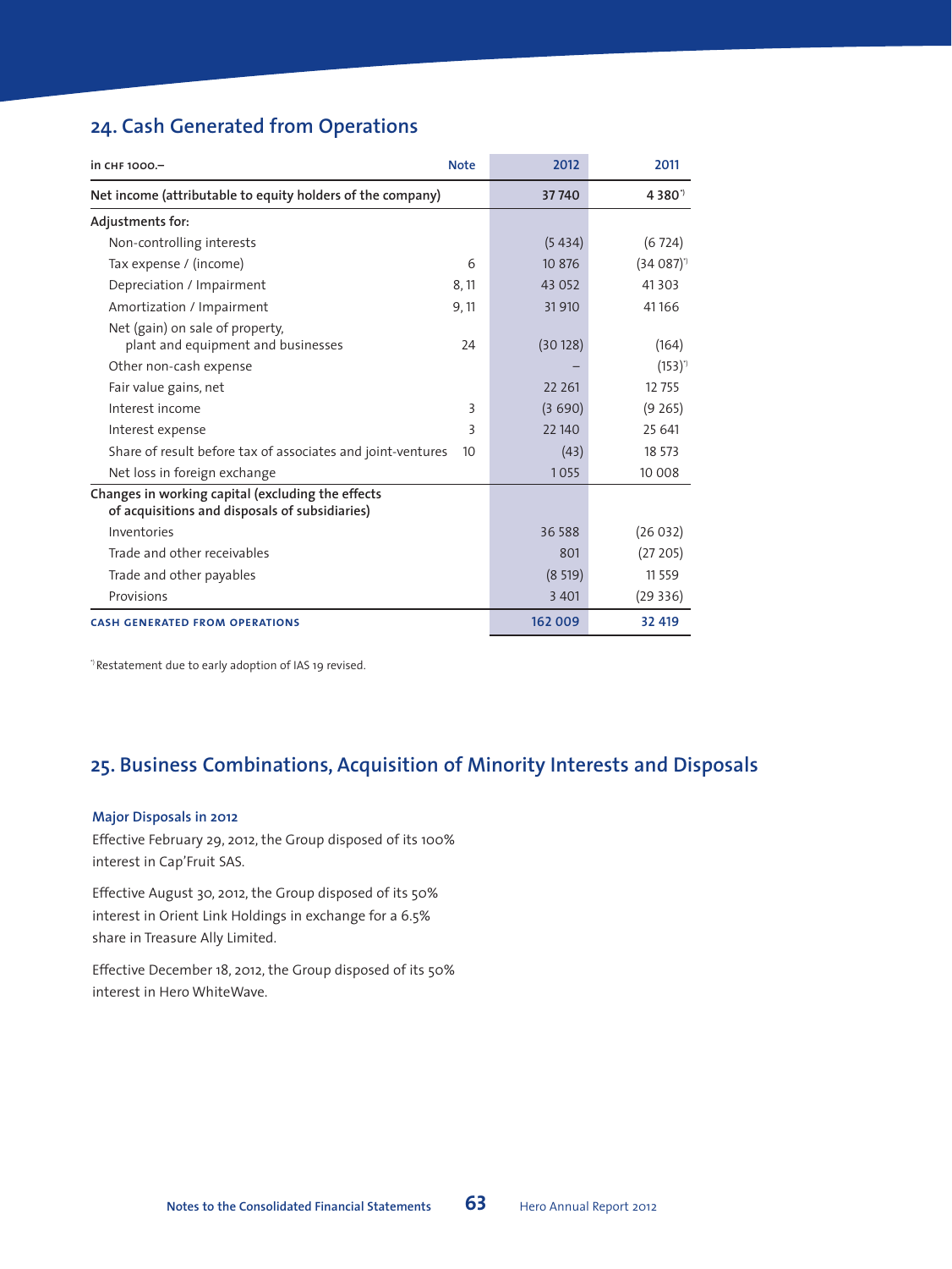## 24. Cash Generated from Operations

| in CHF 1000.– | Note | 2012 | 2011 |
|---|---|---|---|
| **Net income (attributable to equity holders of the company)** | | **37 740** | **4 380**[*] |
| **Adjustments for:** | | | |
| Non-controlling interests | | (5 434) | (6 724) |
| Tax expense / (income) | 6 | 10 876 | (34 087)[*] |
| Depreciation / Impairment | 8, 11 | 43 052 | 41 303 |
| Amortization / Impairment | 9, 11 | 31 910 | 41 166 |
| Net (gain) on sale of property, plant and equipment and businesses | 24 | (30 128) | (164) |
| Other non-cash expense | | – | (153)[*] |
| Fair value gains, net | | 22 261 | 12 755 |
| Interest income | 3 | (3 690) | (9 265) |
| Interest expense | 3 | 22 140 | 25 641 |
| Share of result before tax of associates and joint-ventures | 10 | (43) | 18 573 |
| Net loss in foreign exchange | | 1 055 | 10 008 |
| **Changes in working capital (excluding the effects of acquisitions and disposals of subsidiaries)** | | | |
| Inventories | | 36 588 | (26 032) |
| Trade and other receivables | | 801 | (27 205) |
| Trade and other payables | | (8 519) | 11 559 |
| Provisions | | 3 401 | (29 336) |
| **CASH GENERATED FROM OPERATIONS** | | **162 009** | **32 419** |

[*] Restatement due to early adoption of IAS 19 revised.

## 25. Business Combinations, Acquisition of Minority Interests and Disposals

### Major Disposals in 2012

Effective February 29, 2012, the Group disposed of its 100% interest in Cap'Fruit SAS.

Effective August 30, 2012, the Group disposed of its 50% interest in Orient Link Holdings in exchange for a 6.5% share in Treasure Ally Limited.

Effective December 18, 2012, the Group disposed of its 50% interest in Hero WhiteWave.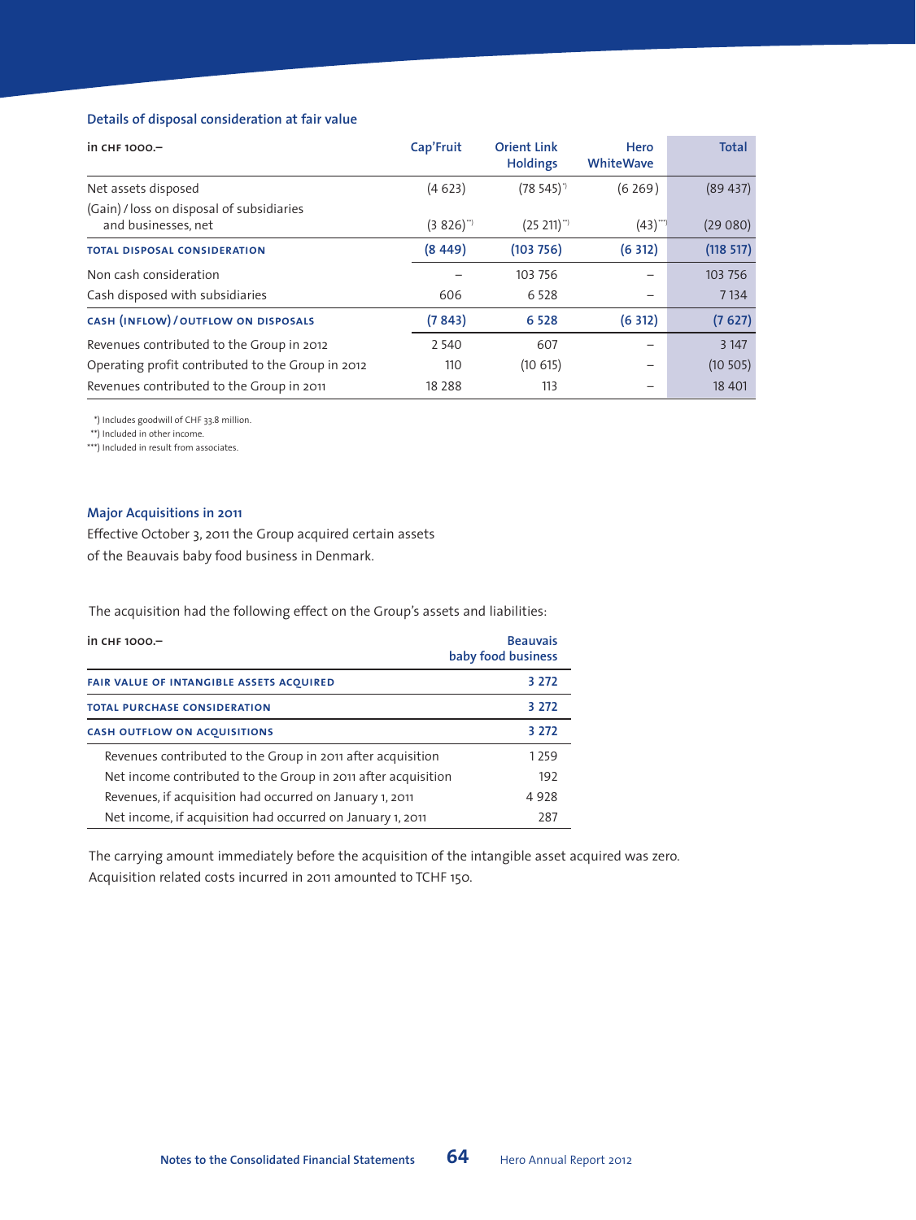### Details of disposal consideration at fair value

| in CHF 1000.– | Cap'Fruit | Orient Link Holdings | Hero WhiteWave | Total |
|---|---|---|---|---|
| Net assets disposed | (4 623) | (78 545)[*] | (6 269) | (89 437) |
| (Gain) / loss on disposal of subsidiaries and businesses, net | (3 826)[**] | (25 211)[**] | (43)[***] | (29 080) |
| **TOTAL DISPOSAL CONSIDERATION** | **(8 449)** | **(103 756)** | **(6 312)** | **(118 517)** |
| Non cash consideration | – | 103 756 | – | 103 756 |
| Cash disposed with subsidiaries | 606 | 6 528 | – | 7 134 |
| **CASH (INFLOW) / OUTFLOW ON DISPOSALS** | **(7 843)** | **6 528** | **(6 312)** | **(7 627)** |
| Revenues contributed to the Group in 2012 | 2 540 | 607 | – | 3 147 |
| Operating profit contributed to the Group in 2012 | 110 | (10 615) | – | (10 505) |
| Revenues contributed to the Group in 2011 | 18 288 | 113 | – | 18 401 |

*) Includes goodwill of CHF 33.8 million.
**) Included in other income.
***) Included in result from associates.

### Major Acquisitions in 2011

Effective October 3, 2011 the Group acquired certain assets of the Beauvais baby food business in Denmark.

The acquisition had the following effect on the Group's assets and liabilities:

| in CHF 1000.– | Beauvais baby food business |
|---|---|
| **FAIR VALUE OF INTANGIBLE ASSETS ACQUIRED** | **3 272** |
| **TOTAL PURCHASE CONSIDERATION** | **3 272** |
| **CASH OUTFLOW ON ACQUISITIONS** | **3 272** |
| Revenues contributed to the Group in 2011 after acquisition | 1 259 |
| Net income contributed to the Group in 2011 after acquisition | 192 |
| Revenues, if acquisition had occurred on January 1, 2011 | 4 928 |
| Net income, if acquisition had occurred on January 1, 2011 | 287 |

The carrying amount immediately before the acquisition of the intangible asset acquired was zero. Acquisition related costs incurred in 2011 amounted to TCHF 150.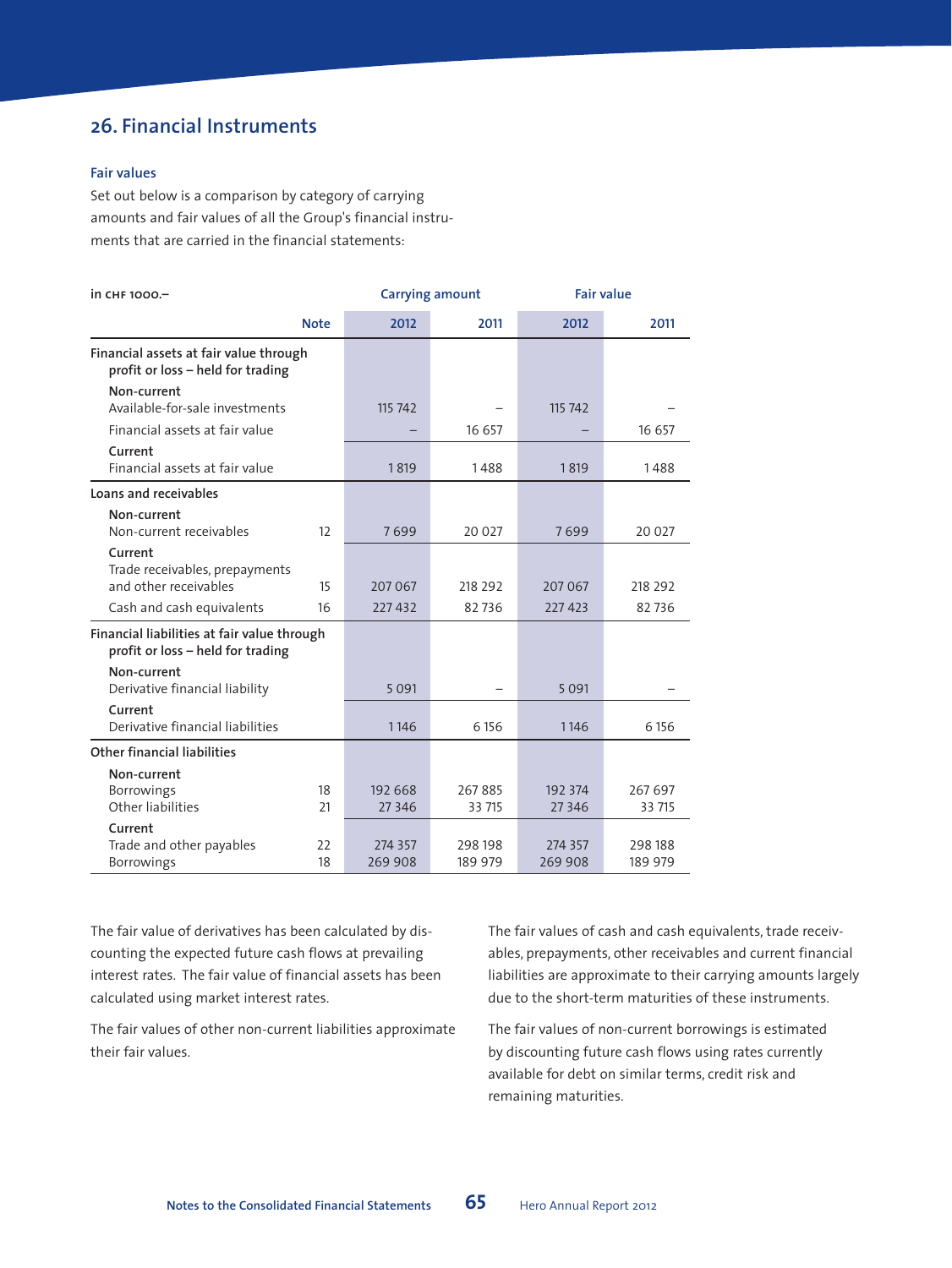## 26. Financial Instruments

### Fair values

Set out below is a comparison by category of carrying amounts and fair values of all the Group's financial instruments that are carried in the financial statements:

| in CHF 1000.– | | Carrying amount | | Fair value | |
|---|---|---|---|---|---|
| | Note | 2012 | 2011 | 2012 | 2011 |
| **Financial assets at fair value through profit or loss – held for trading** | | | | | |
| **Non-current** | | | | | |
| Available-for-sale investments | | 115 742 | – | 115 742 | – |
| Financial assets at fair value | | – | 16 657 | – | 16 657 |
| **Current** | | | | | |
| Financial assets at fair value | | 1 819 | 1 488 | 1 819 | 1 488 |
| **Loans and receivables** | | | | | |
| **Non-current** | | | | | |
| Non-current receivables | 12 | 7 699 | 20 027 | 7 699 | 20 027 |
| **Current** | | | | | |
| Trade receivables, prepayments and other receivables | 15 | 207 067 | 218 292 | 207 067 | 218 292 |
| Cash and cash equivalents | 16 | 227 432 | 82 736 | 227 423 | 82 736 |
| **Financial liabilities at fair value through profit or loss – held for trading** | | | | | |
| **Non-current** | | | | | |
| Derivative financial liability | | 5 091 | – | 5 091 | – |
| **Current** | | | | | |
| Derivative financial liabilities | | 1 146 | 6 156 | 1 146 | 6 156 |
| **Other financial liabilities** | | | | | |
| **Non-current** | | | | | |
| Borrowings | 18 | 192 668 | 267 885 | 192 374 | 267 697 |
| Other liabilities | 21 | 27 346 | 33 715 | 27 346 | 33 715 |
| **Current** | | | | | |
| Trade and other payables | 22 | 274 357 | 298 198 | 274 357 | 298 188 |
| Borrowings | 18 | 269 908 | 189 979 | 269 908 | 189 979 |

The fair value of derivatives has been calculated by discounting the expected future cash flows at prevailing interest rates. The fair value of financial assets has been calculated using market interest rates.

The fair values of other non-current liabilities approximate their fair values.

The fair values of cash and cash equivalents, trade receivables, prepayments, other receivables and current financial liabilities are approximate to their carrying amounts largely due to the short-term maturities of these instruments.

The fair values of non-current borrowings is estimated by discounting future cash flows using rates currently available for debt on similar terms, credit risk and remaining maturities.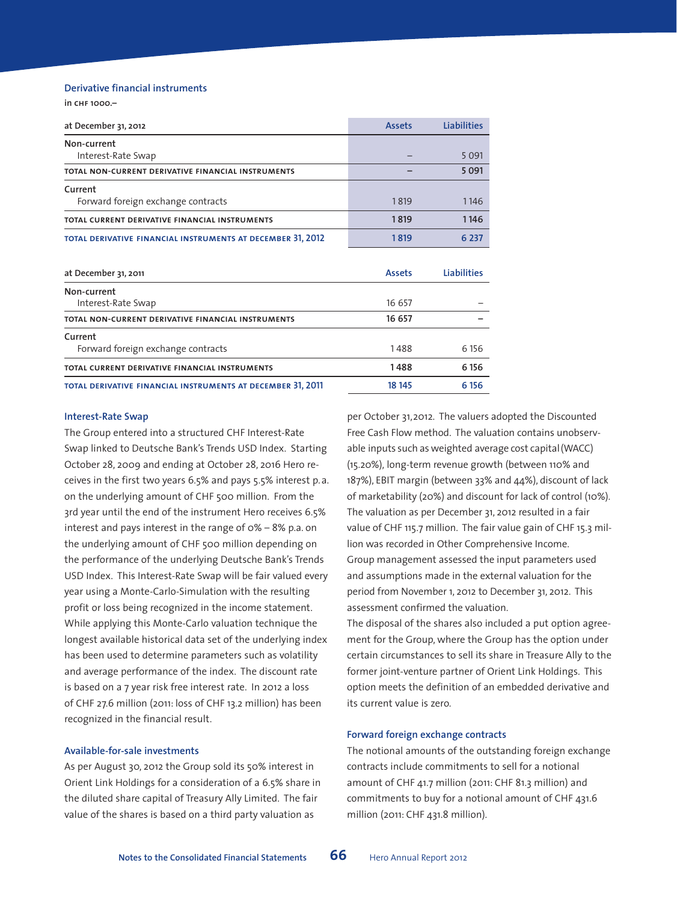## Derivative financial instruments

in CHF 1000.–

| at December 31, 2012 | Assets | Liabilities |
|---|---|---|
| Non-current | | |
| Interest-Rate Swap | – | 5 091 |
| **TOTAL NON-CURRENT DERIVATIVE FINANCIAL INSTRUMENTS** | **–** | **5 091** |
| Current | | |
| Forward foreign exchange contracts | 1 819 | 1 146 |
| **TOTAL CURRENT DERIVATIVE FINANCIAL INSTRUMENTS** | **1 819** | **1 146** |
| **TOTAL DERIVATIVE FINANCIAL INSTRUMENTS AT DECEMBER 31, 2012** | **1 819** | **6 237** |

| at December 31, 2011 | Assets | Liabilities |
|---|---|---|
| Non-current | | |
| Interest-Rate Swap | 16 657 | – |
| **TOTAL NON-CURRENT DERIVATIVE FINANCIAL INSTRUMENTS** | **16 657** | **–** |
| Current | | |
| Forward foreign exchange contracts | 1 488 | 6 156 |
| **TOTAL CURRENT DERIVATIVE FINANCIAL INSTRUMENTS** | **1 488** | **6 156** |
| **TOTAL DERIVATIVE FINANCIAL INSTRUMENTS AT DECEMBER 31, 2011** | **18 145** | **6 156** |

### Interest-Rate Swap

The Group entered into a structured CHF Interest-Rate Swap linked to Deutsche Bank's Trends USD Index. Starting October 28, 2009 and ending at October 28, 2016 Hero receives in the first two years 6.5% and pays 5.5% interest p.a. on the underlying amount of CHF 500 million. From the 3rd year until the end of the instrument Hero receives 6.5% interest and pays interest in the range of 0% – 8% p.a. on the underlying amount of CHF 500 million depending on the performance of the underlying Deutsche Bank's Trends USD Index. This Interest-Rate Swap will be fair valued every year using a Monte-Carlo-Simulation with the resulting profit or loss being recognized in the income statement. While applying this Monte-Carlo valuation technique the longest available historical data set of the underlying index has been used to determine parameters such as volatility and average performance of the index. The discount rate is based on a 7 year risk free interest rate. In 2012 a loss of CHF 27.6 million (2011: loss of CHF 13.2 million) has been recognized in the financial result.

### Available-for-sale investments

As per August 30, 2012 the Group sold its 50% interest in Orient Link Holdings for a consideration of a 6.5% share in the diluted share capital of Treasury Ally Limited. The fair value of the shares is based on a third party valuation as per October 31, 2012. The valuers adopted the Discounted Free Cash Flow method. The valuation contains unobservable inputs such as weighted average cost capital (WACC) (15.20%), long-term revenue growth (between 110% and 187%), EBIT margin (between 33% and 44%), discount of lack of marketability (20%) and discount for lack of control (10%). The valuation as per December 31, 2012 resulted in a fair value of CHF 115.7 million. The fair value gain of CHF 15.3 million was recorded in Other Comprehensive Income.
Group management assessed the input parameters used and assumptions made in the external valuation for the period from November 1, 2012 to December 31, 2012. This assessment confirmed the valuation.
The disposal of the shares also included a put option agreement for the Group, where the Group has the option under certain circumstances to sell its share in Treasure Ally to the former joint-venture partner of Orient Link Holdings. This option meets the definition of an embedded derivative and its current value is zero.

### Forward foreign exchange contracts

The notional amounts of the outstanding foreign exchange contracts include commitments to sell for a notional amount of CHF 41.7 million (2011: CHF 81.3 million) and commitments to buy for a notional amount of CHF 431.6 million (2011: CHF 431.8 million).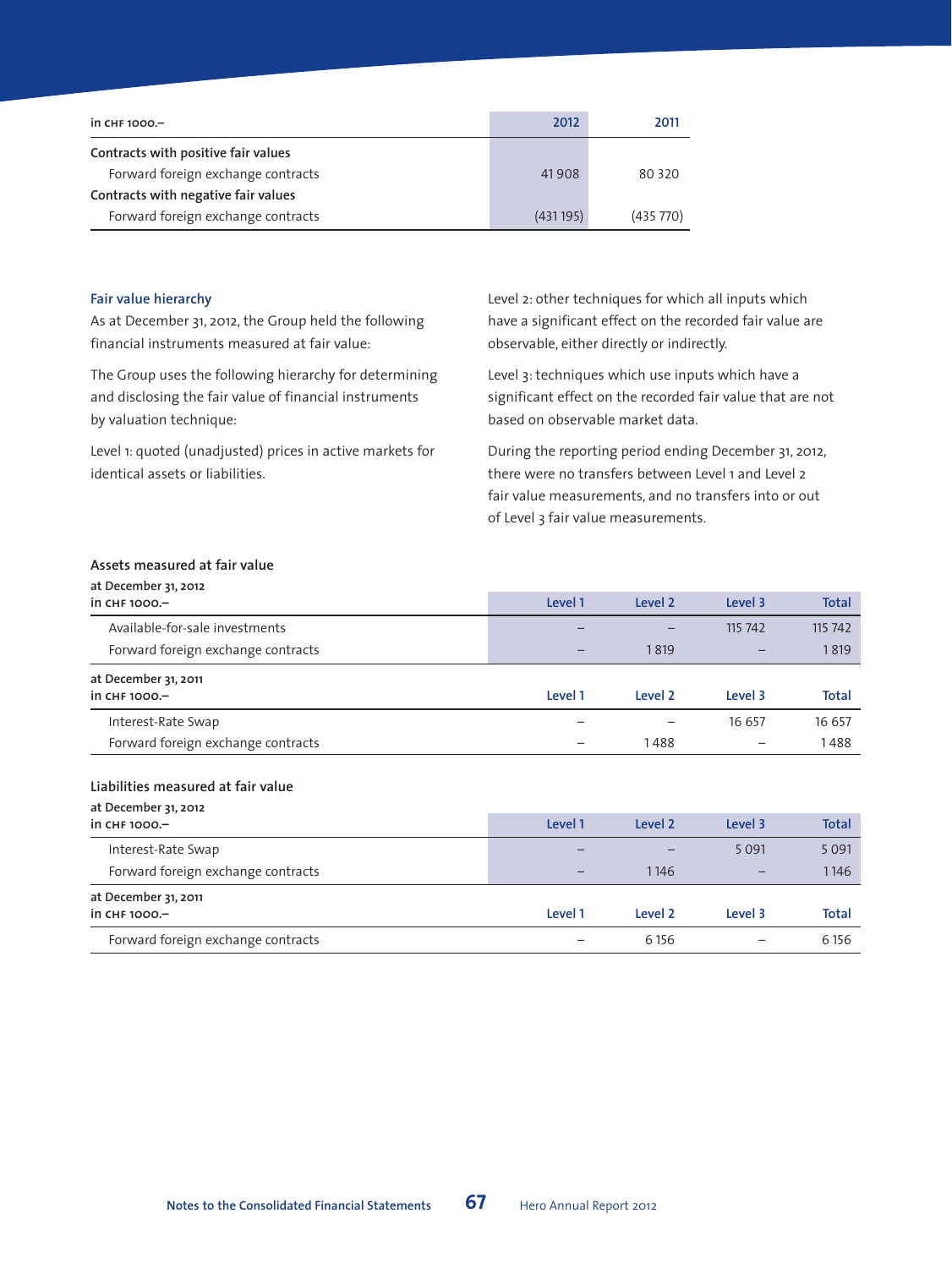| in CHF 1000.– | 2012 | 2011 |
|---|---|---|
| **Contracts with positive fair values** | | |
| Forward foreign exchange contracts | 41 908 | 80 320 |
| **Contracts with negative fair values** | | |
| Forward foreign exchange contracts | (431 195) | (435 770) |

### Fair value hierarchy

As at December 31, 2012, the Group held the following financial instruments measured at fair value:

The Group uses the following hierarchy for determining and disclosing the fair value of financial instruments by valuation technique:

Level 1: quoted (unadjusted) prices in active markets for identical assets or liabilities.

Level 2: other techniques for which all inputs which have a significant effect on the recorded fair value are observable, either directly or indirectly.

Level 3: techniques which use inputs which have a significant effect on the recorded fair value that are not based on observable market data.

During the reporting period ending December 31, 2012, there were no transfers between Level 1 and Level 2 fair value measurements, and no transfers into or out of Level 3 fair value measurements.

**Assets measured at fair value**

| at December 31, 2012<br>in CHF 1000.– | Level 1 | Level 2 | Level 3 | Total |
|---|---|---|---|---|
| Available-for-sale investments | – | – | 115 742 | 115 742 |
| Forward foreign exchange contracts | – | 1 819 | – | 1 819 |

| at December 31, 2011<br>in CHF 1000.– | Level 1 | Level 2 | Level 3 | Total |
|---|---|---|---|---|
| Interest-Rate Swap | – | – | 16 657 | 16 657 |
| Forward foreign exchange contracts | – | 1 488 | – | 1 488 |

**Liabilities measured at fair value**

| at December 31, 2012<br>in CHF 1000.– | Level 1 | Level 2 | Level 3 | Total |
|---|---|---|---|---|
| Interest-Rate Swap | – | – | 5 091 | 5 091 |
| Forward foreign exchange contracts | – | 1 146 | – | 1 146 |

| at December 31, 2011<br>in CHF 1000.– | Level 1 | Level 2 | Level 3 | Total |
|---|---|---|---|---|
| Forward foreign exchange contracts | – | 6 156 | – | 6 156 |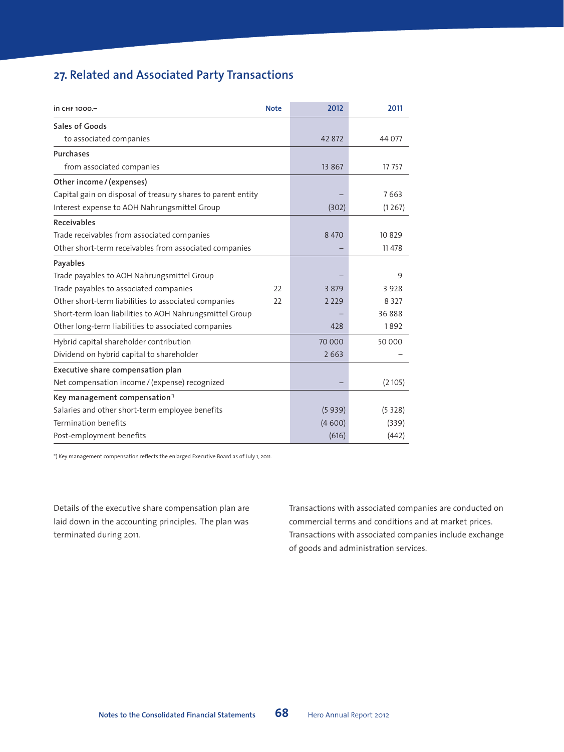## 27. Related and Associated Party Transactions

| in CHF 1000.– | Note | 2012 | 2011 |
|---|---|---|---|
| **Sales of Goods** | | | |
| to associated companies | | 42 872 | 44 077 |
| **Purchases** | | | |
| from associated companies | | 13 867 | 17 757 |
| **Other income / (expenses)** | | | |
| Capital gain on disposal of treasury shares to parent entity | | – | 7 663 |
| Interest expense to AOH Nahrungsmittel Group | | (302) | (1 267) |
| **Receivables** | | | |
| Trade receivables from associated companies | | 8 470 | 10 829 |
| Other short-term receivables from associated companies | | – | 11 478 |
| **Payables** | | | |
| Trade payables to AOH Nahrungsmittel Group | | – | 9 |
| Trade payables to associated companies | 22 | 3 879 | 3 928 |
| Other short-term liabilities to associated companies | 22 | 2 229 | 8 327 |
| Short-term loan liabilities to AOH Nahrungsmittel Group | | – | 36 888 |
| Other long-term liabilities to associated companies | | 428 | 1 892 |
| Hybrid capital shareholder contribution | | 70 000 | 50 000 |
| Dividend on hybrid capital to shareholder | | 2 663 | – |
| **Executive share compensation plan** | | | |
| Net compensation income / (expense) recognized | | – | (2 105) |
| **Key management compensation*)** | | | |
| Salaries and other short-term employee benefits | | (5 939) | (5 328) |
| Termination benefits | | (4 600) | (339) |
| Post-employment benefits | | (616) | (442) |

*) Key management compensation reflects the enlarged Executive Board as of July 1, 2011.

Details of the executive share compensation plan are laid down in the accounting principles. The plan was terminated during 2011.

Transactions with associated companies are conducted on commercial terms and conditions and at market prices. Transactions with associated companies include exchange of goods and administration services.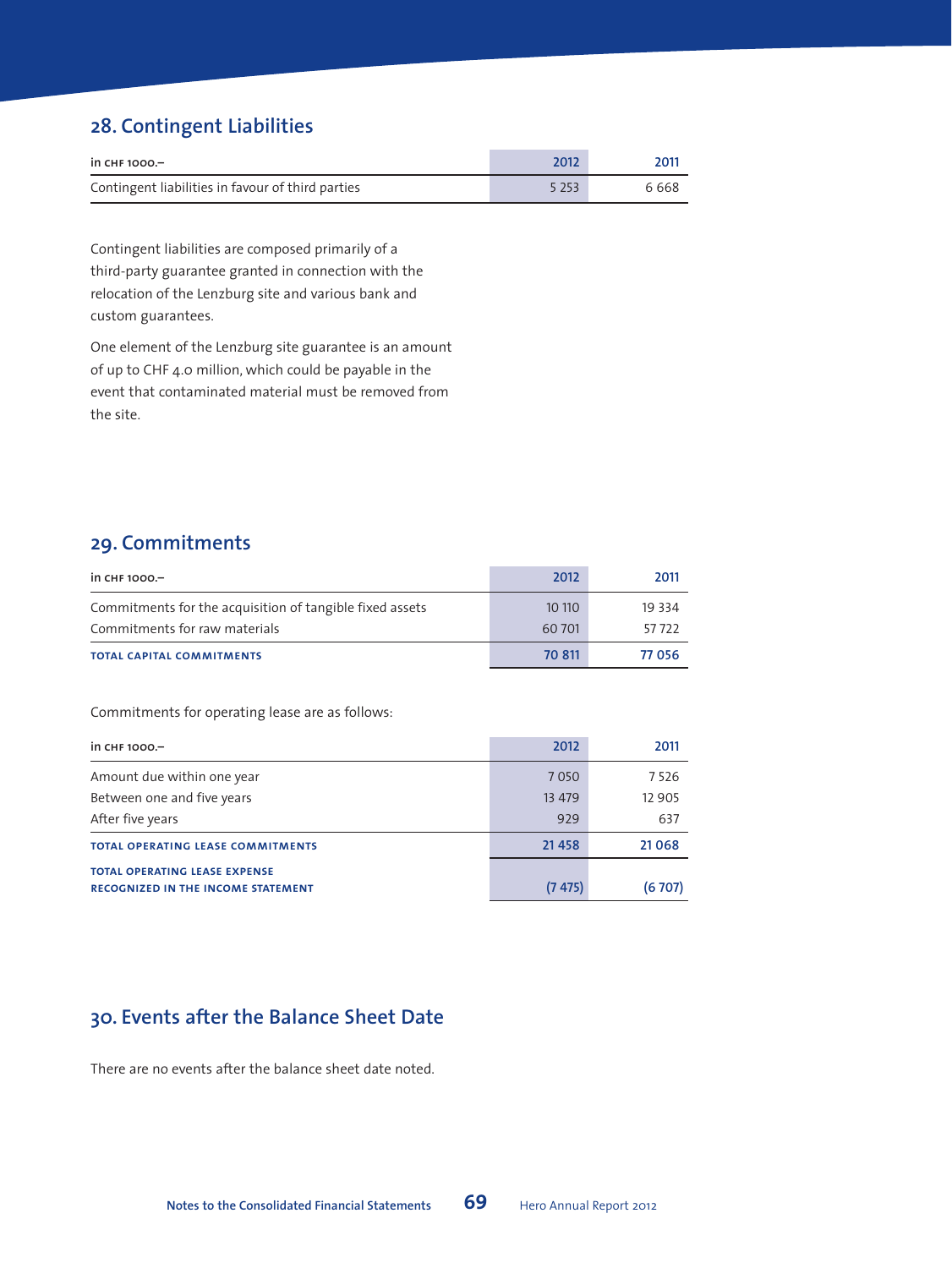## 28. Contingent Liabilities

| in CHF 1000.– | 2012 | 2011 |
|---|---|---|
| Contingent liabilities in favour of third parties | 5 253 | 6 668 |

Contingent liabilities are composed primarily of a third-party guarantee granted in connection with the relocation of the Lenzburg site and various bank and custom guarantees.

One element of the Lenzburg site guarantee is an amount of up to CHF 4.0 million, which could be payable in the event that contaminated material must be removed from the site.

## 29. Commitments

| in CHF 1000.– | 2012 | 2011 |
|---|---|---|
| Commitments for the acquisition of tangible fixed assets | 10 110 | 19 334 |
| Commitments for raw materials | 60 701 | 57 722 |
| **TOTAL CAPITAL COMMITMENTS** | **70 811** | **77 056** |

Commitments for operating lease are as follows:

| in CHF 1000.– | 2012 | 2011 |
|---|---|---|
| Amount due within one year | 7 050 | 7 526 |
| Between one and five years | 13 479 | 12 905 |
| After five years | 929 | 637 |
| **TOTAL OPERATING LEASE COMMITMENTS** | **21 458** | **21 068** |
| **TOTAL OPERATING LEASE EXPENSE RECOGNIZED IN THE INCOME STATEMENT** | **(7 475)** | **(6 707)** |

## 30. Events after the Balance Sheet Date

There are no events after the balance sheet date noted.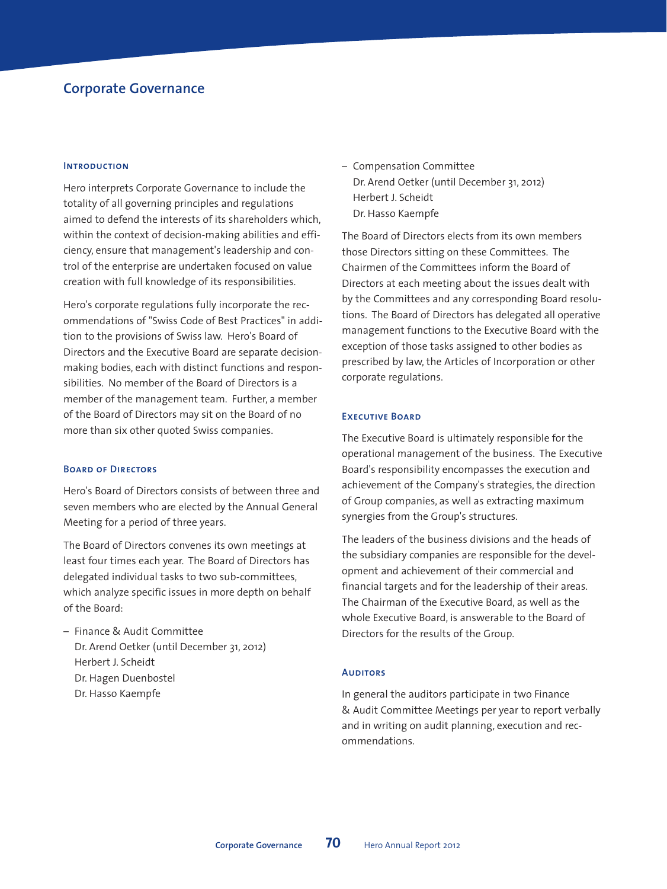# Corporate Governance

## Introduction

Hero interprets Corporate Governance to include the totality of all governing principles and regulations aimed to defend the interests of its shareholders which, within the context of decision-making abilities and efficiency, ensure that management's leadership and control of the enterprise are undertaken focused on value creation with full knowledge of its responsibilities.

Hero's corporate regulations fully incorporate the recommendations of "Swiss Code of Best Practices" in addition to the provisions of Swiss law. Hero's Board of Directors and the Executive Board are separate decision-making bodies, each with distinct functions and responsibilities. No member of the Board of Directors is a member of the management team. Further, a member of the Board of Directors may sit on the Board of no more than six other quoted Swiss companies.

## Board of Directors

Hero's Board of Directors consists of between three and seven members who are elected by the Annual General Meeting for a period of three years.

The Board of Directors convenes its own meetings at least four times each year. The Board of Directors has delegated individual tasks to two sub-committees, which analyze specific issues in more depth on behalf of the Board:

- Finance & Audit Committee
  Dr. Arend Oetker (until December 31, 2012)
  Herbert J. Scheidt
  Dr. Hagen Duenbostel
  Dr. Hasso Kaempfe
- Compensation Committee
  Dr. Arend Oetker (until December 31, 2012)
  Herbert J. Scheidt
  Dr. Hasso Kaempfe

The Board of Directors elects from its own members those Directors sitting on these Committees. The Chairmen of the Committees inform the Board of Directors at each meeting about the issues dealt with by the Committees and any corresponding Board resolutions. The Board of Directors has delegated all operative management functions to the Executive Board with the exception of those tasks assigned to other bodies as prescribed by law, the Articles of Incorporation or other corporate regulations.

## Executive Board

The Executive Board is ultimately responsible for the operational management of the business. The Executive Board's responsibility encompasses the execution and achievement of the Company's strategies, the direction of Group companies, as well as extracting maximum synergies from the Group's structures.

The leaders of the business divisions and the heads of the subsidiary companies are responsible for the development and achievement of their commercial and financial targets and for the leadership of their areas. The Chairman of the Executive Board, as well as the whole Executive Board, is answerable to the Board of Directors for the results of the Group.

## Auditors

In general the auditors participate in two Finance & Audit Committee Meetings per year to report verbally and in writing on audit planning, execution and recommendations.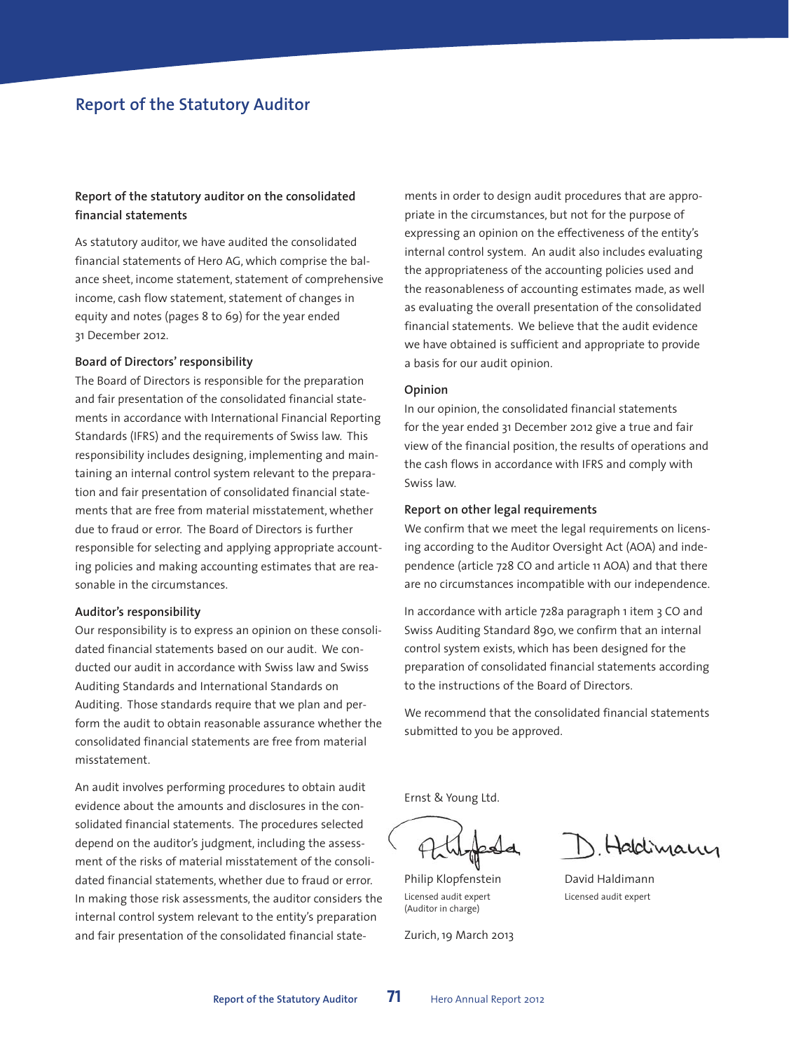# Report of the Statutory Auditor

### Report of the statutory auditor on the consolidated financial statements

As statutory auditor, we have audited the consolidated financial statements of Hero AG, which comprise the balance sheet, income statement, statement of comprehensive income, cash flow statement, statement of changes in equity and notes (pages 8 to 69) for the year ended 31 December 2012.

**Board of Directors' responsibility**

The Board of Directors is responsible for the preparation and fair presentation of the consolidated financial statements in accordance with International Financial Reporting Standards (IFRS) and the requirements of Swiss law. This responsibility includes designing, implementing and maintaining an internal control system relevant to the preparation and fair presentation of consolidated financial statements that are free from material misstatement, whether due to fraud or error. The Board of Directors is further responsible for selecting and applying appropriate accounting policies and making accounting estimates that are reasonable in the circumstances.

**Auditor's responsibility**

Our responsibility is to express an opinion on these consolidated financial statements based on our audit. We conducted our audit in accordance with Swiss law and Swiss Auditing Standards and International Standards on Auditing. Those standards require that we plan and perform the audit to obtain reasonable assurance whether the consolidated financial statements are free from material misstatement.

An audit involves performing procedures to obtain audit evidence about the amounts and disclosures in the consolidated financial statements. The procedures selected depend on the auditor's judgment, including the assessment of the risks of material misstatement of the consolidated financial statements, whether due to fraud or error. In making those risk assessments, the auditor considers the internal control system relevant to the entity's preparation and fair presentation of the consolidated financial statements in order to design audit procedures that are appropriate in the circumstances, but not for the purpose of expressing an opinion on the effectiveness of the entity's internal control system. An audit also includes evaluating the appropriateness of the accounting policies used and the reasonableness of accounting estimates made, as well as evaluating the overall presentation of the consolidated financial statements. We believe that the audit evidence we have obtained is sufficient and appropriate to provide a basis for our audit opinion.

**Opinion**

In our opinion, the consolidated financial statements for the year ended 31 December 2012 give a true and fair view of the financial position, the results of operations and the cash flows in accordance with IFRS and comply with Swiss law.

**Report on other legal requirements**

We confirm that we meet the legal requirements on licensing according to the Auditor Oversight Act (AOA) and independence (article 728 CO and article 11 AOA) and that there are no circumstances incompatible with our independence.

In accordance with article 728a paragraph 1 item 3 CO and Swiss Auditing Standard 890, we confirm that an internal control system exists, which has been designed for the preparation of consolidated financial statements according to the instructions of the Board of Directors.

We recommend that the consolidated financial statements submitted to you be approved.

Ernst & Young Ltd.

Philip Klopfenstein
Licensed audit expert
(Auditor in charge)

David Haldimann
Licensed audit expert

Zurich, 19 March 2013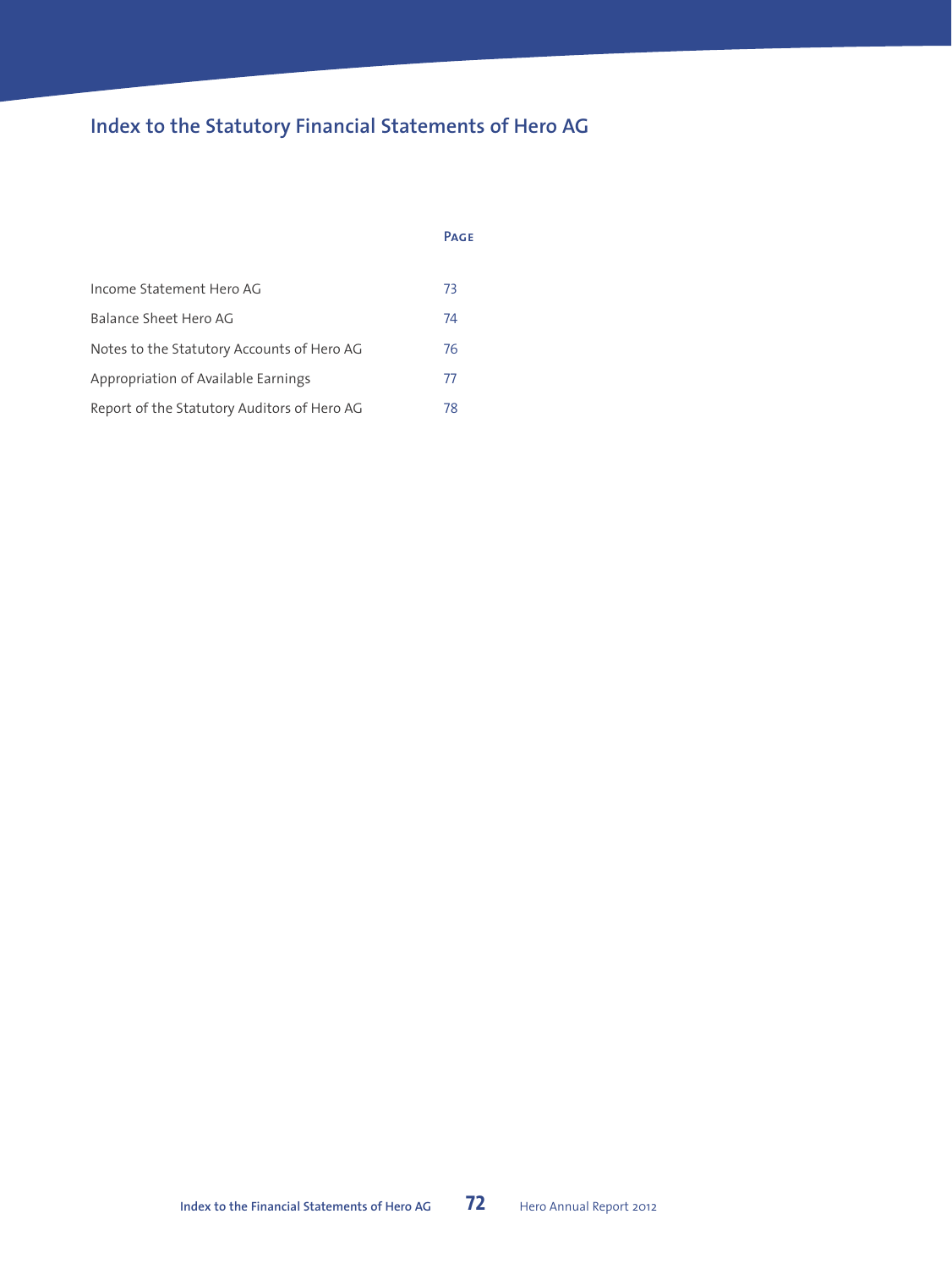# Index to the Statutory Financial Statements of Hero AG

| | Page |
|---|---|
| Income Statement Hero AG | 73 |
| Balance Sheet Hero AG | 74 |
| Notes to the Statutory Accounts of Hero AG | 76 |
| Appropriation of Available Earnings | 77 |
| Report of the Statutory Auditors of Hero AG | 78 |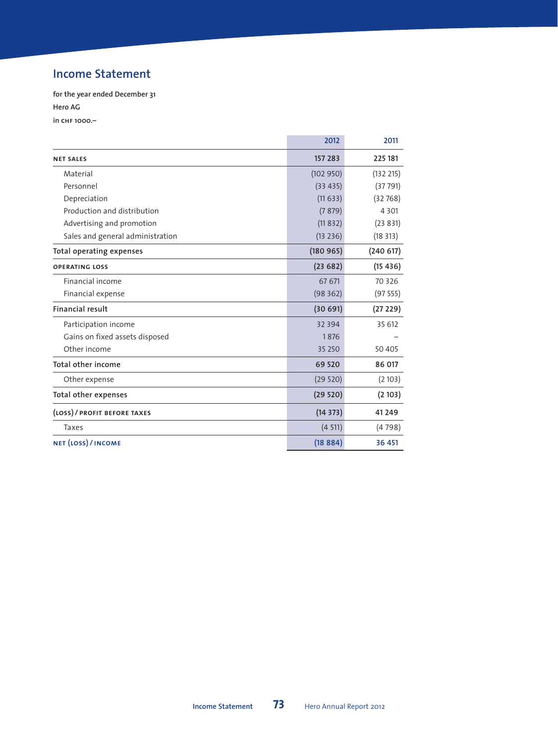# Income Statement

for the year ended December 31

Hero AG

in CHF 1000.–

| | 2012 | 2011 |
|---|---|---|
| **NET SALES** | **157 283** | **225 181** |
| Material | (102 950) | (132 215) |
| Personnel | (33 435) | (37 791) |
| Depreciation | (11 633) | (32 768) |
| Production and distribution | (7 879) | 4 301 |
| Advertising and promotion | (11 832) | (23 831) |
| Sales and general administration | (13 236) | (18 313) |
| **Total operating expenses** | **(180 965)** | **(240 617)** |
| **OPERATING LOSS** | **(23 682)** | **(15 436)** |
| Financial income | 67 671 | 70 326 |
| Financial expense | (98 362) | (97 555) |
| **Financial result** | **(30 691)** | **(27 229)** |
| Participation income | 32 394 | 35 612 |
| Gains on fixed assets disposed | 1 876 | – |
| Other income | 35 250 | 50 405 |
| **Total other income** | **69 520** | **86 017** |
| Other expense | (29 520) | (2 103) |
| **Total other expenses** | **(29 520)** | **(2 103)** |
| **(LOSS) / PROFIT BEFORE TAXES** | **(14 373)** | **41 249** |
| Taxes | (4 511) | (4 798) |
| **NET (LOSS) / INCOME** | **(18 884)** | **36 451** |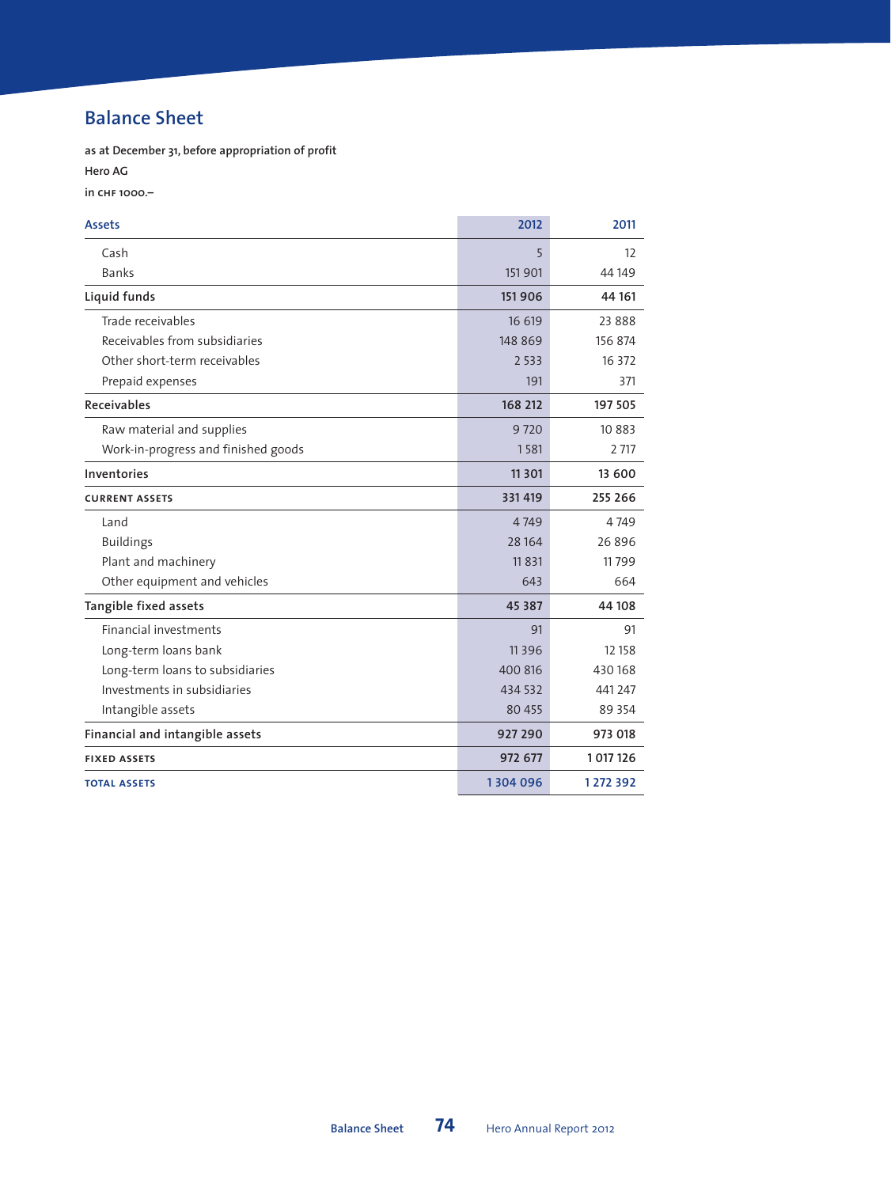## Balance Sheet

as at December 31, before appropriation of profit

Hero AG

in CHF 1000.–

| Assets | 2012 | 2011 |
|---|---|---|
| Cash | 5 | 12 |
| Banks | 151 901 | 44 149 |
| **Liquid funds** | **151 906** | **44 161** |
| Trade receivables | 16 619 | 23 888 |
| Receivables from subsidiaries | 148 869 | 156 874 |
| Other short-term receivables | 2 533 | 16 372 |
| Prepaid expenses | 191 | 371 |
| **Receivables** | **168 212** | **197 505** |
| Raw material and supplies | 9 720 | 10 883 |
| Work-in-progress and finished goods | 1 581 | 2 717 |
| **Inventories** | **11 301** | **13 600** |
| **CURRENT ASSETS** | **331 419** | **255 266** |
| Land | 4 749 | 4 749 |
| Buildings | 28 164 | 26 896 |
| Plant and machinery | 11 831 | 11 799 |
| Other equipment and vehicles | 643 | 664 |
| **Tangible fixed assets** | **45 387** | **44 108** |
| Financial investments | 91 | 91 |
| Long-term loans bank | 11 396 | 12 158 |
| Long-term loans to subsidiaries | 400 816 | 430 168 |
| Investments in subsidiaries | 434 532 | 441 247 |
| Intangible assets | 80 455 | 89 354 |
| **Financial and intangible assets** | **927 290** | **973 018** |
| **FIXED ASSETS** | **972 677** | **1 017 126** |
| **TOTAL ASSETS** | **1 304 096** | **1 272 392** |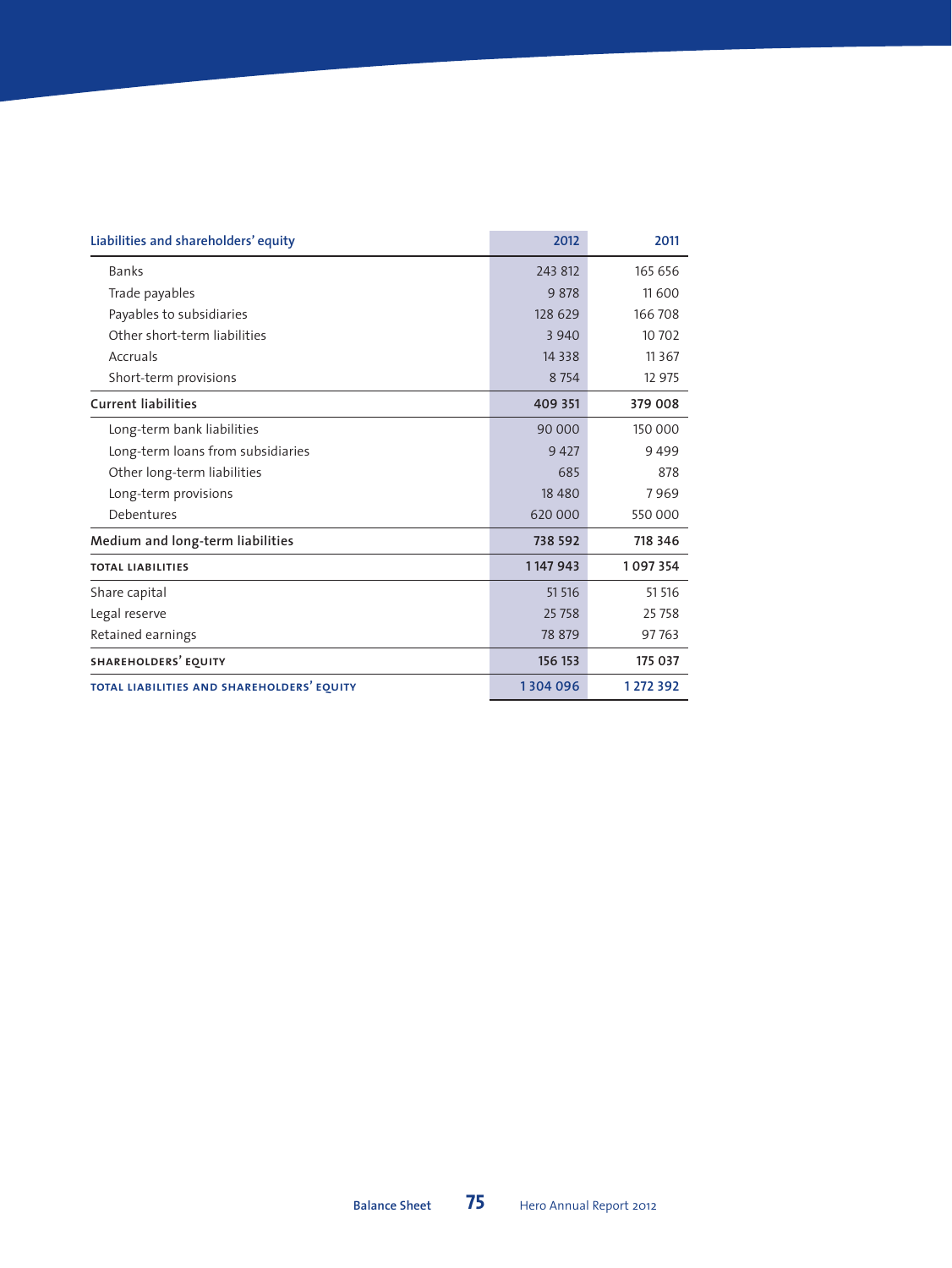| Liabilities and shareholders' equity | 2012 | 2011 |
| --- | --- | --- |
| Banks | 243 812 | 165 656 |
| Trade payables | 9 878 | 11 600 |
| Payables to subsidiaries | 128 629 | 166 708 |
| Other short-term liabilities | 3 940 | 10 702 |
| Accruals | 14 338 | 11 367 |
| Short-term provisions | 8 754 | 12 975 |
| **Current liabilities** | **409 351** | **379 008** |
| Long-term bank liabilities | 90 000 | 150 000 |
| Long-term loans from subsidiaries | 9 427 | 9 499 |
| Other long-term liabilities | 685 | 878 |
| Long-term provisions | 18 480 | 7 969 |
| Debentures | 620 000 | 550 000 |
| **Medium and long-term liabilities** | **738 592** | **718 346** |
| **TOTAL LIABILITIES** | **1 147 943** | **1 097 354** |
| Share capital | 51 516 | 51 516 |
| Legal reserve | 25 758 | 25 758 |
| Retained earnings | 78 879 | 97 763 |
| **SHAREHOLDERS' EQUITY** | **156 153** | **175 037** |
| **TOTAL LIABILITIES AND SHAREHOLDERS' EQUITY** | **1 304 096** | **1 272 392** |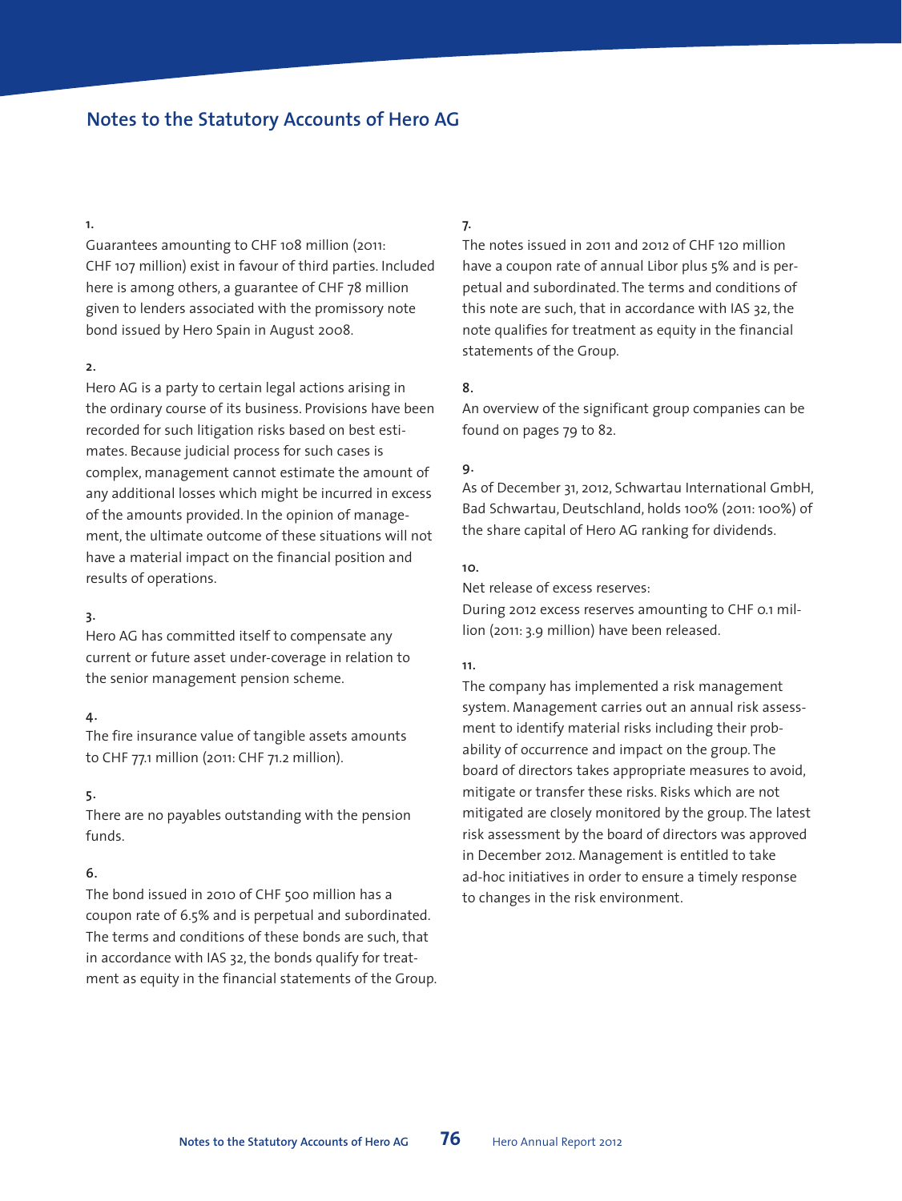# Notes to the Statutory Accounts of Hero AG

**1.**

Guarantees amounting to CHF 108 million (2011: CHF 107 million) exist in favour of third parties. Included here is among others, a guarantee of CHF 78 million given to lenders associated with the promissory note bond issued by Hero Spain in August 2008.

**2.**

Hero AG is a party to certain legal actions arising in the ordinary course of its business. Provisions have been recorded for such litigation risks based on best estimates. Because judicial process for such cases is complex, management cannot estimate the amount of any additional losses which might be incurred in excess of the amounts provided. In the opinion of management, the ultimate outcome of these situations will not have a material impact on the financial position and results of operations.

**3.**

Hero AG has committed itself to compensate any current or future asset under-coverage in relation to the senior management pension scheme.

**4.**

The fire insurance value of tangible assets amounts to CHF 77.1 million (2011: CHF 71.2 million).

**5.**

There are no payables outstanding with the pension funds.

**6.**

The bond issued in 2010 of CHF 500 million has a coupon rate of 6.5% and is perpetual and subordinated. The terms and conditions of these bonds are such, that in accordance with IAS 32, the bonds qualify for treatment as equity in the financial statements of the Group.

**7.**

The notes issued in 2011 and 2012 of CHF 120 million have a coupon rate of annual Libor plus 5% and is perpetual and subordinated. The terms and conditions of this note are such, that in accordance with IAS 32, the note qualifies for treatment as equity in the financial statements of the Group.

**8.**

An overview of the significant group companies can be found on pages 79 to 82.

**9.**

As of December 31, 2012, Schwartau International GmbH, Bad Schwartau, Deutschland, holds 100% (2011: 100%) of the share capital of Hero AG ranking for dividends.

**10.**

Net release of excess reserves:
During 2012 excess reserves amounting to CHF 0.1 million (2011: 3.9 million) have been released.

**11.**

The company has implemented a risk management system. Management carries out an annual risk assessment to identify material risks including their probability of occurrence and impact on the group. The board of directors takes appropriate measures to avoid, mitigate or transfer these risks. Risks which are not mitigated are closely monitored by the group. The latest risk assessment by the board of directors was approved in December 2012. Management is entitled to take ad-hoc initiatives in order to ensure a timely response to changes in the risk environment.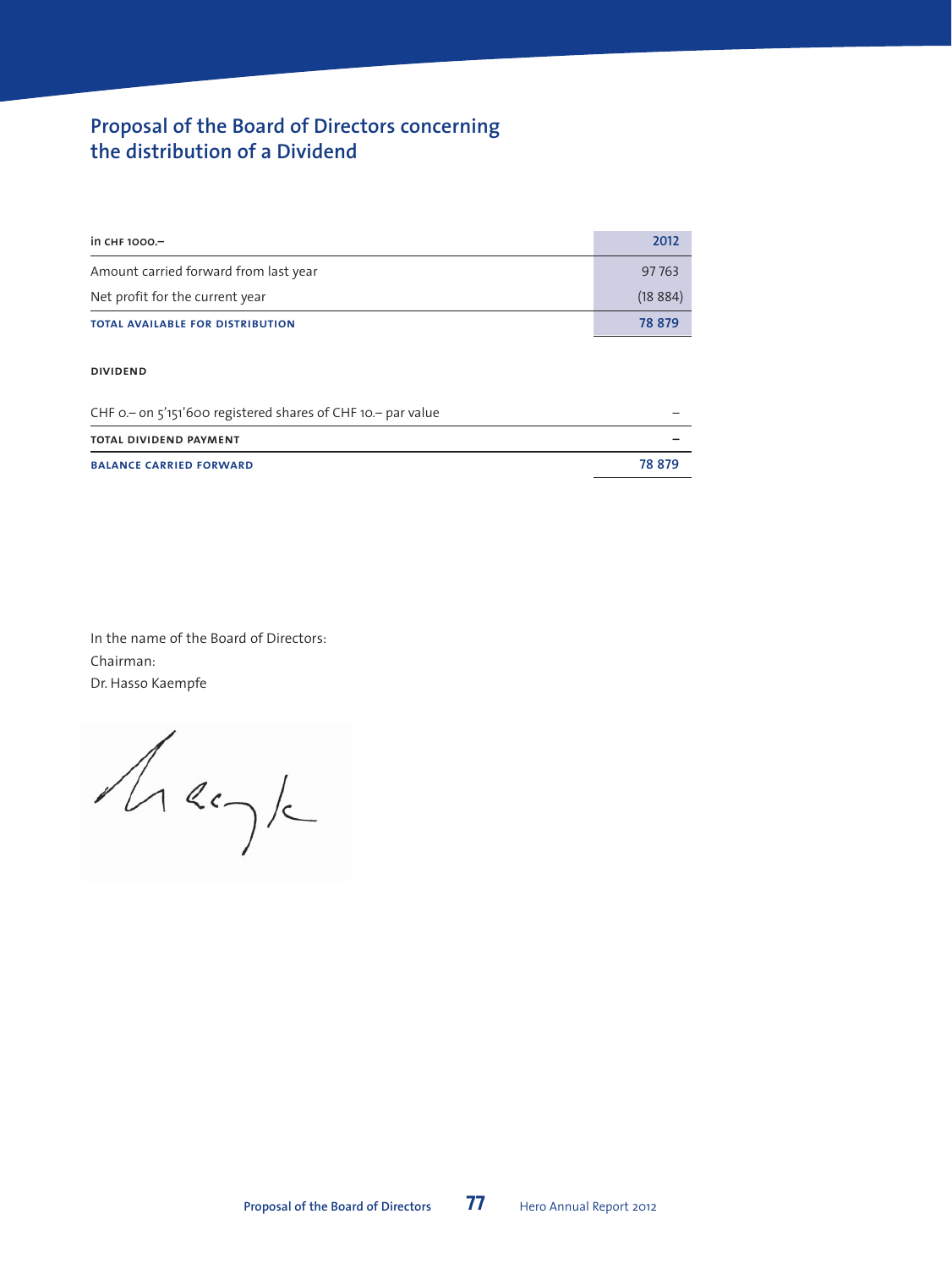# Proposal of the Board of Directors concerning the distribution of a Dividend

| in CHF 1000.– | 2012 |
|---|---|
| Amount carried forward from last year | 97 763 |
| Net profit for the current year | (18 884) |
| **TOTAL AVAILABLE FOR DISTRIBUTION** | **78 879** |

**DIVIDEND**

| | |
|---|---|
| CHF 0.– on 5'151'600 registered shares of CHF 10.– par value | – |
| **TOTAL DIVIDEND PAYMENT** | **–** |
| **BALANCE CARRIED FORWARD** | **78 879** |

In the name of the Board of Directors:
Chairman:
Dr. Hasso Kaempfe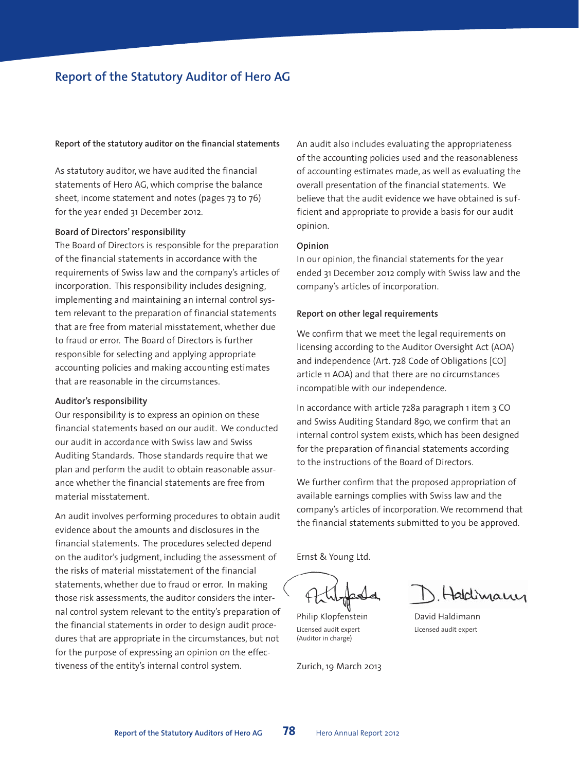# Report of the Statutory Auditor of Hero AG

### Report of the statutory auditor on the financial statements

As statutory auditor, we have audited the financial statements of Hero AG, which comprise the balance sheet, income statement and notes (pages 73 to 76) for the year ended 31 December 2012.

**Board of Directors' responsibility**

The Board of Directors is responsible for the preparation of the financial statements in accordance with the requirements of Swiss law and the company's articles of incorporation. This responsibility includes designing, implementing and maintaining an internal control system relevant to the preparation of financial statements that are free from material misstatement, whether due to fraud or error. The Board of Directors is further responsible for selecting and applying appropriate accounting policies and making accounting estimates that are reasonable in the circumstances.

**Auditor's responsibility**

Our responsibility is to express an opinion on these financial statements based on our audit. We conducted our audit in accordance with Swiss law and Swiss Auditing Standards. Those standards require that we plan and perform the audit to obtain reasonable assurance whether the financial statements are free from material misstatement.

An audit involves performing procedures to obtain audit evidence about the amounts and disclosures in the financial statements. The procedures selected depend on the auditor's judgment, including the assessment of the risks of material misstatement of the financial statements, whether due to fraud or error. In making those risk assessments, the auditor considers the internal control system relevant to the entity's preparation of the financial statements in order to design audit procedures that are appropriate in the circumstances, but not for the purpose of expressing an opinion on the effectiveness of the entity's internal control system.

An audit also includes evaluating the appropriateness of the accounting policies used and the reasonableness of accounting estimates made, as well as evaluating the overall presentation of the financial statements. We believe that the audit evidence we have obtained is sufficient and appropriate to provide a basis for our audit opinion.

**Opinion**

In our opinion, the financial statements for the year ended 31 December 2012 comply with Swiss law and the company's articles of incorporation.

### Report on other legal requirements

We confirm that we meet the legal requirements on licensing according to the Auditor Oversight Act (AOA) and independence (Art. 728 Code of Obligations [CO] article 11 AOA) and that there are no circumstances incompatible with our independence.

In accordance with article 728a paragraph 1 item 3 CO and Swiss Auditing Standard 890, we confirm that an internal control system exists, which has been designed for the preparation of financial statements according to the instructions of the Board of Directors.

We further confirm that the proposed appropriation of available earnings complies with Swiss law and the company's articles of incorporation. We recommend that the financial statements submitted to you be approved.

Ernst & Young Ltd.

| | |
|---|---|
| Philip Klopfenstein<br>Licensed audit expert<br>(Auditor in charge) | David Haldimann<br>Licensed audit expert |

Zurich, 19 March 2013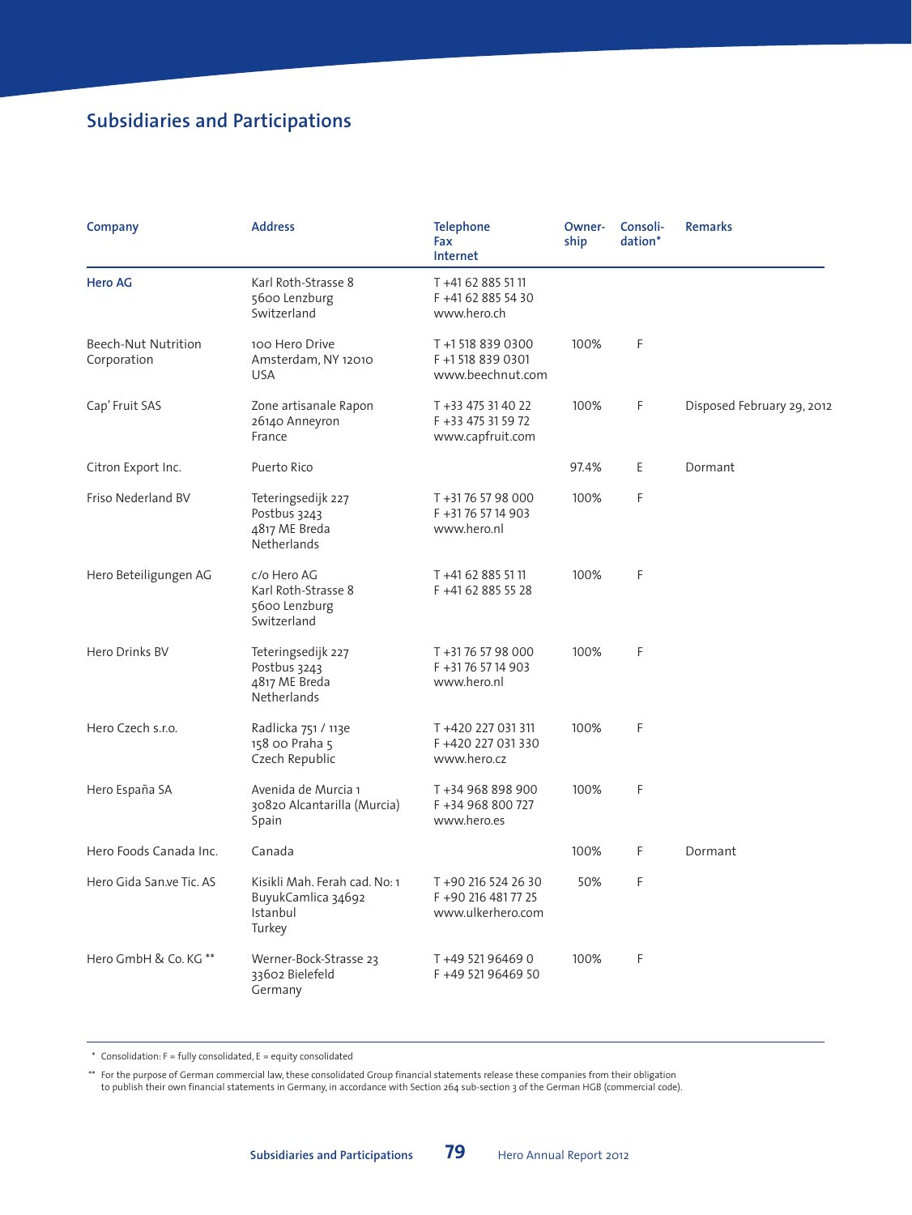## Subsidiaries and Participations

| Company | Address | Telephone<br>Fax<br>Internet | Ownership | Consolidation* | Remarks |
|---|---|---|---|---|---|
| **Hero AG** | Karl Roth-Strasse 8<br>5600 Lenzburg<br>Switzerland | T +41 62 885 51 11<br>F +41 62 885 54 30<br>www.hero.ch | | | |
| Beech-Nut Nutrition Corporation | 100 Hero Drive<br>Amsterdam, NY 12010<br>USA | T +1 518 839 0300<br>F +1 518 839 0301<br>www.beechnut.com | 100% | F | |
| Cap' Fruit SAS | Zone artisanale Rapon<br>26140 Anneyron<br>France | T +33 475 31 40 22<br>F +33 475 31 59 72<br>www.capfruit.com | 100% | F | Disposed February 29, 2012 |
| Citron Export Inc. | Puerto Rico | | 97.4% | E | Dormant |
| Friso Nederland BV | Teteringsedijk 227<br>Postbus 3243<br>4817 ME Breda<br>Netherlands | T +31 76 57 98 000<br>F +31 76 57 14 903<br>www.hero.nl | 100% | F | |
| Hero Beteiligungen AG | c/o Hero AG<br>Karl Roth-Strasse 8<br>5600 Lenzburg<br>Switzerland | T +41 62 885 51 11<br>F +41 62 885 55 28 | 100% | F | |
| Hero Drinks BV | Teteringsedijk 227<br>Postbus 3243<br>4817 ME Breda<br>Netherlands | T +31 76 57 98 000<br>F +31 76 57 14 903<br>www.hero.nl | 100% | F | |
| Hero Czech s.r.o. | Radlicka 751 / 113e<br>158 00 Praha 5<br>Czech Republic | T +420 227 031 311<br>F +420 227 031 330<br>www.hero.cz | 100% | F | |
| Hero España SA | Avenida de Murcia 1<br>30820 Alcantarilla (Murcia)<br>Spain | T +34 968 898 900<br>F +34 968 800 727<br>www.hero.es | 100% | F | |
| Hero Foods Canada Inc. | Canada | | 100% | F | Dormant |
| Hero Gida San.ve Tic. AS | Kisikli Mah. Ferah cad. No: 1<br>BuyukCamlica 34692<br>Istanbul<br>Turkey | T +90 216 524 26 30<br>F +90 216 481 77 25<br>www.ulkerhero.com | 50% | F | |
| Hero GmbH & Co. KG ** | Werner-Bock-Strasse 23<br>33602 Bielefeld<br>Germany | T +49 521 96469 0<br>F +49 521 96469 50 | 100% | F | |

\* Consolidation: F = fully consolidated, E = equity consolidated

\*\* For the purpose of German commercial law, these consolidated Group financial statements release these companies from their obligation to publish their own financial statements in Germany, in accordance with Section 264 sub-section 3 of the German HGB (commercial code).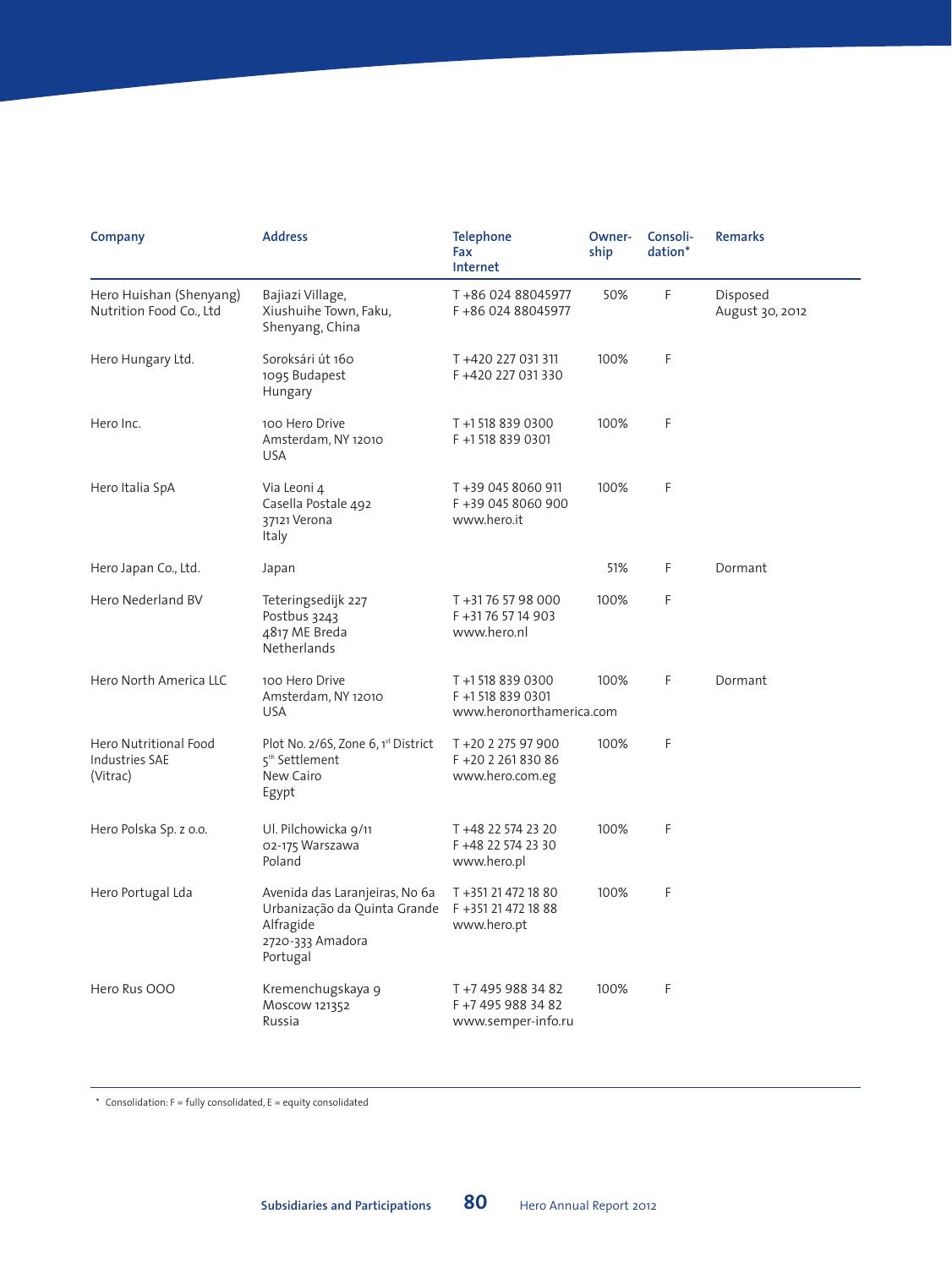| Company | Address | Telephone<br>Fax<br>Internet | Owner-ship | Consoli-dation* | Remarks |
|---|---|---|---|---|---|
| Hero Huishan (Shenyang) Nutrition Food Co., Ltd | Bajiazi Village,<br>Xiushuihe Town, Faku,<br>Shenyang, China | T +86 024 88045977<br>F +86 024 88045977 | 50% | F | Disposed August 30, 2012 |
| Hero Hungary Ltd. | Soroksári út 160<br>1095 Budapest<br>Hungary | T +420 227 031 311<br>F +420 227 031 330 | 100% | F | |
| Hero Inc. | 100 Hero Drive<br>Amsterdam, NY 12010<br>USA | T +1 518 839 0300<br>F +1 518 839 0301 | 100% | F | |
| Hero Italia SpA | Via Leoni 4<br>Casella Postale 492<br>37121 Verona<br>Italy | T +39 045 8060 911<br>F +39 045 8060 900<br>www.hero.it | 100% | F | |
| Hero Japan Co., Ltd. | Japan | | 51% | F | Dormant |
| Hero Nederland BV | Teteringsedijk 227<br>Postbus 3243<br>4817 ME Breda<br>Netherlands | T +31 76 57 98 000<br>F +31 76 57 14 903<br>www.hero.nl | 100% | F | |
| Hero North America LLC | 100 Hero Drive<br>Amsterdam, NY 12010<br>USA | T +1 518 839 0300<br>F +1 518 839 0301<br>www.heronorthamerica.com | 100% | F | Dormant |
| Hero Nutritional Food Industries SAE (Vitrac) | Plot No. 2/6S, Zone 6, 1st District<br>5th Settlement<br>New Cairo<br>Egypt | T +20 2 275 97 900<br>F +20 2 261 830 86<br>www.hero.com.eg | 100% | F | |
| Hero Polska Sp. z o.o. | Ul. Pilchowicka 9/11<br>02-175 Warszawa<br>Poland | T +48 22 574 23 20<br>F +48 22 574 23 30<br>www.hero.pl | 100% | F | |
| Hero Portugal Lda | Avenida das Laranjeiras, No 6a<br>Urbanização da Quinta Grande<br>Alfragide<br>2720-333 Amadora<br>Portugal | T +351 21 472 18 80<br>F +351 21 472 18 88<br>www.hero.pt | 100% | F | |
| Hero Rus OOO | Kremenchugskaya 9<br>Moscow 121352<br>Russia | T +7 495 988 34 82<br>F +7 495 988 34 82<br>www.semper-info.ru | 100% | F | |

* Consolidation: F = fully consolidated, E = equity consolidated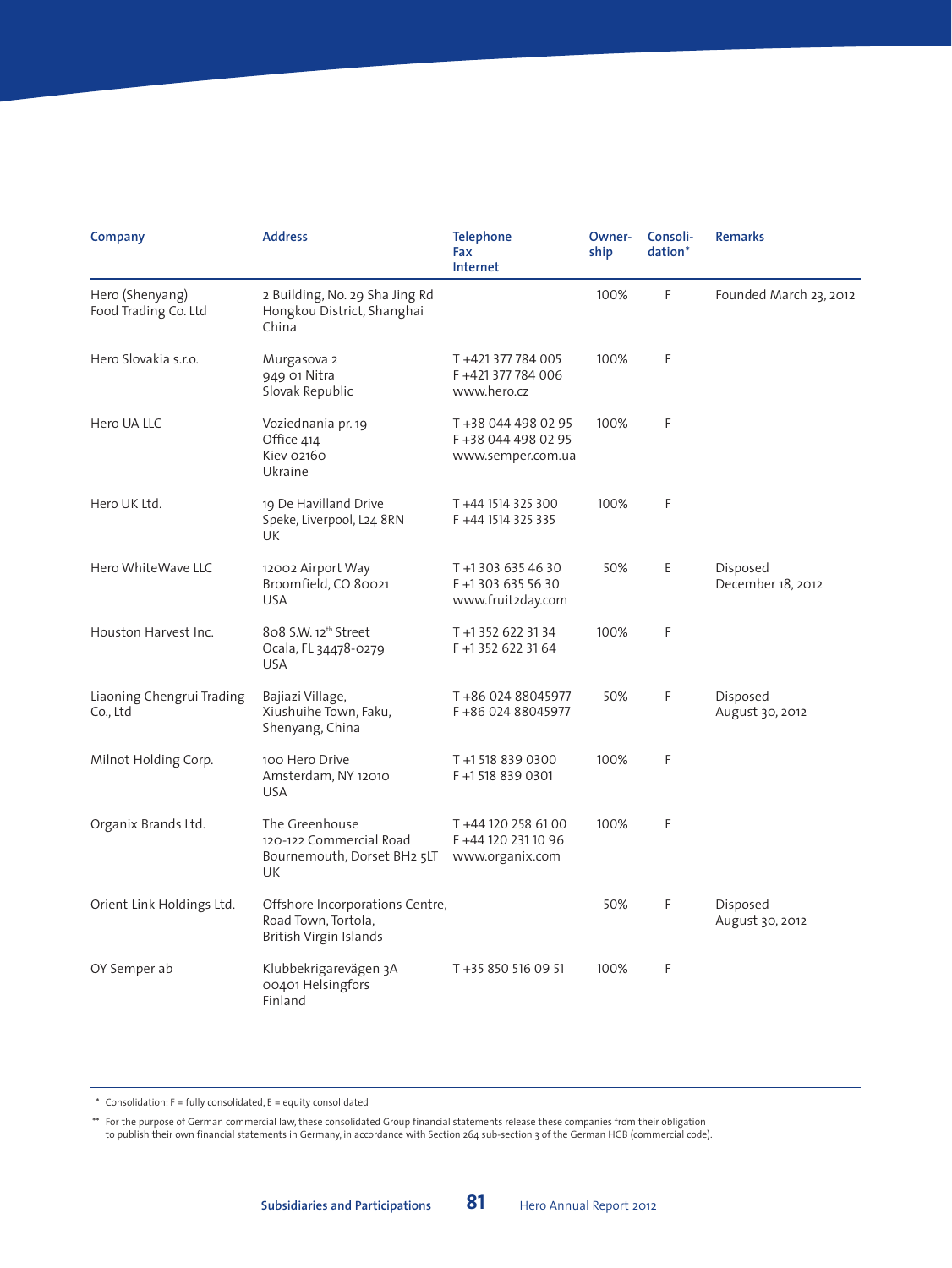| Company | Address | Telephone<br>Fax<br>Internet | Ownership | Consolidation* | Remarks |
|---|---|---|---|---|---|
| Hero (Shenyang) Food Trading Co. Ltd | 2 Building, No. 29 Sha Jing Rd<br>Hongkou District, Shanghai<br>China | | 100% | F | Founded March 23, 2012 |
| Hero Slovakia s.r.o. | Murgasova 2<br>949 01 Nitra<br>Slovak Republic | T +421 377 784 005<br>F +421 377 784 006<br>www.hero.cz | 100% | F | |
| Hero UA LLC | Voziednania pr. 19<br>Office 414<br>Kiev 02160<br>Ukraine | T +38 044 498 02 95<br>F +38 044 498 02 95<br>www.semper.com.ua | 100% | F | |
| Hero UK Ltd. | 19 De Havilland Drive<br>Speke, Liverpool, L24 8RN<br>UK | T +44 1514 325 300<br>F +44 1514 325 335 | 100% | F | |
| Hero WhiteWave LLC | 12002 Airport Way<br>Broomfield, CO 80021<br>USA | T +1 303 635 46 30<br>F +1 303 635 56 30<br>www.fruit2day.com | 50% | E | Disposed December 18, 2012 |
| Houston Harvest Inc. | 808 S.W. 12th Street<br>Ocala, FL 34478-0279<br>USA | T +1 352 622 31 34<br>F +1 352 622 31 64 | 100% | F | |
| Liaoning Chengrui Trading Co., Ltd | Bajiazi Village,<br>Xiushuihe Town, Faku,<br>Shenyang, China | T +86 024 88045977<br>F +86 024 88045977 | 50% | F | Disposed August 30, 2012 |
| Milnot Holding Corp. | 100 Hero Drive<br>Amsterdam, NY 12010<br>USA | T +1 518 839 0300<br>F +1 518 839 0301 | 100% | F | |
| Organix Brands Ltd. | The Greenhouse<br>120-122 Commercial Road<br>Bournemouth, Dorset BH2 5LT<br>UK | T +44 120 258 61 00<br>F +44 120 231 10 96<br>www.organix.com | 100% | F | |
| Orient Link Holdings Ltd. | Offshore Incorporations Centre,<br>Road Town, Tortola,<br>British Virgin Islands | | 50% | F | Disposed August 30, 2012 |
| OY Semper ab | Klubbekrigarevägen 3A<br>00401 Helsingfors<br>Finland | T +35 850 516 09 51 | 100% | F | |

\* Consolidation: F = fully consolidated, E = equity consolidated

\*\* For the purpose of German commercial law, these consolidated Group financial statements release these companies from their obligation to publish their own financial statements in Germany, in accordance with Section 264 sub-section 3 of the German HGB (commercial code).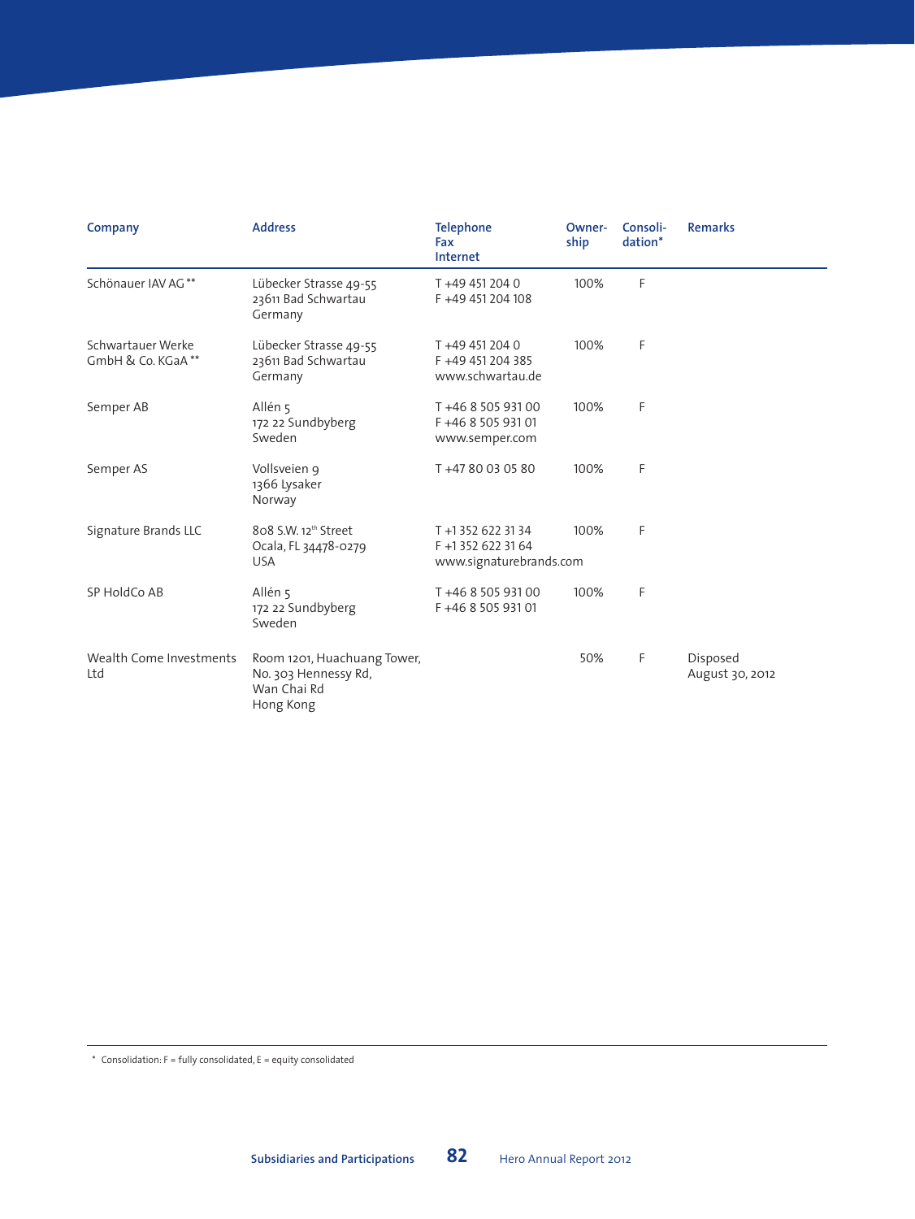| Company | Address | Telephone<br>Fax<br>Internet | Ownership | Consolidation* | Remarks |
|---|---|---|---|---|---|
| Schönauer IAV AG ** | Lübecker Strasse 49-55<br>23611 Bad Schwartau<br>Germany | T +49 451 204 0<br>F +49 451 204 108 | 100% | F | |
| Schwartauer Werke GmbH & Co. KGaA ** | Lübecker Strasse 49-55<br>23611 Bad Schwartau<br>Germany | T +49 451 204 0<br>F +49 451 204 385<br>www.schwartau.de | 100% | F | |
| Semper AB | Allén 5<br>172 22 Sundbyberg<br>Sweden | T +46 8 505 931 00<br>F +46 8 505 931 01<br>www.semper.com | 100% | F | |
| Semper AS | Vollsveien 9<br>1366 Lysaker<br>Norway | T +47 80 03 05 80 | 100% | F | |
| Signature Brands LLC | 808 S.W. 12th Street<br>Ocala, FL 34478-0279<br>USA | T +1 352 622 31 34<br>F +1 352 622 31 64<br>www.signaturebrands.com | 100% | F | |
| SP HoldCo AB | Allén 5<br>172 22 Sundbyberg<br>Sweden | T +46 8 505 931 00<br>F +46 8 505 931 01 | 100% | F | |
| Wealth Come Investments Ltd | Room 1201, Huachuang Tower,<br>No. 303 Hennessy Rd,<br>Wan Chai Rd<br>Hong Kong | | 50% | F | Disposed August 30, 2012 |

* Consolidation: F = fully consolidated, E = equity consolidated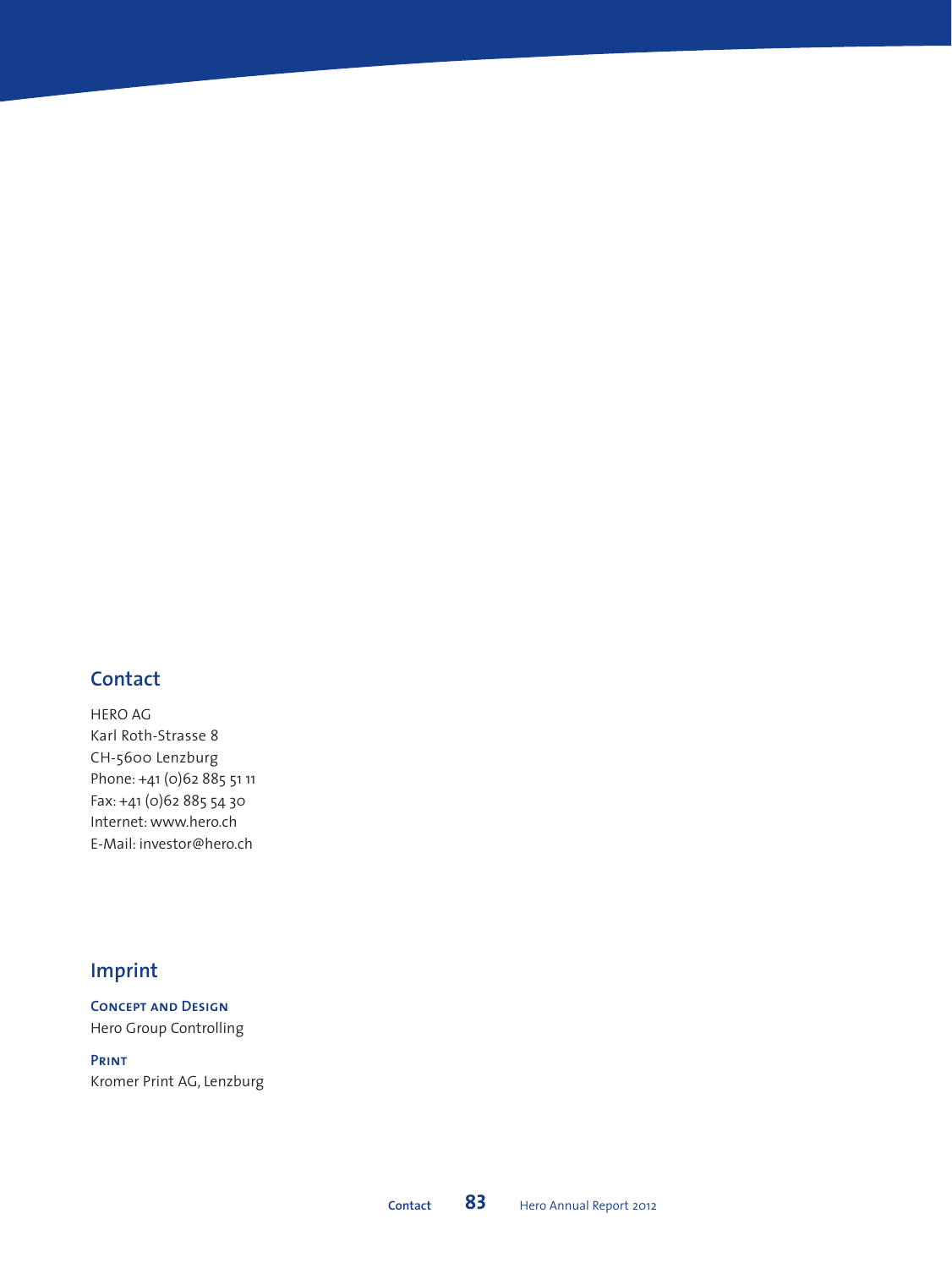## Contact

HERO AG
Karl Roth-Strasse 8
CH-5600 Lenzburg
Phone: +41 (0)62 885 51 11
Fax: +41 (0)62 885 54 30
Internet: www.hero.ch
E-Mail: investor@hero.ch

## Imprint

**Concept and Design**
Hero Group Controlling

**Print**
Kromer Print AG, Lenzburg